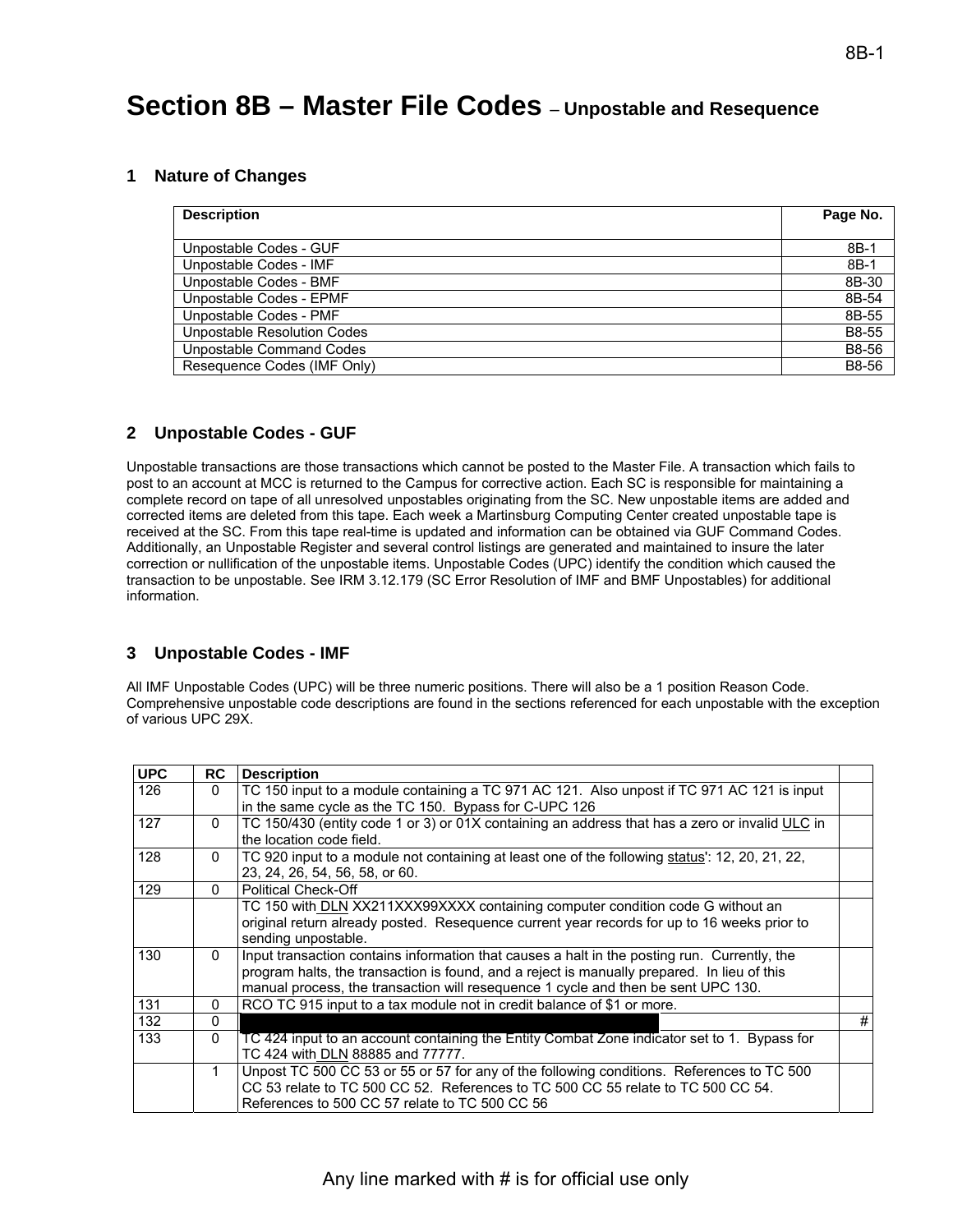# Section 8B – Master File Codes – Unpostable and Resequence

## 1 Nature of Changes

| Description | Page No. |
|---|---|
| Unpostable Codes - GUF | 8B-1 |
| Unpostable Codes - IMF | 8B-1 |
| Unpostable Codes - BMF | 8B-30 |
| Unpostable Codes - EPMF | 8B-54 |
| Unpostable Codes - PMF | 8B-55 |
| Unpostable Resolution Codes | B8-55 |
| Unpostable Command Codes | B8-56 |
| Resequence Codes (IMF Only) | B8-56 |

## 2 Unpostable Codes - GUF

Unpostable transactions are those transactions which cannot be posted to the Master File. A transaction which fails to post to an account at MCC is returned to the Campus for corrective action. Each SC is responsible for maintaining a complete record on tape of all unresolved unpostables originating from the SC. New unpostable items are added and corrected items are deleted from this tape. Each week a Martinsburg Computing Center created unpostable tape is received at the SC. From this tape real-time is updated and information can be obtained via GUF Command Codes. Additionally, an Unpostable Register and several control listings are generated and maintained to insure the later correction or nullification of the unpostable items. Unpostable Codes (UPC) identify the condition which caused the transaction to be unpostable. See IRM 3.12.179 (SC Error Resolution of IMF and BMF Unpostables) for additional information.

## 3 Unpostable Codes - IMF

All IMF Unpostable Codes (UPC) will be three numeric positions. There will also be a 1 position Reason Code. Comprehensive unpostable code descriptions are found in the sections referenced for each unpostable with the exception of various UPC 29X.

| UPC | RC | Description | |
|---|---|---|---|
| 126 | 0 | TC 150 input to a module containing a TC 971 AC 121. Also unpost if TC 971 AC 121 is input in the same cycle as the TC 150. Bypass for C-UPC 126 | |
| 127 | 0 | TC 150/430 (entity code 1 or 3) or 01X containing an address that has a zero or invalid ULC in the location code field. | |
| 128 | 0 | TC 920 input to a module not containing at least one of the following status': 12, 20, 21, 22, 23, 24, 26, 54, 56, 58, or 60. | |
| 129 | 0 | Political Check-Off | |
| | | TC 150 with DLN XX211XXX99XXXX containing computer condition code G without an original return already posted. Resequence current year records for up to 16 weeks prior to sending unpostable. | |
| 130 | 0 | Input transaction contains information that causes a halt in the posting run. Currently, the program halts, the transaction is found, and a reject is manually prepared. In lieu of this manual process, the transaction will resequence 1 cycle and then be sent UPC 130. | |
| 131 | 0 | RCO TC 915 input to a tax module not in credit balance of $1 or more. | |
| 132 | 0 | | # |
| 133 | 0 | TC 424 input to an account containing the Entity Combat Zone indicator set to 1. Bypass for TC 424 with DLN 88885 and 77777. | |
| | 1 | Unpost TC 500 CC 53 or 55 or 57 for any of the following conditions. References to TC 500 CC 53 relate to TC 500 CC 52. References to TC 500 CC 55 relate to TC 500 CC 54. References to 500 CC 57 relate to TC 500 CC 56 | |

Any line marked with # is for official use only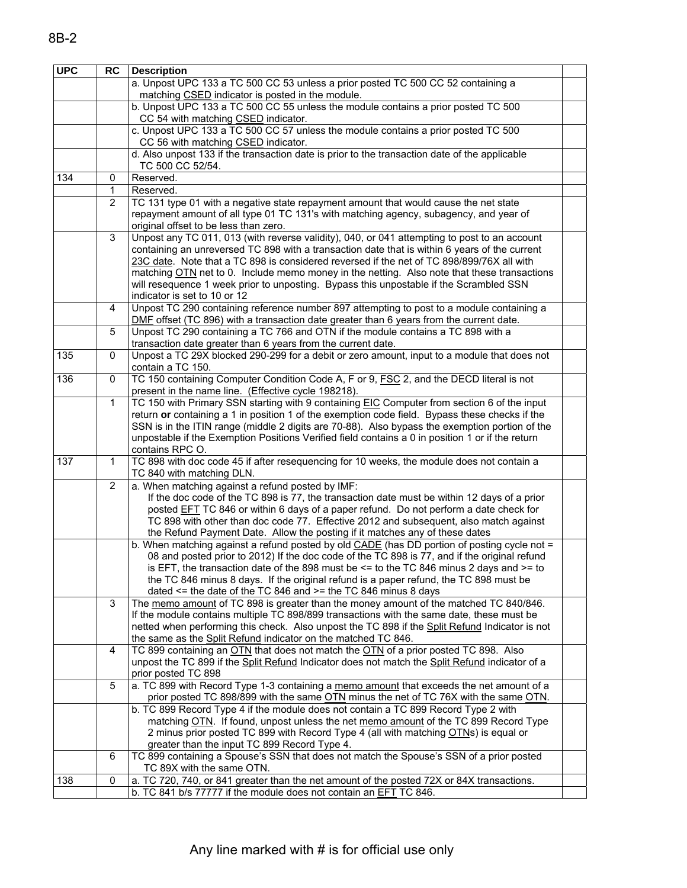| UPC | RC | Description | |
|---|---|---|---|
| | | a. Unpost UPC 133 a TC 500 CC 53 unless a prior posted TC 500 CC 52 containing a matching CSED indicator is posted in the module. | |
| | | b. Unpost UPC 133 a TC 500 CC 55 unless the module contains a prior posted TC 500 CC 54 with matching CSED indicator. | |
| | | c. Unpost UPC 133 a TC 500 CC 57 unless the module contains a prior posted TC 500 CC 56 with matching CSED indicator. | |
| | | d. Also unpost 133 if the transaction date is prior to the transaction date of the applicable TC 500 CC 52/54. | |
| 134 | 0 | Reserved. | |
| | 1 | Reserved. | |
| | 2 | TC 131 type 01 with a negative state repayment amount that would cause the net state repayment amount of all type 01 TC 131's with matching agency, subagency, and year of original offset to be less than zero. | |
| | 3 | Unpost any TC 011, 013 (with reverse validity), 040, or 041 attempting to post to an account containing an unreversed TC 898 with a transaction date that is within 6 years of the current 23C date. Note that a TC 898 is considered reversed if the net of TC 898/899/76X all with matching OTN net to 0. Include memo money in the netting. Also note that these transactions will resequence 1 week prior to unposting. Bypass this unpostable if the Scrambled SSN indicator is set to 10 or 12 | |
| | 4 | Unpost TC 290 containing reference number 897 attempting to post to a module containing a DMF offset (TC 896) with a transaction date greater than 6 years from the current date. | |
| | 5 | Unpost TC 290 containing a TC 766 and OTN if the module contains a TC 898 with a transaction date greater than 6 years from the current date. | |
| 135 | 0 | Unpost a TC 29X blocked 290-299 for a debit or zero amount, input to a module that does not contain a TC 150. | |
| 136 | 0 | TC 150 containing Computer Condition Code A, F or 9, FSC 2, and the DECD literal is not present in the name line. (Effective cycle 198218). | |
| | 1 | TC 150 with Primary SSN starting with 9 containing EIC Computer from section 6 of the input return **or** containing a 1 in position 1 of the exemption code field. Bypass these checks if the SSN is in the ITIN range (middle 2 digits are 70-88). Also bypass the exemption portion of the unpostable if the Exemption Positions Verified field contains a 0 in position 1 or if the return contains RPC O. | |
| 137 | 1 | TC 898 with doc code 45 if after resequencing for 10 weeks, the module does not contain a TC 840 with matching DLN. | |
| | 2 | a. When matching against a refund posted by IMF: If the doc code of the TC 898 is 77, the transaction date must be within 12 days of a prior posted EFT TC 846 or within 6 days of a paper refund. Do not perform a date check for TC 898 with other than doc code 77. Effective 2012 and subsequent, also match against the Refund Payment Date. Allow the posting if it matches any of these dates | |
| | | b. When matching against a refund posted by old CADE (has DD portion of posting cycle not = 08 and posted prior to 2012) If the doc code of the TC 898 is 77, and if the original refund is EFT, the transaction date of the 898 must be <= to the TC 846 minus 2 days and >= to the TC 846 minus 8 days. If the original refund is a paper refund, the TC 898 must be dated <= the date of the TC 846 and >= the TC 846 minus 8 days | |
| | 3 | The memo amount of TC 898 is greater than the money amount of the matched TC 840/846. If the module contains multiple TC 898/899 transactions with the same date, these must be netted when performing this check. Also unpost the TC 898 if the Split Refund Indicator is not the same as the Split Refund indicator on the matched TC 846. | |
| | 4 | TC 899 containing an OTN that does not match the OTN of a prior posted TC 898. Also unpost the TC 899 if the Split Refund Indicator does not match the Split Refund indicator of a prior posted TC 898 | |
| | 5 | a. TC 899 with Record Type 1-3 containing a memo amount that exceeds the net amount of a prior posted TC 898/899 with the same OTN minus the net of TC 76X with the same OTN. | |
| | | b. TC 899 Record Type 4 if the module does not contain a TC 899 Record Type 2 with matching OTN. If found, unpost unless the net memo amount of the TC 899 Record Type 2 minus prior posted TC 899 with Record Type 4 (all with matching OTNs) is equal or greater than the input TC 899 Record Type 4. | |
| | 6 | TC 899 containing a Spouse's SSN that does not match the Spouse's SSN of a prior posted TC 89X with the same OTN. | |
| 138 | 0 | a. TC 720, 740, or 841 greater than the net amount of the posted 72X or 84X transactions. | |
| | | b. TC 841 b/s 77777 if the module does not contain an EFT TC 846. | |

Any line marked with # is for official use only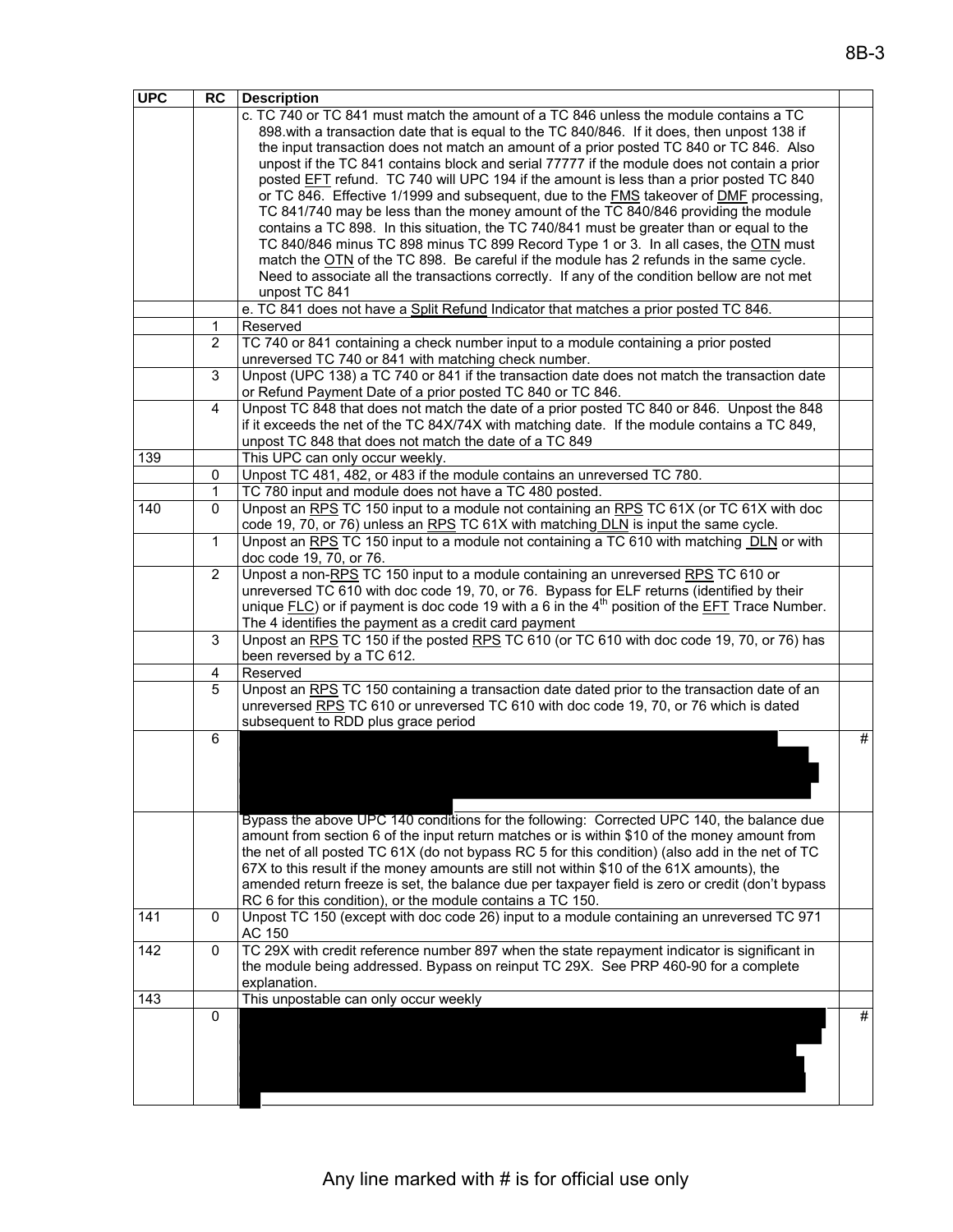| UPC | RC | Description | |
|---|---|---|---|
| | | c. TC 740 or TC 841 must match the amount of a TC 846 unless the module contains a TC 898.with a transaction date that is equal to the TC 840/846. If it does, then unpost 138 if the input transaction does not match an amount of a prior posted TC 840 or TC 846. Also unpost if the TC 841 contains block and serial 77777 if the module does not contain a prior posted EFT refund. TC 740 will UPC 194 if the amount is less than a prior posted TC 840 or TC 846. Effective 1/1999 and subsequent, due to the FMS takeover of DMF processing, TC 841/740 may be less than the money amount of the TC 840/846 providing the module contains a TC 898. In this situation, the TC 740/841 must be greater than or equal to the TC 840/846 minus TC 898 minus TC 899 Record Type 1 or 3. In all cases, the OTN must match the OTN of the TC 898. Be careful if the module has 2 refunds in the same cycle. Need to associate all the transactions correctly. If any of the condition bellow are not met unpost TC 841 | |
| | | e. TC 841 does not have a Split Refund Indicator that matches a prior posted TC 846. | |
| | 1 | Reserved | |
| | 2 | TC 740 or 841 containing a check number input to a module containing a prior posted unreversed TC 740 or 841 with matching check number. | |
| | 3 | Unpost (UPC 138) a TC 740 or 841 if the transaction date does not match the transaction date or Refund Payment Date of a prior posted TC 840 or TC 846. | |
| | 4 | Unpost TC 848 that does not match the date of a prior posted TC 840 or 846. Unpost the 848 if it exceeds the net of the TC 84X/74X with matching date. If the module contains a TC 849, unpost TC 848 that does not match the date of a TC 849 | |
| 139 | | This UPC can only occur weekly. | |
| | 0 | Unpost TC 481, 482, or 483 if the module contains an unreversed TC 780. | |
| | 1 | TC 780 input and module does not have a TC 480 posted. | |
| 140 | 0 | Unpost an RPS TC 150 input to a module not containing an RPS TC 61X (or TC 61X with doc code 19, 70, or 76) unless an RPS TC 61X with matching DLN is input the same cycle. | |
| | 1 | Unpost an RPS TC 150 input to a module not containing a TC 610 with matching DLN or with doc code 19, 70, or 76. | |
| | 2 | Unpost a non-RPS TC 150 input to a module containing an unreversed RPS TC 610 or unreversed TC 610 with doc code 19, 70, or 76. Bypass for ELF returns (identified by their unique FLC) or if payment is doc code 19 with a 6 in the 4th position of the EFT Trace Number. The 4 identifies the payment as a credit card payment | |
| | 3 | Unpost an RPS TC 150 if the posted RPS TC 610 (or TC 610 with doc code 19, 70, or 76) has been reversed by a TC 612. | |
| | 4 | Reserved | |
| | 5 | Unpost an RPS TC 150 containing a transaction date dated prior to the transaction date of an unreversed RPS TC 610 or unreversed TC 610 with doc code 19, 70, or 76 which is dated subsequent to RDD plus grace period | |
| | 6 | | # |
| | | Bypass the above UPC 140 conditions for the following: Corrected UPC 140, the balance due amount from section 6 of the input return matches or is within $10 of the money amount from the net of all posted TC 61X (do not bypass RC 5 for this condition) (also add in the net of TC 67X to this result if the money amounts are still not within $10 of the 61X amounts), the amended return freeze is set, the balance due per taxpayer field is zero or credit (don't bypass RC 6 for this condition), or the module contains a TC 150. | |
| 141 | 0 | Unpost TC 150 (except with doc code 26) input to a module containing an unreversed TC 971 AC 150 | |
| 142 | 0 | TC 29X with credit reference number 897 when the state repayment indicator is significant in the module being addressed. Bypass on reinput TC 29X. See PRP 460-90 for a complete explanation. | |
| 143 | | This unpostable can only occur weekly | |
| | 0 | | # |

Any line marked with # is for official use only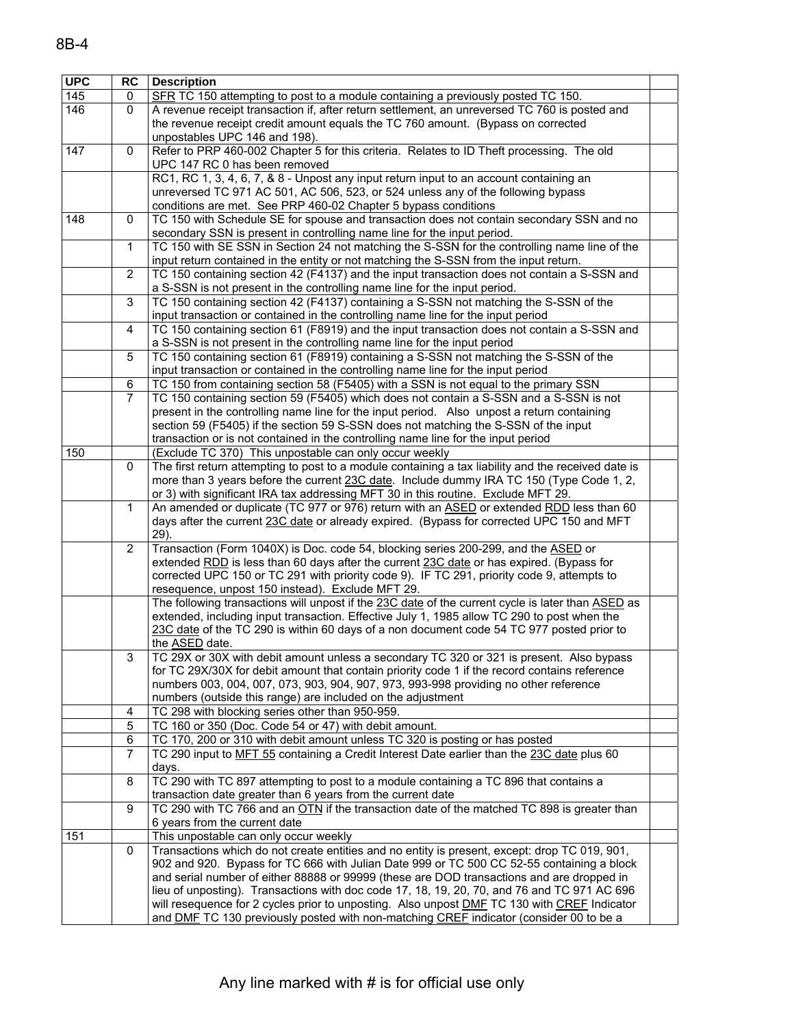| UPC | RC | Description | |
|---|---|---|---|
| 145 | 0 | SFR TC 150 attempting to post to a module containing a previously posted TC 150. | |
| 146 | 0 | A revenue receipt transaction if, after return settlement, an unreversed TC 760 is posted and the revenue receipt credit amount equals the TC 760 amount. (Bypass on corrected unpostables UPC 146 and 198). | |
| 147 | 0 | Refer to PRP 460-002 Chapter 5 for this criteria. Relates to ID Theft processing. The old UPC 147 RC 0 has been removed | |
| | | RC1, RC 1, 3, 4, 6, 7, & 8 - Unpost any input return input to an account containing an unreversed TC 971 AC 501, AC 506, 523, or 524 unless any of the following bypass conditions are met. See PRP 460-02 Chapter 5 bypass conditions | |
| 148 | 0 | TC 150 with Schedule SE for spouse and transaction does not contain secondary SSN and no secondary SSN is present in controlling name line for the input period. | |
| | 1 | TC 150 with SE SSN in Section 24 not matching the S-SSN for the controlling name line of the input return contained in the entity or not matching the S-SSN from the input return. | |
| | 2 | TC 150 containing section 42 (F4137) and the input transaction does not contain a S-SSN and a S-SSN is not present in the controlling name line for the input period. | |
| | 3 | TC 150 containing section 42 (F4137) containing a S-SSN not matching the S-SSN of the input transaction or contained in the controlling name line for the input period | |
| | 4 | TC 150 containing section 61 (F8919) and the input transaction does not contain a S-SSN and a S-SSN is not present in the controlling name line for the input period | |
| | 5 | TC 150 containing section 61 (F8919) containing a S-SSN not matching the S-SSN of the input transaction or contained in the controlling name line for the input period | |
| | 6 | TC 150 from containing section 58 (F5405) with a SSN is not equal to the primary SSN | |
| | 7 | TC 150 containing section 59 (F5405) which does not contain a S-SSN and a S-SSN is not present in the controlling name line for the input period. Also unpost a return containing section 59 (F5405) if the section 59 S-SSN does not matching the S-SSN of the input transaction or is not contained in the controlling name line for the input period | |
| 150 | | (Exclude TC 370) This unpostable can only occur weekly | |
| | 0 | The first return attempting to post to a module containing a tax liability and the received date is more than 3 years before the current 23C date. Include dummy IRA TC 150 (Type Code 1, 2, or 3) with significant IRA tax addressing MFT 30 in this routine. Exclude MFT 29. | |
| | 1 | An amended or duplicate (TC 977 or 976) return with an ASED or extended RDD less than 60 days after the current 23C date or already expired. (Bypass for corrected UPC 150 and MFT 29). | |
| | 2 | Transaction (Form 1040X) is Doc. code 54, blocking series 200-299, and the ASED or extended RDD is less than 60 days after the current 23C date or has expired. (Bypass for corrected UPC 150 or TC 291 with priority code 9). IF TC 291, priority code 9, attempts to resequence, unpost 150 instead). Exclude MFT 29. | |
| | | The following transactions will unpost if the 23C date of the current cycle is later than ASED as extended, including input transaction. Effective July 1, 1985 allow TC 290 to post when the 23C date of the TC 290 is within 60 days of a non document code 54 TC 977 posted prior to the ASED date. | |
| | 3 | TC 29X or 30X with debit amount unless a secondary TC 320 or 321 is present. Also bypass for TC 29X/30X for debit amount that contain priority code 1 if the record contains reference numbers 003, 004, 007, 073, 903, 904, 907, 973, 993-998 providing no other reference numbers (outside this range) are included on the adjustment | |
| | 4 | TC 298 with blocking series other than 950-959. | |
| | 5 | TC 160 or 350 (Doc. Code 54 or 47) with debit amount. | |
| | 6 | TC 170, 200 or 310 with debit amount unless TC 320 is posting or has posted | |
| | 7 | TC 290 input to MFT 55 containing a Credit Interest Date earlier than the 23C date plus 60 days. | |
| | 8 | TC 290 with TC 897 attempting to post to a module containing a TC 896 that contains a transaction date greater than 6 years from the current date | |
| | 9 | TC 290 with TC 766 and an OTN if the transaction date of the matched TC 898 is greater than 6 years from the current date | |
| 151 | | This unpostable can only occur weekly | |
| | 0 | Transactions which do not create entities and no entity is present, except: drop TC 019, 901, 902 and 920. Bypass for TC 666 with Julian Date 999 or TC 500 CC 52-55 containing a block and serial number of either 88888 or 99999 (these are DOD transactions and are dropped in lieu of unposting). Transactions with doc code 17, 18, 19, 20, 70, and 76 and TC 971 AC 696 will resequence for 2 cycles prior to unposting. Also unpost DMF TC 130 with CREF Indicator and DMF TC 130 previously posted with non-matching CREF indicator (consider 00 to be a | |

Any line marked with # is for official use only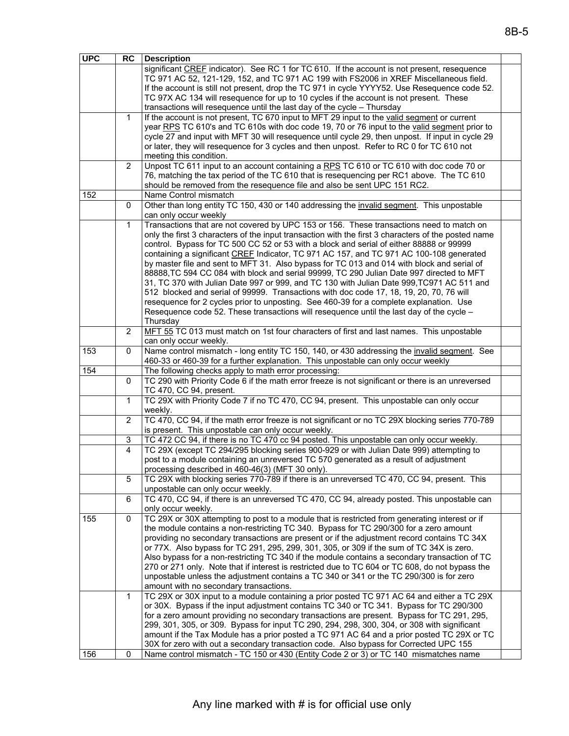| UPC | RC | Description | |
|---|---|---|---|
| | | significant CREF indicator). See RC 1 for TC 610. If the account is not present, resequence TC 971 AC 52, 121-129, 152, and TC 971 AC 199 with FS2006 in XREF Miscellaneous field. If the account is still not present, drop the TC 971 in cycle YYYY52. Use Resequence code 52. TC 97X AC 134 will resequence for up to 10 cycles if the account is not present. These transactions will resequence until the last day of the cycle – Thursday | |
| | 1 | If the account is not present, TC 670 input to MFT 29 input to the valid segment or current year RPS TC 610's and TC 610s with doc code 19, 70 or 76 input to the valid segment prior to cycle 27 and input with MFT 30 will resequence until cycle 29, then unpost. If input in cycle 29 or later, they will resequence for 3 cycles and then unpost. Refer to RC 0 for TC 610 not meeting this condition. | |
| | 2 | Unpost TC 611 input to an account containing a RPS TC 610 or TC 610 with doc code 70 or 76, matching the tax period of the TC 610 that is resequencing per RC1 above. The TC 610 should be removed from the resequence file and also be sent UPC 151 RC2. | |
| 152 | | Name Control mismatch | |
| | 0 | Other than long entity TC 150, 430 or 140 addressing the invalid segment. This unpostable can only occur weekly | |
| | 1 | Transactions that are not covered by UPC 153 or 156. These transactions need to match on only the first 3 characters of the input transaction with the first 3 characters of the posted name control. Bypass for TC 500 CC 52 or 53 with a block and serial of either 88888 or 99999 containing a significant CREF Indicator, TC 971 AC 157, and TC 971 AC 100-108 generated by master file and sent to MFT 31. Also bypass for TC 013 and 014 with block and serial of 88888,TC 594 CC 084 with block and serial 99999, TC 290 Julian Date 997 directed to MFT 31, TC 370 with Julian Date 997 or 999, and TC 130 with Julian Date 999,TC971 AC 511 and 512 blocked and serial of 99999. Transactions with doc code 17, 18, 19, 20, 70, 76 will resequence for 2 cycles prior to unposting. See 460-39 for a complete explanation. Use Resequence code 52. These transactions will resequence until the last day of the cycle – Thursday | |
| | 2 | MFT 55 TC 013 must match on 1st four characters of first and last names. This unpostable can only occur weekly. | |
| 153 | 0 | Name control mismatch - long entity TC 150, 140, or 430 addressing the invalid segment. See 460-33 or 460-39 for a further explanation. This unpostable can only occur weekly | |
| 154 | | The following checks apply to math error processing: | |
| | 0 | TC 290 with Priority Code 6 if the math error freeze is not significant or there is an unreversed TC 470, CC 94, present. | |
| | 1 | TC 29X with Priority Code 7 if no TC 470, CC 94, present. This unpostable can only occur weekly. | |
| | 2 | TC 470, CC 94, if the math error freeze is not significant or no TC 29X blocking series 770-789 is present. This unpostable can only occur weekly. | |
| | 3 | TC 472 CC 94, if there is no TC 470 cc 94 posted. This unpostable can only occur weekly. | |
| | 4 | TC 29X (except TC 294/295 blocking series 900-929 or with Julian Date 999) attempting to post to a module containing an unreversed TC 570 generated as a result of adjustment processing described in 460-46(3) (MFT 30 only). | |
| | 5 | TC 29X with blocking series 770-789 if there is an unreversed TC 470, CC 94, present. This unpostable can only occur weekly. | |
| | 6 | TC 470, CC 94, if there is an unreversed TC 470, CC 94, already posted. This unpostable can only occur weekly. | |
| 155 | 0 | TC 29X or 30X attempting to post to a module that is restricted from generating interest or if the module contains a non-restricting TC 340. Bypass for TC 290/300 for a zero amount providing no secondary transactions are present or if the adjustment record contains TC 34X or 77X. Also bypass for TC 291, 295, 299, 301, 305, or 309 if the sum of TC 34X is zero. Also bypass for a non-restricting TC 340 if the module contains a secondary transaction of TC 270 or 271 only. Note that if interest is restricted due to TC 604 or TC 608, do not bypass the unpostable unless the adjustment contains a TC 340 or 341 or the TC 290/300 is for zero amount with no secondary transactions. | |
| | 1 | TC 29X or 30X input to a module containing a prior posted TC 971 AC 64 and either a TC 29X or 30X. Bypass if the input adjustment contains TC 340 or TC 341. Bypass for TC 290/300 for a zero amount providing no secondary transactions are present. Bypass for TC 291, 295, 299, 301, 305, or 309. Bypass for input TC 290, 294, 298, 300, 304, or 308 with significant amount if the Tax Module has a prior posted a TC 971 AC 64 and a prior posted TC 29X or TC 30X for zero with out a secondary transaction code. Also bypass for Corrected UPC 155 | |
| 156 | 0 | Name control mismatch - TC 150 or 430 (Entity Code 2 or 3) or TC 140 mismatches name | |

Any line marked with # is for official use only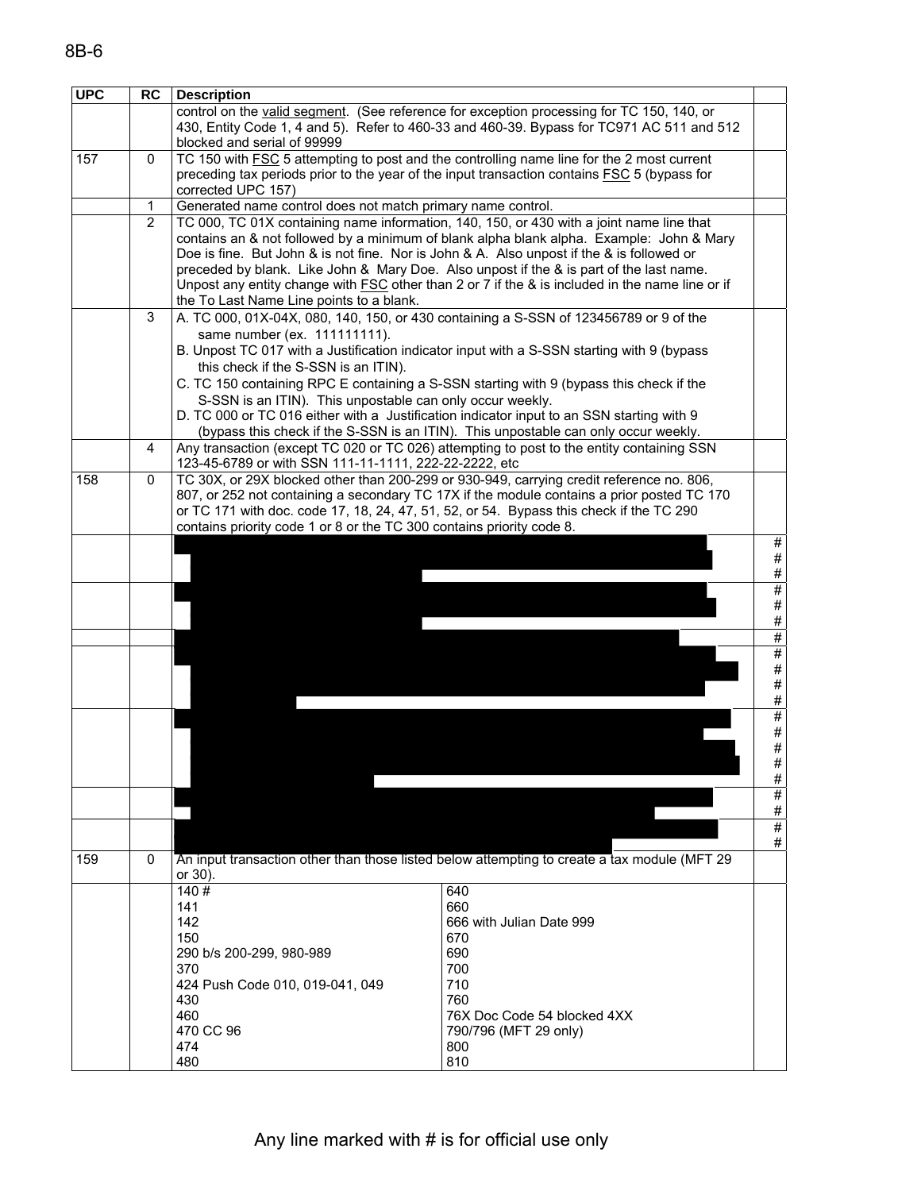| UPC | RC | Description | | |
|---|---|---|---|---|
| | | control on the valid segment. (See reference for exception processing for TC 150, 140, or 430, Entity Code 1, 4 and 5). Refer to 460-33 and 460-39. Bypass for TC971 AC 511 and 512 blocked and serial of 99999 | | |
| 157 | 0 | TC 150 with FSC 5 attempting to post and the controlling name line for the 2 most current preceding tax periods prior to the year of the input transaction contains FSC 5 (bypass for corrected UPC 157) | | |
| | 1 | Generated name control does not match primary name control. | | |
| | 2 | TC 000, TC 01X containing name information, 140, 150, or 430 with a joint name line that contains an & not followed by a minimum of blank alpha blank alpha. Example: John & Mary Doe is fine. But John & is not fine. Nor is John & A. Also unpost if the & is followed or preceded by blank. Like John & Mary Doe. Also unpost if the & is part of the last name. Unpost any entity change with FSC other than 2 or 7 if the & is included in the name line or if the To Last Name Line points to a blank. | | |
| | 3 | A. TC 000, 01X-04X, 080, 140, 150, or 430 containing a S-SSN of 123456789 or 9 of the same number (ex. 111111111).<br>B. Unpost TC 017 with a Justification indicator input with a S-SSN starting with 9 (bypass this check if the S-SSN is an ITIN).<br>C. TC 150 containing RPC E containing a S-SSN starting with 9 (bypass this check if the S-SSN is an ITIN). This unpostable can only occur weekly.<br>D. TC 000 or TC 016 either with a Justification indicator input to an SSN starting with 9 (bypass this check if the S-SSN is an ITIN). This unpostable can only occur weekly. | | |
| | 4 | Any transaction (except TC 020 or TC 026) attempting to post to the entity containing SSN 123-45-6789 or with SSN 111-11-1111, 222-22-2222, etc | | |
| 158 | 0 | TC 30X, or 29X blocked other than 200-299 or 930-949, carrying credit reference no. 806, 807, or 252 not containing a secondary TC 17X if the module contains a prior posted TC 170 or TC 171 with doc. code 17, 18, 24, 47, 51, 52, or 54. Bypass this check if the TC 290 contains priority code 1 or 8 or the TC 300 contains priority code 8. | | |
| | | | | # # # |
| | | | | # # # |
| | | | | # |
| | | | | # # # # |
| | | | | # # # # # |
| | | | | # # |
| | | | | # # |
| 159 | 0 | An input transaction other than those listed below attempting to create a tax module (MFT 29 or 30). | | |
| | | 140 #<br>141<br>142<br>150<br>290 b/s 200-299, 980-989<br>370<br>424 Push Code 010, 019-041, 049<br>430<br>460<br>470 CC 96<br>474<br>480 | 640<br>660<br>666 with Julian Date 999<br>670<br>690<br>700<br>710<br>760<br>76X Doc Code 54 blocked 4XX<br>790/796 (MFT 29 only)<br>800<br>810 | |

Any line marked with # is for official use only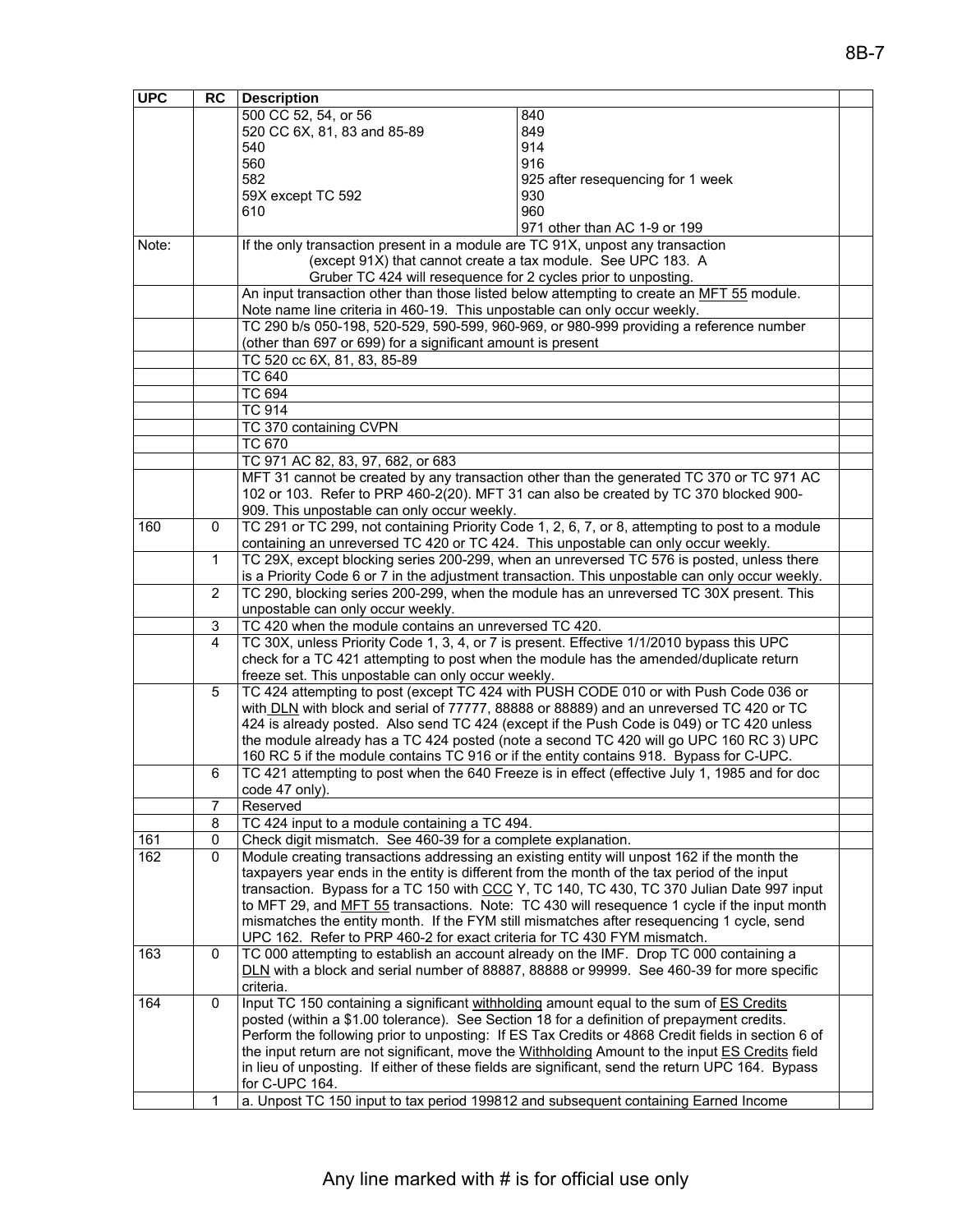| UPC | RC | Description | |
|---|---|---|---|
| | | 500 CC 52, 54, or 56<br>520 CC 6X, 81, 83 and 85-89<br>540<br>560<br>582<br>59X except TC 592<br>610 | 840<br>849<br>914<br>916<br>925 after resequencing for 1 week<br>930<br>960<br>971 other than AC 1-9 or 199 |
| Note: | | If the only transaction present in a module are TC 91X, unpost any transaction (except 91X) that cannot create a tax module. See UPC 183. A Gruber TC 424 will resequence for 2 cycles prior to unposting. | |
| | | An input transaction other than those listed below attempting to create an MFT 55 module. Note name line criteria in 460-19. This unpostable can only occur weekly. | |
| | | TC 290 b/s 050-198, 520-529, 590-599, 960-969, or 980-999 providing a reference number (other than 697 or 699) for a significant amount is present | |
| | | TC 520 cc 6X, 81, 83, 85-89 | |
| | | TC 640 | |
| | | TC 694 | |
| | | TC 914 | |
| | | TC 370 containing CVPN | |
| | | TC 670 | |
| | | TC 971 AC 82, 83, 97, 682, or 683 | |
| | | MFT 31 cannot be created by any transaction other than the generated TC 370 or TC 971 AC 102 or 103. Refer to PRP 460-2(20). MFT 31 can also be created by TC 370 blocked 900-909. This unpostable can only occur weekly. | |
| 160 | 0 | TC 291 or TC 299, not containing Priority Code 1, 2, 6, 7, or 8, attempting to post to a module containing an unreversed TC 420 or TC 424. This unpostable can only occur weekly. | |
| | 1 | TC 29X, except blocking series 200-299, when an unreversed TC 576 is posted, unless there is a Priority Code 6 or 7 in the adjustment transaction. This unpostable can only occur weekly. | |
| | 2 | TC 290, blocking series 200-299, when the module has an unreversed TC 30X present. This unpostable can only occur weekly. | |
| | 3 | TC 420 when the module contains an unreversed TC 420. | |
| | 4 | TC 30X, unless Priority Code 1, 3, 4, or 7 is present. Effective 1/1/2010 bypass this UPC check for a TC 421 attempting to post when the module has the amended/duplicate return freeze set. This unpostable can only occur weekly. | |
| | 5 | TC 424 attempting to post (except TC 424 with PUSH CODE 010 or with Push Code 036 or with DLN with block and serial of 77777, 88888 or 88889) and an unreversed TC 420 or TC 424 is already posted. Also send TC 424 (except if the Push Code is 049) or TC 420 unless the module already has a TC 424 posted (note a second TC 420 will go UPC 160 RC 3) UPC 160 RC 5 if the module contains TC 916 or if the entity contains 918. Bypass for C-UPC. | |
| | 6 | TC 421 attempting to post when the 640 Freeze is in effect (effective July 1, 1985 and for doc code 47 only). | |
| | 7 | Reserved | |
| | 8 | TC 424 input to a module containing a TC 494. | |
| 161 | 0 | Check digit mismatch. See 460-39 for a complete explanation. | |
| 162 | 0 | Module creating transactions addressing an existing entity will unpost 162 if the month the taxpayers year ends in the entity is different from the month of the tax period of the input transaction. Bypass for a TC 150 with CCC Y, TC 140, TC 430, TC 370 Julian Date 997 input to MFT 29, and MFT 55 transactions. Note: TC 430 will resequence 1 cycle if the input month mismatches the entity month. If the FYM still mismatches after resequencing 1 cycle, send UPC 162. Refer to PRP 460-2 for exact criteria for TC 430 FYM mismatch. | |
| 163 | 0 | TC 000 attempting to establish an account already on the IMF. Drop TC 000 containing a DLN with a block and serial number of 88887, 88888 or 99999. See 460-39 for more specific criteria. | |
| 164 | 0 | Input TC 150 containing a significant withholding amount equal to the sum of ES Credits posted (within a $1.00 tolerance). See Section 18 for a definition of prepayment credits. Perform the following prior to unposting: If ES Tax Credits or 4868 Credit fields in section 6 of the input return are not significant, move the Withholding Amount to the input ES Credits field in lieu of unposting. If either of these fields are significant, send the return UPC 164. Bypass for C-UPC 164. | |
| | 1 | a. Unpost TC 150 input to tax period 199812 and subsequent containing Earned Income | |

Any line marked with # is for official use only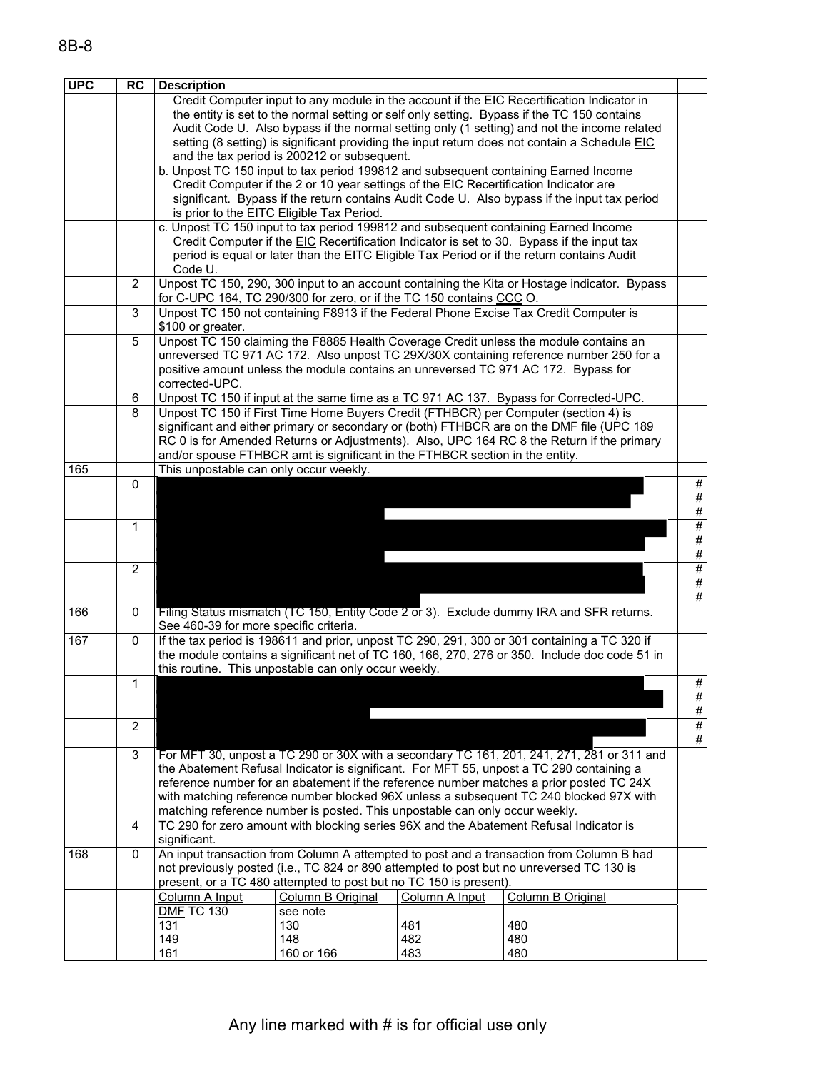| UPC | RC | Description | |
|---|---|---|---|
| | | Credit Computer input to any module in the account if the EIC Recertification Indicator in the entity is set to the normal setting or self only setting. Bypass if the TC 150 contains Audit Code U. Also bypass if the normal setting only (1 setting) and not the income related setting (8 setting) is significant providing the input return does not contain a Schedule EIC and the tax period is 200212 or subsequent. | |
| | | b. Unpost TC 150 input to tax period 199812 and subsequent containing Earned Income Credit Computer if the 2 or 10 year settings of the EIC Recertification Indicator are significant. Bypass if the return contains Audit Code U. Also bypass if the input tax period is prior to the EITC Eligible Tax Period. | |
| | | c. Unpost TC 150 input to tax period 199812 and subsequent containing Earned Income Credit Computer if the EIC Recertification Indicator is set to 30. Bypass if the input tax period is equal or later than the EITC Eligible Tax Period or if the return contains Audit Code U. | |
| | 2 | Unpost TC 150, 290, 300 input to an account containing the Kita or Hostage indicator. Bypass for C-UPC 164, TC 290/300 for zero, or if the TC 150 contains CCC O. | |
| | 3 | Unpost TC 150 not containing F8913 if the Federal Phone Excise Tax Credit Computer is $100 or greater. | |
| | 5 | Unpost TC 150 claiming the F8885 Health Coverage Credit unless the module contains an unreversed TC 971 AC 172. Also unpost TC 29X/30X containing reference number 250 for a positive amount unless the module contains an unreversed TC 971 AC 172. Bypass for corrected-UPC. | |
| | 6 | Unpost TC 150 if input at the same time as a TC 971 AC 137. Bypass for Corrected-UPC. | |
| | 8 | Unpost TC 150 if First Time Home Buyers Credit (FTHBCR) per Computer (section 4) is significant and either primary or secondary or (both) FTHBCR are on the DMF file (UPC 189 RC 0 is for Amended Returns or Adjustments). Also, UPC 164 RC 8 the Return if the primary and/or spouse FTHBCR amt is significant in the FTHBCR section in the entity. | |
| 165 | | This unpostable can only occur weekly. | |
| | 0 | | # # # |
| | 1 | | # # # |
| | 2 | | # # # |
| 166 | 0 | Filing Status mismatch (TC 150, Entity Code 2 or 3). Exclude dummy IRA and SFR returns. See 460-39 for more specific criteria. | |
| 167 | 0 | If the tax period is 198611 and prior, unpost TC 290, 291, 300 or 301 containing a TC 320 if the module contains a significant net of TC 160, 166, 270, 276 or 350. Include doc code 51 in this routine. This unpostable can only occur weekly. | |
| | 1 | | # # # |
| | 2 | | # # |
| | 3 | For MFT 30, unpost a TC 290 or 30X with a secondary TC 161, 201, 241, 271, 281 or 311 and the Abatement Refusal Indicator is significant. For MFT 55, unpost a TC 290 containing a reference number for an abatement if the reference number matches a prior posted TC 24X with matching reference number blocked 96X unless a subsequent TC 240 blocked 97X with matching reference number is posted. This unpostable can only occur weekly. | |
| | 4 | TC 290 for zero amount with blocking series 96X and the Abatement Refusal Indicator is significant. | |
| 168 | 0 | An input transaction from Column A attempted to post and a transaction from Column B had not previously posted (i.e., TC 824 or 890 attempted to post but no unreversed TC 130 is present, or a TC 480 attempted to post but no TC 150 is present). | |

| Column A Input | Column B Original | Column A Input | Column B Original |
|---|---|---|---|
| DMF TC 130 | see note | | |
| 131 | 130 | 481 | 480 |
| 149 | 148 | 482 | 480 |
| 161 | 160 or 166 | 483 | 480 |

Any line marked with # is for official use only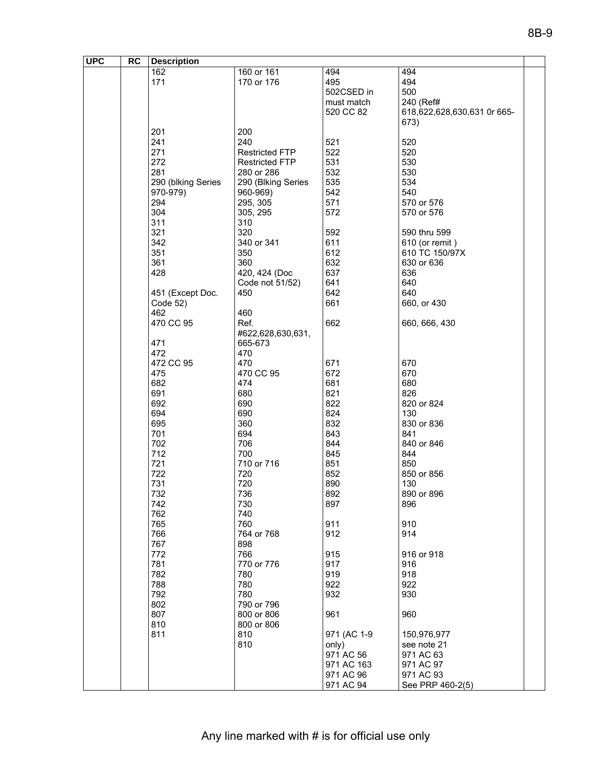| UPC | RC | Description | | | | |
|---|---|---|---|---|---|---|
| | | 162 | 160 or 161 | 494 | 494 | |
| | | 171 | 170 or 176 | 495 | 494 | |
| | | | | 502CSED in must match 520 CC 82 | 500 240 (Ref# 618,622,628,630,631 0r 665-673) | |
| | | 201 | 200 | | | |
| | | 241 | 240 | 521 | 520 | |
| | | 271 | Restricted FTP | 522 | 520 | |
| | | 272 | Restricted FTP | 531 | 530 | |
| | | 281 | 280 or 286 | 532 | 530 | |
| | | 290 (blking Series 970-979) | 290 (Blking Series 960-969) | 535 | 534 | |
| | | | | 542 | 540 | |
| | | 294 | 295, 305 | 571 | 570 or 576 | |
| | | 304 | 305, 295 | 572 | 570 or 576 | |
| | | 311 | 310 | | | |
| | | 321 | 320 | 592 | 590 thru 599 | |
| | | 342 | 340 or 341 | 611 | 610 (or remit ) | |
| | | 351 | 350 | 612 | 610 TC 150/97X | |
| | | 361 | 360 | 632 | 630 or 636 | |
| | | 428 | 420, 424 (Doc Code not 51/52) | 637 | 636 | |
| | | | | 641 | 640 | |
| | | 451 (Except Doc. Code 52) | 450 | 642 | 640 | |
| | | | | 661 | 660, or 430 | |
| | | 462 | 460 | | | |
| | | 470 CC 95 | Ref. #622,628,630,631, 665-673 | 662 | 660, 666, 430 | |
| | | 471 | | | | |
| | | 472 | 470 | | | |
| | | 472 CC 95 | 470 | 671 | 670 | |
| | | 475 | 470 CC 95 | 672 | 670 | |
| | | 682 | 474 | 681 | 680 | |
| | | 691 | 680 | 821 | 826 | |
| | | 692 | 690 | 822 | 820 or 824 | |
| | | 694 | 690 | 824 | 130 | |
| | | 695 | 360 | 832 | 830 or 836 | |
| | | 701 | 694 | 843 | 841 | |
| | | 702 | 706 | 844 | 840 or 846 | |
| | | 712 | 700 | 845 | 844 | |
| | | 721 | 710 or 716 | 851 | 850 | |
| | | 722 | 720 | 852 | 850 or 856 | |
| | | 731 | 720 | 890 | 130 | |
| | | 732 | 736 | 892 | 890 or 896 | |
| | | 742 | 730 | 897 | 896 | |
| | | 762 | 740 | | | |
| | | 765 | 760 | 911 | 910 | |
| | | 766 | 764 or 768 | 912 | 914 | |
| | | 767 | 898 | | | |
| | | 772 | 766 | 915 | 916 or 918 | |
| | | 781 | 770 or 776 | 917 | 916 | |
| | | 782 | 780 | 919 | 918 | |
| | | 788 | 780 | 922 | 922 | |
| | | 792 | 780 | 932 | 930 | |
| | | 802 | 790 or 796 | | | |
| | | 807 | 800 or 806 | 961 | 960 | |
| | | 810 | 800 or 806 | | | |
| | | 811 | 810 | 971 (AC 1-9 only) | 150,976,977 see note 21 | |
| | | | 810 | | | |
| | | | | 971 AC 56 | 971 AC 63 | |
| | | | | 971 AC 163 | 971 AC 97 | |
| | | | | 971 AC 96 | 971 AC 93 | |
| | | | | 971 AC 94 | See PRP 460-2(5) | |

Any line marked with # is for official use only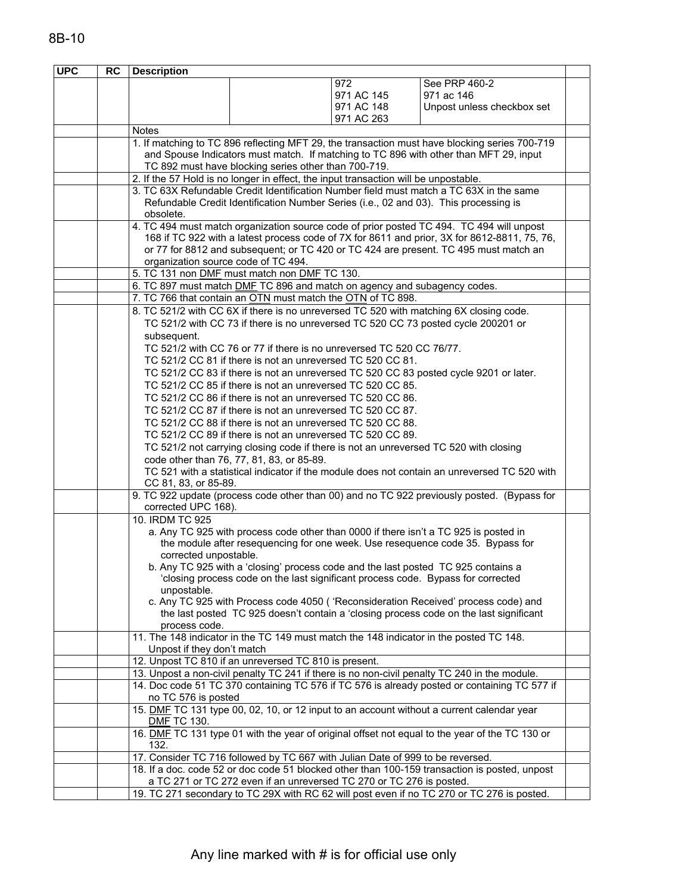| UPC | RC | Description | | | | |
|---|---|---|---|---|---|---|
| | | | | 972<br>971 AC 145<br>971 AC 148<br>971 AC 263 | See PRP 460-2<br>971 ac 146<br>Unpost unless checkbox set | |
| | | Notes | | | | |
| | | 1. If matching to TC 896 reflecting MFT 29, the transaction must have blocking series 700-719 and Spouse Indicators must match. If matching to TC 896 with other than MFT 29, input TC 892 must have blocking series other than 700-719. | | | | |
| | | 2. If the 57 Hold is no longer in effect, the input transaction will be unpostable. | | | | |
| | | 3. TC 63X Refundable Credit Identification Number field must match a TC 63X in the same Refundable Credit Identification Number Series (i.e., 02 and 03). This processing is obsolete. | | | | |
| | | 4. TC 494 must match organization source code of prior posted TC 494. TC 494 will unpost 168 if TC 922 with a latest process code of 7X for 8611 and prior, 3X for 8612-8811, 75, 76, or 77 for 8812 and subsequent; or TC 420 or TC 424 are present. TC 495 must match an organization source code of TC 494. | | | | |
| | | 5. TC 131 non DMF must match non DMF TC 130. | | | | |
| | | 6. TC 897 must match DMF TC 896 and match on agency and subagency codes. | | | | |
| | | 7. TC 766 that contain an OTN must match the OTN of TC 898. | | | | |
| | | 8. TC 521/2 with CC 6X if there is no unreversed TC 520 with matching 6X closing code.<br>TC 521/2 with CC 73 if there is no unreversed TC 520 CC 73 posted cycle 200201 or subsequent.<br>TC 521/2 with CC 76 or 77 if there is no unreversed TC 520 CC 76/77.<br>TC 521/2 CC 81 if there is not an unreversed TC 520 CC 81.<br>TC 521/2 CC 83 if there is not an unreversed TC 520 CC 83 posted cycle 9201 or later.<br>TC 521/2 CC 85 if there is not an unreversed TC 520 CC 85.<br>TC 521/2 CC 86 if there is not an unreversed TC 520 CC 86.<br>TC 521/2 CC 87 if there is not an unreversed TC 520 CC 87.<br>TC 521/2 CC 88 if there is not an unreversed TC 520 CC 88.<br>TC 521/2 CC 89 if there is not an unreversed TC 520 CC 89.<br>TC 521/2 not carrying closing code if there is not an unreversed TC 520 with closing code other than 76, 77, 81, 83, or 85-89.<br>TC 521 with a statistical indicator if the module does not contain an unreversed TC 520 with CC 81, 83, or 85-89. | | | | |
| | | 9. TC 922 update (process code other than 00) and no TC 922 previously posted. (Bypass for corrected UPC 168). | | | | |
| | | 10. IRDM TC 925<br>a. Any TC 925 with process code other than 0000 if there isn't a TC 925 is posted in the module after resequencing for one week. Use resequence code 35. Bypass for corrected unpostable.<br>b. Any TC 925 with a 'closing' process code and the last posted TC 925 contains a 'closing process code on the last significant process code. Bypass for corrected unpostable.<br>c. Any TC 925 with Process code 4050 ( 'Reconsideration Received' process code) and the last posted TC 925 doesn't contain a 'closing process code on the last significant process code. | | | | |
| | | 11. The 148 indicator in the TC 149 must match the 148 indicator in the posted TC 148. Unpost if they don't match | | | | |
| | | 12. Unpost TC 810 if an unreversed TC 810 is present. | | | | |
| | | 13. Unpost a non-civil penalty TC 241 if there is no non-civil penalty TC 240 in the module. | | | | |
| | | 14. Doc code 51 TC 370 containing TC 576 if TC 576 is already posted or containing TC 577 if no TC 576 is posted | | | | |
| | | 15. DMF TC 131 type 00, 02, 10, or 12 input to an account without a current calendar year DMF TC 130. | | | | |
| | | 16. DMF TC 131 type 01 with the year of original offset not equal to the year of the TC 130 or 132. | | | | |
| | | 17. Consider TC 716 followed by TC 667 with Julian Date of 999 to be reversed. | | | | |
| | | 18. If a doc. code 52 or doc code 51 blocked other than 100-159 transaction is posted, unpost a TC 271 or TC 272 even if an unreversed TC 270 or TC 276 is posted. | | | | |
| | | 19. TC 271 secondary to TC 29X with RC 62 will post even if no TC 270 or TC 276 is posted. | | | | |

Any line marked with # is for official use only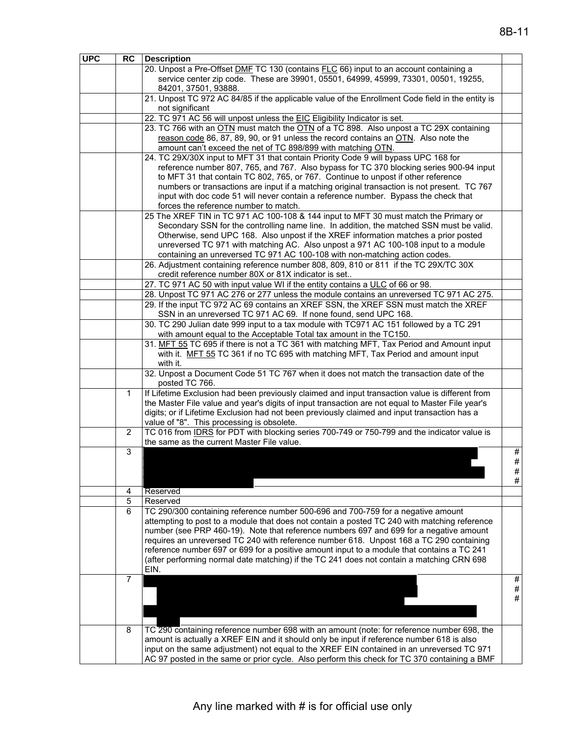| UPC | RC | Description | |
|---|---|---|---|
| | | 20. Unpost a Pre-Offset DMF TC 130 (contains FLC 66) input to an account containing a service center zip code. These are 39901, 05501, 64999, 45999, 73301, 00501, 19255, 84201, 37501, 93888. | |
| | | 21. Unpost TC 972 AC 84/85 if the applicable value of the Enrollment Code field in the entity is not significant | |
| | | 22. TC 971 AC 56 will unpost unless the EIC Eligibility Indicator is set. | |
| | | 23. TC 766 with an OTN must match the OTN of a TC 898. Also unpost a TC 29X containing reason code 86, 87, 89, 90, or 91 unless the record contains an OTN. Also note the amount can't exceed the net of TC 898/899 with matching OTN. | |
| | | 24. TC 29X/30X input to MFT 31 that contain Priority Code 9 will bypass UPC 168 for reference number 807, 765, and 767. Also bypass for TC 370 blocking series 900-94 input to MFT 31 that contain TC 802, 765, or 767. Continue to unpost if other reference numbers or transactions are input if a matching original transaction is not present. TC 767 input with doc code 51 will never contain a reference number. Bypass the check that forces the reference number to match. | |
| | | 25 The XREF TIN in TC 971 AC 100-108 & 144 input to MFT 30 must match the Primary or Secondary SSN for the controlling name line. In addition, the matched SSN must be valid. Otherwise, send UPC 168. Also unpost if the XREF information matches a prior posted unreversed TC 971 with matching AC. Also unpost a 971 AC 100-108 input to a module containing an unreversed TC 971 AC 100-108 with non-matching action codes. | |
| | | 26. Adjustment containing reference number 808, 809, 810 or 811 if the TC 29X/TC 30X credit reference number 80X or 81X indicator is set.. | |
| | | 27. TC 971 AC 50 with input value WI if the entity contains a ULC of 66 or 98. | |
| | | 28. Unpost TC 971 AC 276 or 277 unless the module contains an unreversed TC 971 AC 275. | |
| | | 29. If the input TC 972 AC 69 contains an XREF SSN, the XREF SSN must match the XREF SSN in an unreversed TC 971 AC 69. If none found, send UPC 168. | |
| | | 30. TC 290 Julian date 999 input to a tax module with TC971 AC 151 followed by a TC 291 with amount equal to the Acceptable Total tax amount in the TC150. | |
| | | 31. MFT 55 TC 695 if there is not a TC 361 with matching MFT, Tax Period and Amount input with it. MFT 55 TC 361 if no TC 695 with matching MFT, Tax Period and amount input with it. | |
| | | 32. Unpost a Document Code 51 TC 767 when it does not match the transaction date of the posted TC 766. | |
| | 1 | If Lifetime Exclusion had been previously claimed and input transaction value is different from the Master File value and year's digits of input transaction are not equal to Master File year's digits; or if Lifetime Exclusion had not been previously claimed and input transaction has a value of "8". This processing is obsolete. | |
| | 2 | TC 016 from IDRS for PDT with blocking series 700-749 or 750-799 and the indicator value is the same as the current Master File value. | |
| | 3 | | # # # # |
| | 4 | Reserved | |
| | 5 | Reserved | |
| | 6 | TC 290/300 containing reference number 500-696 and 700-759 for a negative amount attempting to post to a module that does not contain a posted TC 240 with matching reference number (see PRP 460-19). Note that reference numbers 697 and 699 for a negative amount requires an unreversed TC 240 with reference number 618. Unpost 168 a TC 290 containing reference number 697 or 699 for a positive amount input to a module that contains a TC 241 (after performing normal date matching) if the TC 241 does not contain a matching CRN 698 EIN. | |
| | 7 | | # # # |
| | 8 | TC 290 containing reference number 698 with an amount (note: for reference number 698, the amount is actually a XREF EIN and it should only be input if reference number 618 is also input on the same adjustment) not equal to the XREF EIN contained in an unreversed TC 971 AC 97 posted in the same or prior cycle. Also perform this check for TC 370 containing a BMF | |

Any line marked with # is for official use only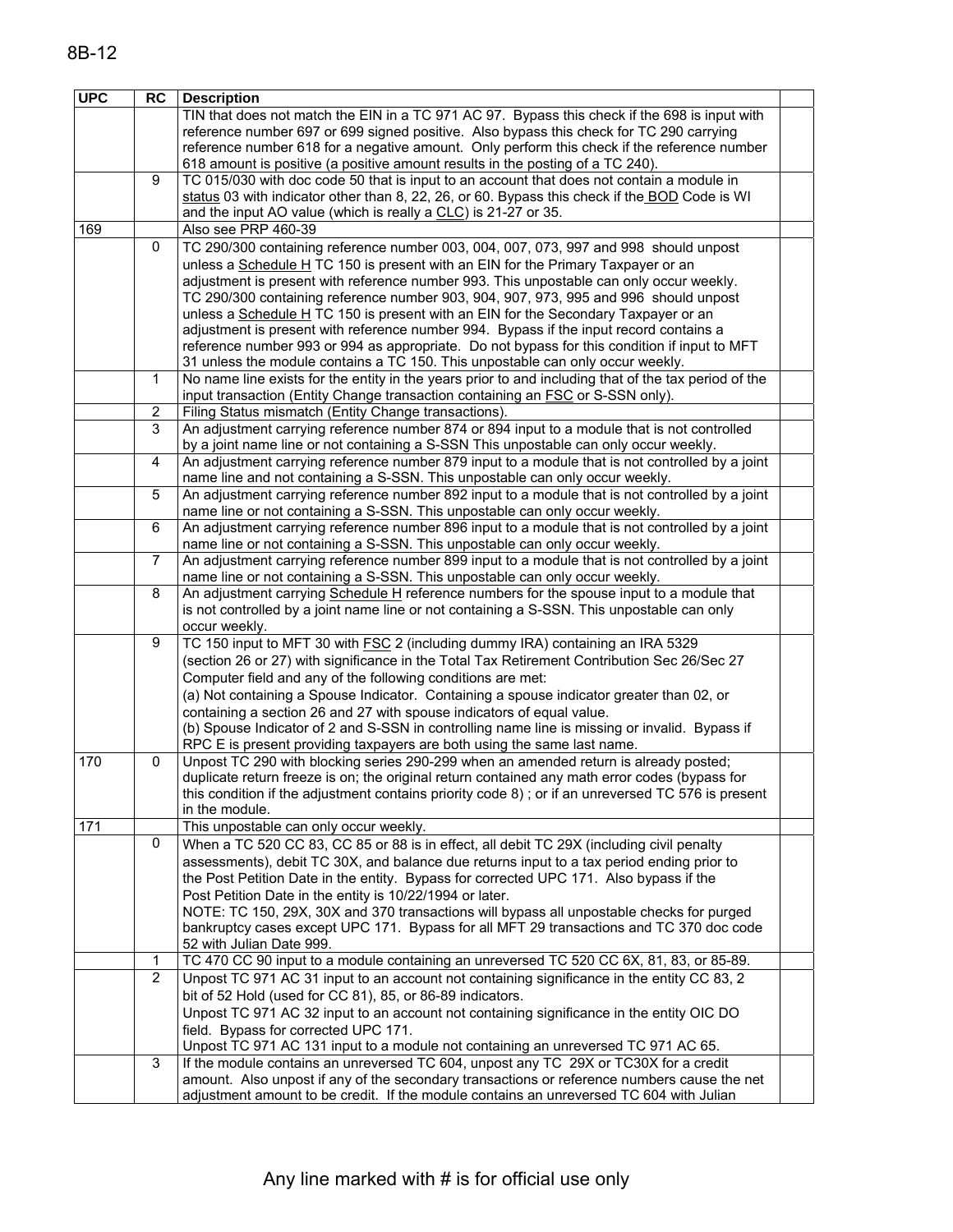| UPC | RC | Description | |
|---|---|---|---|
| | | TIN that does not match the EIN in a TC 971 AC 97. Bypass this check if the 698 is input with reference number 697 or 699 signed positive. Also bypass this check for TC 290 carrying reference number 618 for a negative amount. Only perform this check if the reference number 618 amount is positive (a positive amount results in the posting of a TC 240). | |
| | 9 | TC 015/030 with doc code 50 that is input to an account that does not contain a module in status 03 with indicator other than 8, 22, 26, or 60. Bypass this check if the BOD Code is WI and the input AO value (which is really a CLC) is 21-27 or 35. | |
| 169 | | Also see PRP 460-39 | |
| | 0 | TC 290/300 containing reference number 003, 004, 007, 073, 997 and 998 should unpost unless a Schedule H TC 150 is present with an EIN for the Primary Taxpayer or an adjustment is present with reference number 993. This unpostable can only occur weekly. TC 290/300 containing reference number 903, 904, 907, 973, 995 and 996 should unpost unless a Schedule H TC 150 is present with an EIN for the Secondary Taxpayer or an adjustment is present with reference number 994. Bypass if the input record contains a reference number 993 or 994 as appropriate. Do not bypass for this condition if input to MFT 31 unless the module contains a TC 150. This unpostable can only occur weekly. | |
| | 1 | No name line exists for the entity in the years prior to and including that of the tax period of the input transaction (Entity Change transaction containing an FSC or S-SSN only). | |
| | 2 | Filing Status mismatch (Entity Change transactions). | |
| | 3 | An adjustment carrying reference number 874 or 894 input to a module that is not controlled by a joint name line or not containing a S-SSN This unpostable can only occur weekly. | |
| | 4 | An adjustment carrying reference number 879 input to a module that is not controlled by a joint name line and not containing a S-SSN. This unpostable can only occur weekly. | |
| | 5 | An adjustment carrying reference number 892 input to a module that is not controlled by a joint name line or not containing a S-SSN. This unpostable can only occur weekly. | |
| | 6 | An adjustment carrying reference number 896 input to a module that is not controlled by a joint name line or not containing a S-SSN. This unpostable can only occur weekly. | |
| | 7 | An adjustment carrying reference number 899 input to a module that is not controlled by a joint name line or not containing a S-SSN. This unpostable can only occur weekly. | |
| | 8 | An adjustment carrying Schedule H reference numbers for the spouse input to a module that is not controlled by a joint name line or not containing a S-SSN. This unpostable can only occur weekly. | |
| | 9 | TC 150 input to MFT 30 with FSC 2 (including dummy IRA) containing an IRA 5329 (section 26 or 27) with significance in the Total Tax Retirement Contribution Sec 26/Sec 27 Computer field and any of the following conditions are met:<br>(a) Not containing a Spouse Indicator. Containing a spouse indicator greater than 02, or containing a section 26 and 27 with spouse indicators of equal value.<br>(b) Spouse Indicator of 2 and S-SSN in controlling name line is missing or invalid. Bypass if RPC E is present providing taxpayers are both using the same last name. | |
| 170 | 0 | Unpost TC 290 with blocking series 290-299 when an amended return is already posted; duplicate return freeze is on; the original return contained any math error codes (bypass for this condition if the adjustment contains priority code 8) ; or if an unreversed TC 576 is present in the module. | |
| 171 | | This unpostable can only occur weekly. | |
| | 0 | When a TC 520 CC 83, CC 85 or 88 is in effect, all debit TC 29X (including civil penalty assessments), debit TC 30X, and balance due returns input to a tax period ending prior to the Post Petition Date in the entity. Bypass for corrected UPC 171. Also bypass if the Post Petition Date in the entity is 10/22/1994 or later.<br>NOTE: TC 150, 29X, 30X and 370 transactions will bypass all unpostable checks for purged bankruptcy cases except UPC 171. Bypass for all MFT 29 transactions and TC 370 doc code 52 with Julian Date 999. | |
| | 1 | TC 470 CC 90 input to a module containing an unreversed TC 520 CC 6X, 81, 83, or 85-89. | |
| | 2 | Unpost TC 971 AC 31 input to an account not containing significance in the entity CC 83, 2 bit of 52 Hold (used for CC 81), 85, or 86-89 indicators.<br>Unpost TC 971 AC 32 input to an account not containing significance in the entity OIC DO field. Bypass for corrected UPC 171.<br>Unpost TC 971 AC 131 input to a module not containing an unreversed TC 971 AC 65. | |
| | 3 | If the module contains an unreversed TC 604, unpost any TC 29X or TC30X for a credit amount. Also unpost if any of the secondary transactions or reference numbers cause the net adjustment amount to be credit. If the module contains an unreversed TC 604 with Julian | |

Any line marked with # is for official use only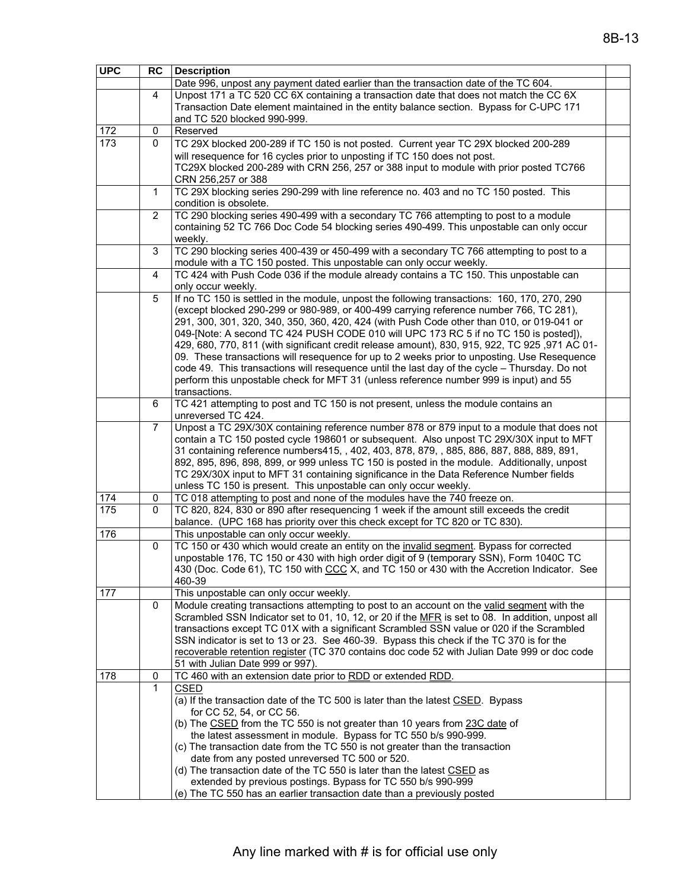| UPC | RC | Description | |
|---|---|---|---|
| | | Date 996, unpost any payment dated earlier than the transaction date of the TC 604. | |
| | 4 | Unpost 171 a TC 520 CC 6X containing a transaction date that does not match the CC 6X Transaction Date element maintained in the entity balance section. Bypass for C-UPC 171 and TC 520 blocked 990-999. | |
| 172 | 0 | Reserved | |
| 173 | 0 | TC 29X blocked 200-289 if TC 150 is not posted. Current year TC 29X blocked 200-289 will resequence for 16 cycles prior to unposting if TC 150 does not post.<br>TC29X blocked 200-289 with CRN 256, 257 or 388 input to module with prior posted TC766 CRN 256,257 or 388 | |
| | 1 | TC 29X blocking series 290-299 with line reference no. 403 and no TC 150 posted. This condition is obsolete. | |
| | 2 | TC 290 blocking series 490-499 with a secondary TC 766 attempting to post to a module containing 52 TC 766 Doc Code 54 blocking series 490-499. This unpostable can only occur weekly. | |
| | 3 | TC 290 blocking series 400-439 or 450-499 with a secondary TC 766 attempting to post to a module with a TC 150 posted. This unpostable can only occur weekly. | |
| | 4 | TC 424 with Push Code 036 if the module already contains a TC 150. This unpostable can only occur weekly. | |
| | 5 | If no TC 150 is settled in the module, unpost the following transactions: 160, 170, 270, 290 (except blocked 290-299 or 980-989, or 400-499 carrying reference number 766, TC 281), 291, 300, 301, 320, 340, 350, 360, 420, 424 (with Push Code other than 010, or 019-041 or 049-[Note: A second TC 424 PUSH CODE 010 will UPC 173 RC 5 if no TC 150 is posted]), 429, 680, 770, 811 (with significant credit release amount), 830, 915, 922, TC 925 ,971 AC 01-09. These transactions will resequence for up to 2 weeks prior to unposting. Use Resequence code 49. This transactions will resequence until the last day of the cycle – Thursday. Do not perform this unpostable check for MFT 31 (unless reference number 999 is input) and 55 transactions. | |
| | 6 | TC 421 attempting to post and TC 150 is not present, unless the module contains an unreversed TC 424. | |
| | 7 | Unpost a TC 29X/30X containing reference number 878 or 879 input to a module that does not contain a TC 150 posted cycle 198601 or subsequent. Also unpost TC 29X/30X input to MFT 31 containing reference numbers415, , 402, 403, 878, 879, , 885, 886, 887, 888, 889, 891, 892, 895, 896, 898, 899, or 999 unless TC 150 is posted in the module. Additionally, unpost TC 29X/30X input to MFT 31 containing significance in the Data Reference Number fields unless TC 150 is present. This unpostable can only occur weekly. | |
| 174 | 0 | TC 018 attempting to post and none of the modules have the 740 freeze on. | |
| 175 | 0 | TC 820, 824, 830 or 890 after resequencing 1 week if the amount still exceeds the credit balance. (UPC 168 has priority over this check except for TC 820 or TC 830). | |
| 176 | | This unpostable can only occur weekly. | |
| | 0 | TC 150 or 430 which would create an entity on the invalid segment. Bypass for corrected unpostable 176, TC 150 or 430 with high order digit of 9 (temporary SSN), Form 1040C TC 430 (Doc. Code 61), TC 150 with CCC X, and TC 150 or 430 with the Accretion Indicator. See 460-39 | |
| 177 | | This unpostable can only occur weekly. | |
| | 0 | Module creating transactions attempting to post to an account on the valid segment with the Scrambled SSN Indicator set to 01, 10, 12, or 20 if the MFR is set to 08. In addition, unpost all transactions except TC 01X with a significant Scrambled SSN value or 020 if the Scrambled SSN indicator is set to 13 or 23. See 460-39. Bypass this check if the TC 370 is for the recoverable retention register (TC 370 contains doc code 52 with Julian Date 999 or doc code 51 with Julian Date 999 or 997). | |
| 178 | 0 | TC 460 with an extension date prior to RDD or extended RDD. | |
| | 1 | CSED<br>(a) If the transaction date of the TC 500 is later than the latest CSED. Bypass for CC 52, 54, or CC 56.<br>(b) The CSED from the TC 550 is not greater than 10 years from 23C date of the latest assessment in module. Bypass for TC 550 b/s 990-999.<br>(c) The transaction date from the TC 550 is not greater than the transaction date from any posted unreversed TC 500 or 520.<br>(d) The transaction date of the TC 550 is later than the latest CSED as extended by previous postings. Bypass for TC 550 b/s 990-999<br>(e) The TC 550 has an earlier transaction date than a previously posted | |

Any line marked with # is for official use only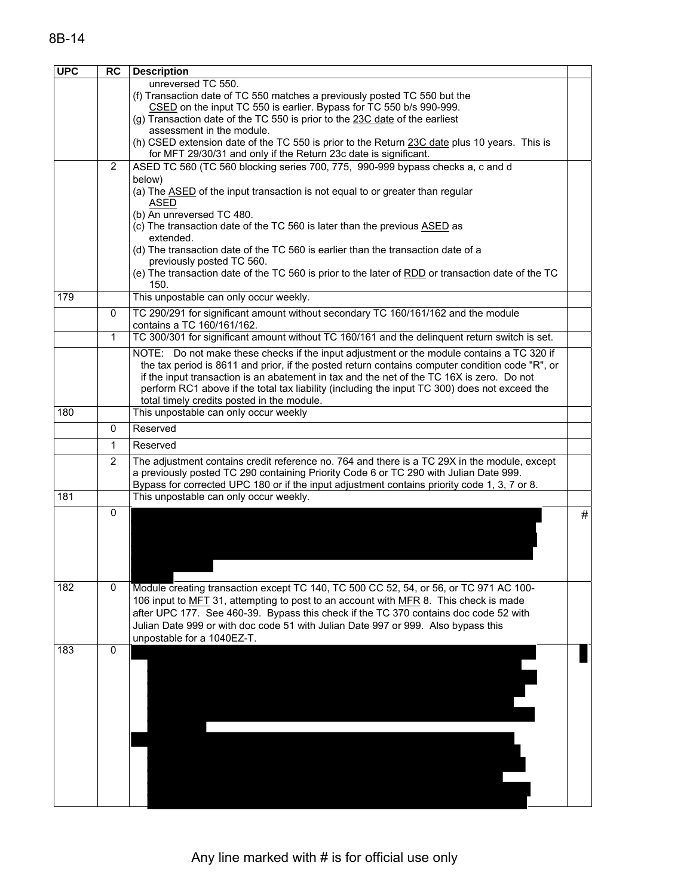| UPC | RC | Description | |
|---|---|---|---|
| | | unreversed TC 550.<br>(f) Transaction date of TC 550 matches a previously posted TC 550 but the CSED on the input TC 550 is earlier. Bypass for TC 550 b/s 990-999.<br>(g) Transaction date of the TC 550 is prior to the 23C date of the earliest assessment in the module.<br>(h) CSED extension date of the TC 550 is prior to the Return 23C date plus 10 years. This is for MFT 29/30/31 and only if the Return 23c date is significant. | |
| | 2 | ASED TC 560 (TC 560 blocking series 700, 775, 990-999 bypass checks a, c and d below)<br>(a) The ASED of the input transaction is not equal to or greater than regular ASED<br>(b) An unreversed TC 480.<br>(c) The transaction date of the TC 560 is later than the previous ASED as extended.<br>(d) The transaction date of the TC 560 is earlier than the transaction date of a previously posted TC 560.<br>(e) The transaction date of the TC 560 is prior to the later of RDD or transaction date of the TC 150. | |
| 179 | | This unpostable can only occur weekly. | |
| | 0 | TC 290/291 for significant amount without secondary TC 160/161/162 and the module contains a TC 160/161/162. | |
| | 1 | TC 300/301 for significant amount without TC 160/161 and the delinquent return switch is set. | |
| | | NOTE: Do not make these checks if the input adjustment or the module contains a TC 320 if the tax period is 8611 and prior, if the posted return contains computer condition code "R", or if the input transaction is an abatement in tax and the net of the TC 16X is zero. Do not perform RC1 above if the total tax liability (including the input TC 300) does not exceed the total timely credits posted in the module. | |
| 180 | | This unpostable can only occur weekly | |
| | 0 | Reserved | |
| | 1 | Reserved | |
| | 2 | The adjustment contains credit reference no. 764 and there is a TC 29X in the module, except a previously posted TC 290 containing Priority Code 6 or TC 290 with Julian Date 999. Bypass for corrected UPC 180 or if the input adjustment contains priority code 1, 3, 7 or 8. | |
| 181 | | This unpostable can only occur weekly. | |
| | 0 | | # |
| 182 | 0 | Module creating transaction except TC 140, TC 500 CC 52, 54, or 56, or TC 971 AC 100-106 input to MFT 31, attempting to post to an account with MFR 8. This check is made after UPC 177. See 460-39. Bypass this check if the TC 370 contains doc code 52 with Julian Date 999 or with doc code 51 with Julian Date 997 or 999. Also bypass this unpostable for a 1040EZ-T. | |
| 183 | 0 | | |

Any line marked with # is for official use only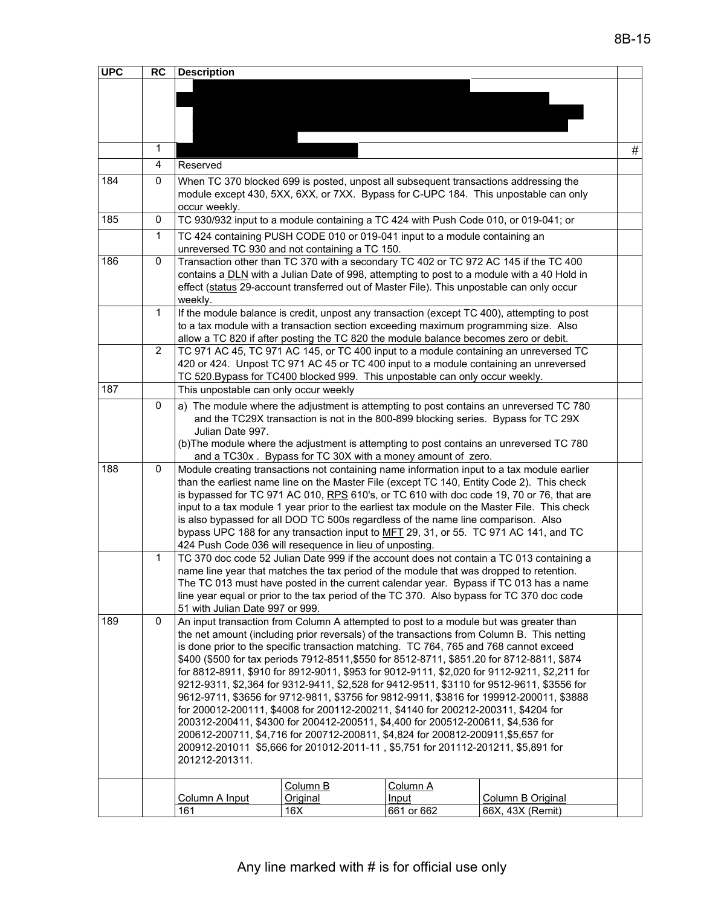| UPC | RC | Description | |
|---|---|---|---|
| | | ████████████████████ | |
| | 1 | ████████ | # |
| | 4 | Reserved | |
| 184 | 0 | When TC 370 blocked 699 is posted, unpost all subsequent transactions addressing the module except 430, 5XX, 6XX, or 7XX. Bypass for C-UPC 184. This unpostable can only occur weekly. | |
| 185 | 0 | TC 930/932 input to a module containing a TC 424 with Push Code 010, or 019-041; or | |
| | 1 | TC 424 containing PUSH CODE 010 or 019-041 input to a module containing an unreversed TC 930 and not containing a TC 150. | |
| 186 | 0 | Transaction other than TC 370 with a secondary TC 402 or TC 972 AC 145 if the TC 400 contains a DLN with a Julian Date of 998, attempting to post to a module with a 40 Hold in effect (status 29-account transferred out of Master File). This unpostable can only occur weekly. | |
| | 1 | If the module balance is credit, unpost any transaction (except TC 400), attempting to post to a tax module with a transaction section exceeding maximum programming size. Also allow a TC 820 if after posting the TC 820 the module balance becomes zero or debit. | |
| | 2 | TC 971 AC 45, TC 971 AC 145, or TC 400 input to a module containing an unreversed TC 420 or 424. Unpost TC 971 AC 45 or TC 400 input to a module containing an unreversed TC 520.Bypass for TC400 blocked 999. This unpostable can only occur weekly. | |
| 187 | | This unpostable can only occur weekly | |
| | 0 | a) The module where the adjustment is attempting to post contains an unreversed TC 780 and the TC29X transaction is not in the 800-899 blocking series. Bypass for TC 29X Julian Date 997.<br>(b)The module where the adjustment is attempting to post contains an unreversed TC 780 and a TC30x . Bypass for TC 30X with a money amount of zero. | |
| 188 | 0 | Module creating transactions not containing name information input to a tax module earlier than the earliest name line on the Master File (except TC 140, Entity Code 2). This check is bypassed for TC 971 AC 010, RPS 610's, or TC 610 with doc code 19, 70 or 76, that are input to a tax module 1 year prior to the earliest tax module on the Master File. This check is also bypassed for all DOD TC 500s regardless of the name line comparison. Also bypass UPC 188 for any transaction input to MFT 29, 31, or 55. TC 971 AC 141, and TC 424 Push Code 036 will resequence in lieu of unposting. | |
| | 1 | TC 370 doc code 52 Julian Date 999 if the account does not contain a TC 013 containing a name line year that matches the tax period of the module that was dropped to retention. The TC 013 must have posted in the current calendar year. Bypass if TC 013 has a name line year equal or prior to the tax period of the TC 370. Also bypass for TC 370 doc code 51 with Julian Date 997 or 999. | |
| 189 | 0 | An input transaction from Column A attempted to post to a module but was greater than the net amount (including prior reversals) of the transactions from Column B. This netting is done prior to the specific transaction matching. TC 764, 765 and 768 cannot exceed $400 ($500 for tax periods 7912-8511,$550 for 8512-8711, $851.20 for 8712-8811, $874 for 8812-8911, $910 for 8912-9011, $953 for 9012-9111, $2,020 for 9112-9211, $2,211 for 9212-9311, $2,364 for 9312-9411, $2,528 for 9412-9511, $3110 for 9512-9611, $3556 for 9612-9711, $3656 for 9712-9811, $3756 for 9812-9911, $3816 for 199912-200011, $3888 for 200012-200111, $4008 for 200112-200211, $4140 for 200212-200311, $4204 for 200312-200411, $4300 for 200412-200511, $4,400 for 200512-200611, $4,536 for 200612-200711, $4,716 for 200712-200811, $4,824 for 200812-200911,$5,657 for 200912-201011 $5,666 for 201012-2011-11 , $5,751 for 201112-201211, $5,891 for 201212-201311. | |
| | | Column A Input / Column B Original / Column A Input / Column B Original<br>161 / 16X / 661 or 662 / 66X, 43X (Remit) | |

Any line marked with # is for official use only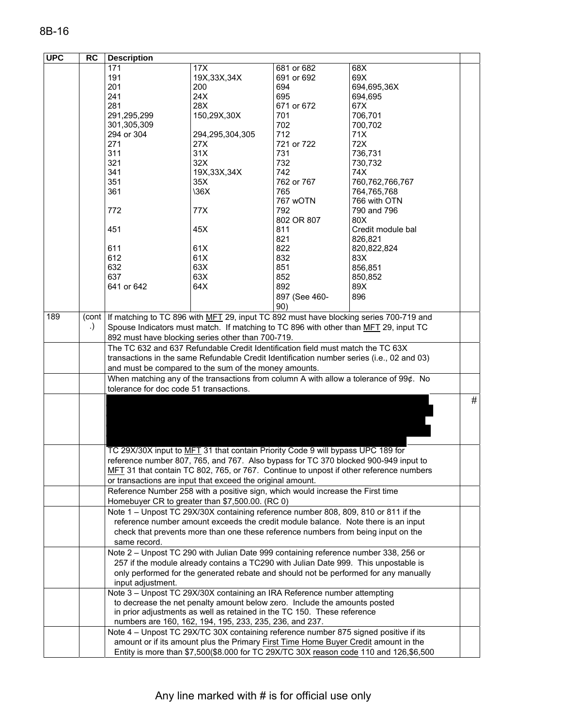| UPC | RC | Description | | | | |
|---|---|---|---|---|---|---|
| | | 171 | 17X | 681 or 682 | 68X | |
| | | 191 | 19X,33X,34X | 691 or 692 | 69X | |
| | | 201 | 200 | 694 | 694,695,36X | |
| | | 241 | 24X | 695 | 694,695 | |
| | | 281 | 28X | 671 or 672 | 67X | |
| | | 291,295,299 | 150,29X,30X | 701 | 706,701 | |
| | | 301,305,309 | | 702 | 700,702 | |
| | | 294 or 304 | 294,295,304,305 | 712 | 71X | |
| | | 271 | 27X | 721 or 722 | 72X | |
| | | 311 | 31X | 731 | 736,731 | |
| | | 321 | 32X | 732 | 730,732 | |
| | | 341 | 19X,33X,34X | 742 | 74X | |
| | | 351 | 35X | 762 or 767 | 760,762,766,767 | |
| | | 361 | \36X | 765 | 764,765,768 | |
| | | | | 767 wOTN | 766 with OTN | |
| | | 772 | 77X | 792 | 790 and 796 | |
| | | | | 802 OR 807 | 80X | |
| | | 451 | 45X | 811 | Credit module bal | |
| | | | | 821 | 826,821 | |
| | | 611 | 61X | 822 | 820,822,824 | |
| | | 612 | 61X | 832 | 83X | |
| | | 632 | 63X | 851 | 856,851 | |
| | | 637 | 63X | 852 | 850,852 | |
| | | 641 or 642 | 64X | 892 | 89X | |
| | | | | 897 (See 460-90) | 896 | |
| 189 | (cont.) | If matching to TC 896 with MFT 29, input TC 892 must have blocking series 700-719 and Spouse Indicators must match. If matching to TC 896 with other than MFT 29, input TC 892 must have blocking series other than 700-719. | | | | |
| | | The TC 632 and 637 Refundable Credit Identification field must match the TC 63X transactions in the same Refundable Credit Identification number series (i.e., 02 and 03) and must be compared to the sum of the money amounts. | | | | |
| | | When matching any of the transactions from column A with allow a tolerance of 99¢. No tolerance for doc code 51 transactions. | | | | |
| | | | | | | # |
| | | TC 29X/30X input to MFT 31 that contain Priority Code 9 will bypass UPC 189 for reference number 807, 765, and 767. Also bypass for TC 370 blocked 900-949 input to MFT 31 that contain TC 802, 765, or 767. Continue to unpost if other reference numbers or transactions are input that exceed the original amount. | | | | |
| | | Reference Number 258 with a positive sign, which would increase the First time Homebuyer CR to greater than $7,500.00. (RC 0) | | | | |
| | | Note 1 – Unpost TC 29X/30X containing reference number 808, 809, 810 or 811 if the reference number amount exceeds the credit module balance. Note there is an input check that prevents more than one these reference numbers from being input on the same record. | | | | |
| | | Note 2 – Unpost TC 290 with Julian Date 999 containing reference number 338, 256 or 257 if the module already contains a TC290 with Julian Date 999. This unpostable is only performed for the generated rebate and should not be performed for any manually input adjustment. | | | | |
| | | Note 3 – Unpost TC 29X/30X containing an IRA Reference number attempting to decrease the net penalty amount below zero. Include the amounts posted in prior adjustments as well as retained in the TC 150. These reference numbers are 160, 162, 194, 195, 233, 235, 236, and 237. | | | | |
| | | Note 4 – Unpost TC 29X/TC 30X containing reference number 875 signed positive if its amount or if its amount plus the Primary First Time Home Buyer Credit amount in the Entity is more than $7,500($8.000 for TC 29X/TC 30X reason code 110 and 126,$6,500 | | | | |

Any line marked with # is for official use only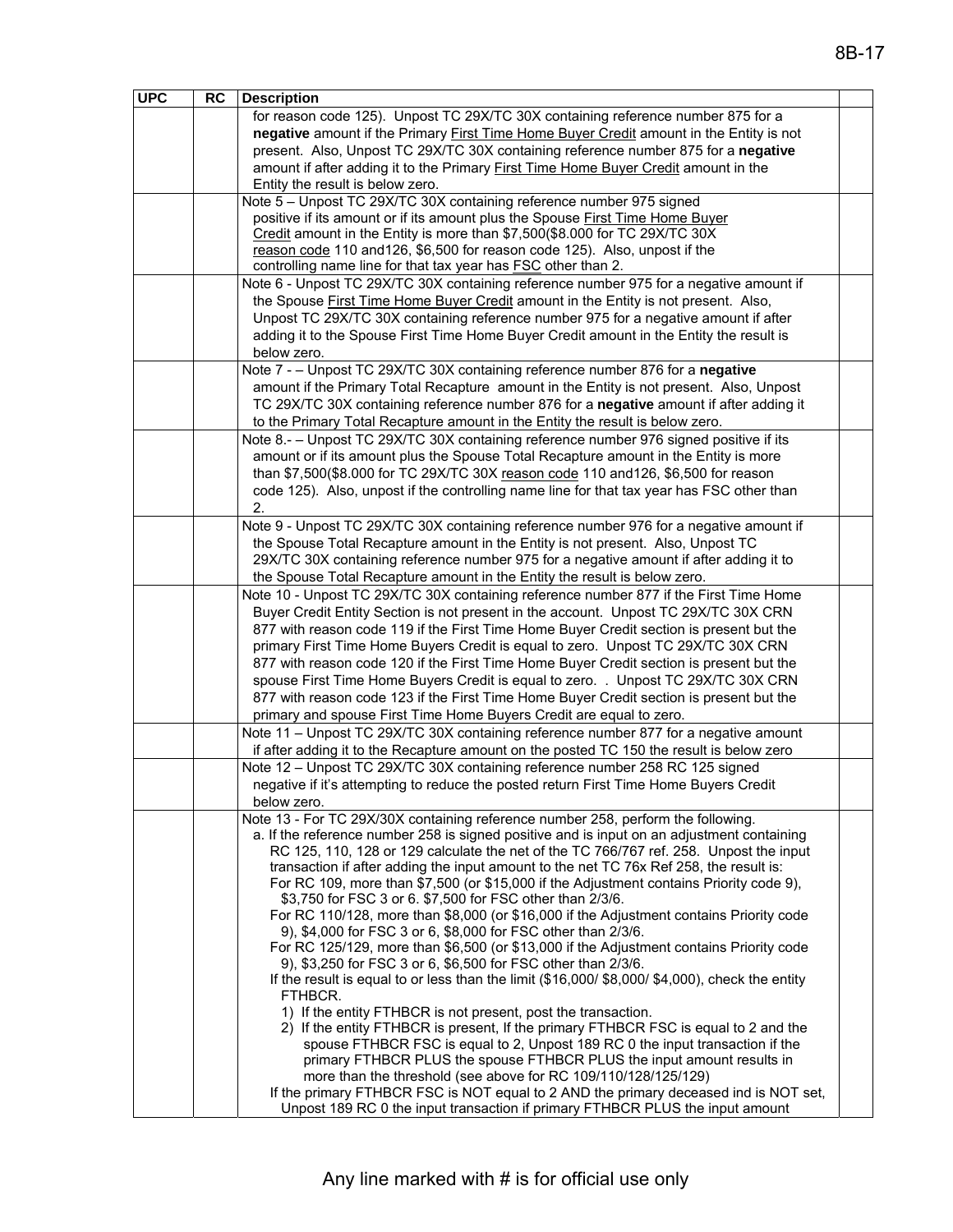| UPC | RC | Description | |
|---|---|---|---|
| | | for reason code 125). Unpost TC 29X/TC 30X containing reference number 875 for a **negative** amount if the Primary First Time Home Buyer Credit amount in the Entity is not present. Also, Unpost TC 29X/TC 30X containing reference number 875 for a **negative** amount if after adding it to the Primary First Time Home Buyer Credit amount in the Entity the result is below zero. | |
| | | Note 5 – Unpost TC 29X/TC 30X containing reference number 975 signed positive if its amount or if its amount plus the Spouse First Time Home Buyer Credit amount in the Entity is more than $7,500($8.000 for TC 29X/TC 30X reason code 110 and126, $6,500 for reason code 125). Also, unpost if the controlling name line for that tax year has FSC other than 2. | |
| | | Note 6 - Unpost TC 29X/TC 30X containing reference number 975 for a negative amount if the Spouse First Time Home Buyer Credit amount in the Entity is not present. Also, Unpost TC 29X/TC 30X containing reference number 975 for a negative amount if after adding it to the Spouse First Time Home Buyer Credit amount in the Entity the result is below zero. | |
| | | Note 7 - – Unpost TC 29X/TC 30X containing reference number 876 for a **negative** amount if the Primary Total Recapture amount in the Entity is not present. Also, Unpost TC 29X/TC 30X containing reference number 876 for a **negative** amount if after adding it to the Primary Total Recapture amount in the Entity the result is below zero. | |
| | | Note 8.- – Unpost TC 29X/TC 30X containing reference number 976 signed positive if its amount or if its amount plus the Spouse Total Recapture amount in the Entity is more than $7,500($8.000 for TC 29X/TC 30X reason code 110 and126, $6,500 for reason code 125). Also, unpost if the controlling name line for that tax year has FSC other than 2. | |
| | | Note 9 - Unpost TC 29X/TC 30X containing reference number 976 for a negative amount if the Spouse Total Recapture amount in the Entity is not present. Also, Unpost TC 29X/TC 30X containing reference number 975 for a negative amount if after adding it to the Spouse Total Recapture amount in the Entity the result is below zero. | |
| | | Note 10 - Unpost TC 29X/TC 30X containing reference number 877 if the First Time Home Buyer Credit Entity Section is not present in the account. Unpost TC 29X/TC 30X CRN 877 with reason code 119 if the First Time Home Buyer Credit section is present but the primary First Time Home Buyers Credit is equal to zero. Unpost TC 29X/TC 30X CRN 877 with reason code 120 if the First Time Home Buyer Credit section is present but the spouse First Time Home Buyers Credit is equal to zero. . Unpost TC 29X/TC 30X CRN 877 with reason code 123 if the First Time Home Buyer Credit section is present but the primary and spouse First Time Home Buyers Credit are equal to zero. | |
| | | Note 11 – Unpost TC 29X/TC 30X containing reference number 877 for a negative amount if after adding it to the Recapture amount on the posted TC 150 the result is below zero | |
| | | Note 12 – Unpost TC 29X/TC 30X containing reference number 258 RC 125 signed negative if it's attempting to reduce the posted return First Time Home Buyers Credit below zero. | |
| | | Note 13 - For TC 29X/30X containing reference number 258, perform the following.<br>a. If the reference number 258 is signed positive and is input on an adjustment containing RC 125, 110, 128 or 129 calculate the net of the TC 766/767 ref. 258. Unpost the input transaction if after adding the input amount to the net TC 76x Ref 258, the result is:<br>For RC 109, more than $7,500 (or $15,000 if the Adjustment contains Priority code 9), $3,750 for FSC 3 or 6. $7,500 for FSC other than 2/3/6.<br>For RC 110/128, more than $8,000 (or $16,000 if the Adjustment contains Priority code 9), $4,000 for FSC 3 or 6, $8,000 for FSC other than 2/3/6.<br>For RC 125/129, more than $6,500 (or $13,000 if the Adjustment contains Priority code 9), $3,250 for FSC 3 or 6, $6,500 for FSC other than 2/3/6.<br>If the result is equal to or less than the limit ($16,000/ $8,000/ $4,000), check the entity FTHBCR.<br>1) If the entity FTHBCR is not present, post the transaction.<br>2) If the entity FTHBCR is present, If the primary FTHBCR FSC is equal to 2 and the spouse FTHBCR FSC is equal to 2, Unpost 189 RC 0 the input transaction if the primary FTHBCR PLUS the spouse FTHBCR PLUS the input amount results in more than the threshold (see above for RC 109/110/128/125/129)<br>If the primary FTHBCR FSC is NOT equal to 2 AND the primary deceased ind is NOT set, Unpost 189 RC 0 the input transaction if primary FTHBCR PLUS the input amount | |

Any line marked with # is for official use only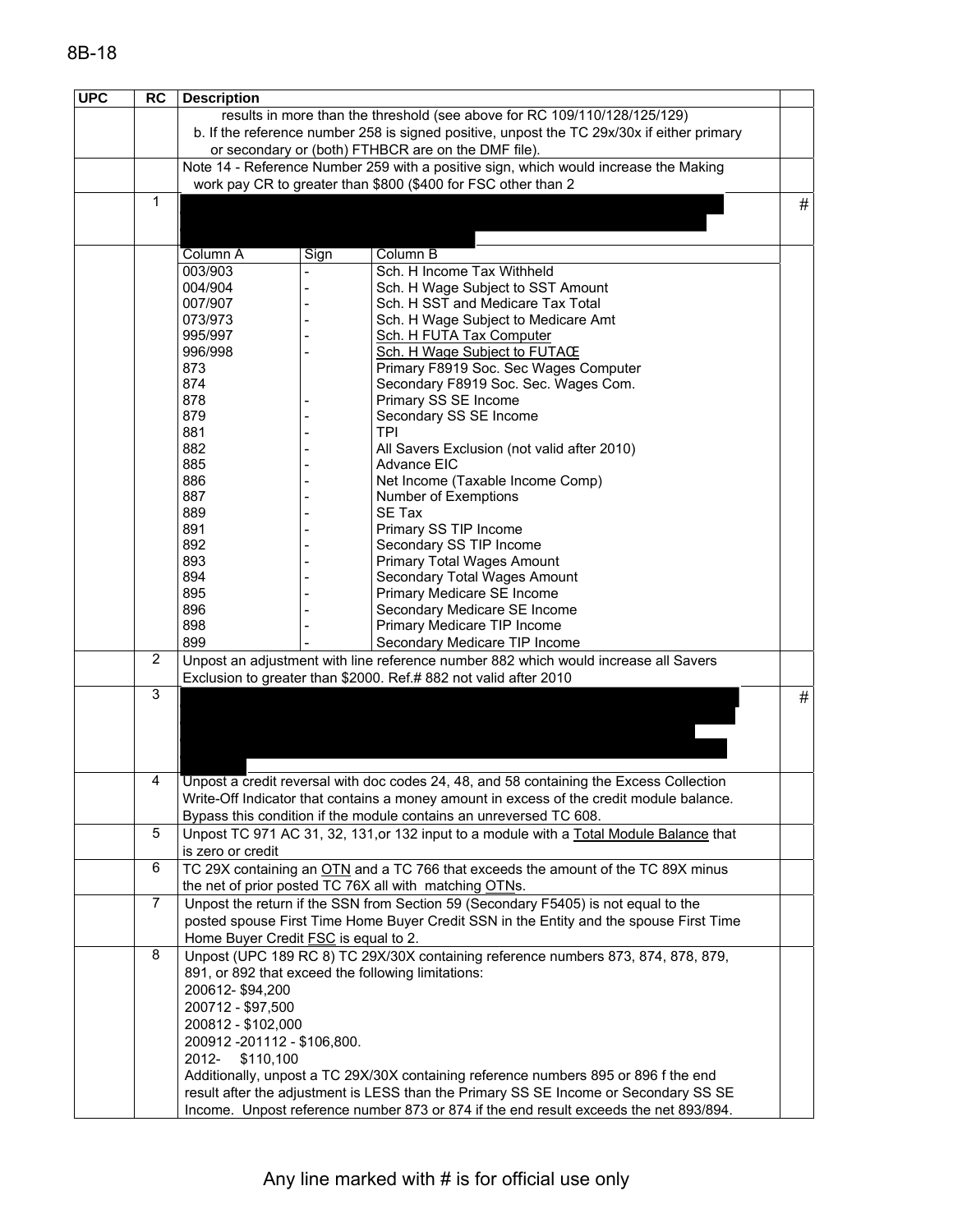| UPC | RC | Description | |
|---|---|---|---|
| | | results in more than the threshold (see above for RC 109/110/128/125/129)<br>b. If the reference number 258 is signed positive, unpost the TC 29x/30x if either primary or secondary or (both) FTHBCR are on the DMF file). | |
| | | Note 14 - Reference Number 259 with a positive sign, which would increase the Making work pay CR to greater than $800 ($400 for FSC other than 2 | |
| | 1 | | # |
| | | Column A / Sign / Column B<br>003/903 - Sch. H Income Tax Withheld<br>004/904 - Sch. H Wage Subject to SST Amount<br>007/907 - Sch. H SST and Medicare Tax Total<br>073/973 - Sch. H Wage Subject to Medicare Amt<br>995/997 - Sch. H FUTA Tax Computer<br>996/998 - Sch. H Wage Subject to FUTAŒ<br>873 Primary F8919 Soc. Sec Wages Computer<br>874 Secondary F8919 Soc. Sec. Wages Com.<br>878 - Primary SS SE Income<br>879 - Secondary SS SE Income<br>881 - TPI<br>882 - All Savers Exclusion (not valid after 2010)<br>885 - Advance EIC<br>886 - Net Income (Taxable Income Comp)<br>887 - Number of Exemptions<br>889 - SE Tax<br>891 - Primary SS TIP Income<br>892 - Secondary SS TIP Income<br>893 - Primary Total Wages Amount<br>894 - Secondary Total Wages Amount<br>895 - Primary Medicare SE Income<br>896 - Secondary Medicare SE Income<br>898 - Primary Medicare TIP Income<br>899 - Secondary Medicare TIP Income | |
| | 2 | Unpost an adjustment with line reference number 882 which would increase all Savers Exclusion to greater than $2000. Ref.# 882 not valid after 2010 | |
| | 3 | | # |
| | 4 | Unpost a credit reversal with doc codes 24, 48, and 58 containing the Excess Collection Write-Off Indicator that contains a money amount in excess of the credit module balance. Bypass this condition if the module contains an unreversed TC 608. | |
| | 5 | Unpost TC 971 AC 31, 32, 131,or 132 input to a module with a Total Module Balance that is zero or credit | |
| | 6 | TC 29X containing an OTN and a TC 766 that exceeds the amount of the TC 89X minus the net of prior posted TC 76X all with matching OTNs. | |
| | 7 | Unpost the return if the SSN from Section 59 (Secondary F5405) is not equal to the posted spouse First Time Home Buyer Credit SSN in the Entity and the spouse First Time Home Buyer Credit FSC is equal to 2. | |
| | 8 | Unpost (UPC 189 RC 8) TC 29X/30X containing reference numbers 873, 874, 878, 879, 891, or 892 that exceed the following limitations:<br>200612- $94,200<br>200712 - $97,500<br>200812 - $102,000<br>200912 -201112 - $106,800.<br>2012- $110,100<br>Additionally, unpost a TC 29X/30X containing reference numbers 895 or 896 f the end result after the adjustment is LESS than the Primary SS SE Income or Secondary SS SE Income. Unpost reference number 873 or 874 if the end result exceeds the net 893/894. | |

Any line marked with # is for official use only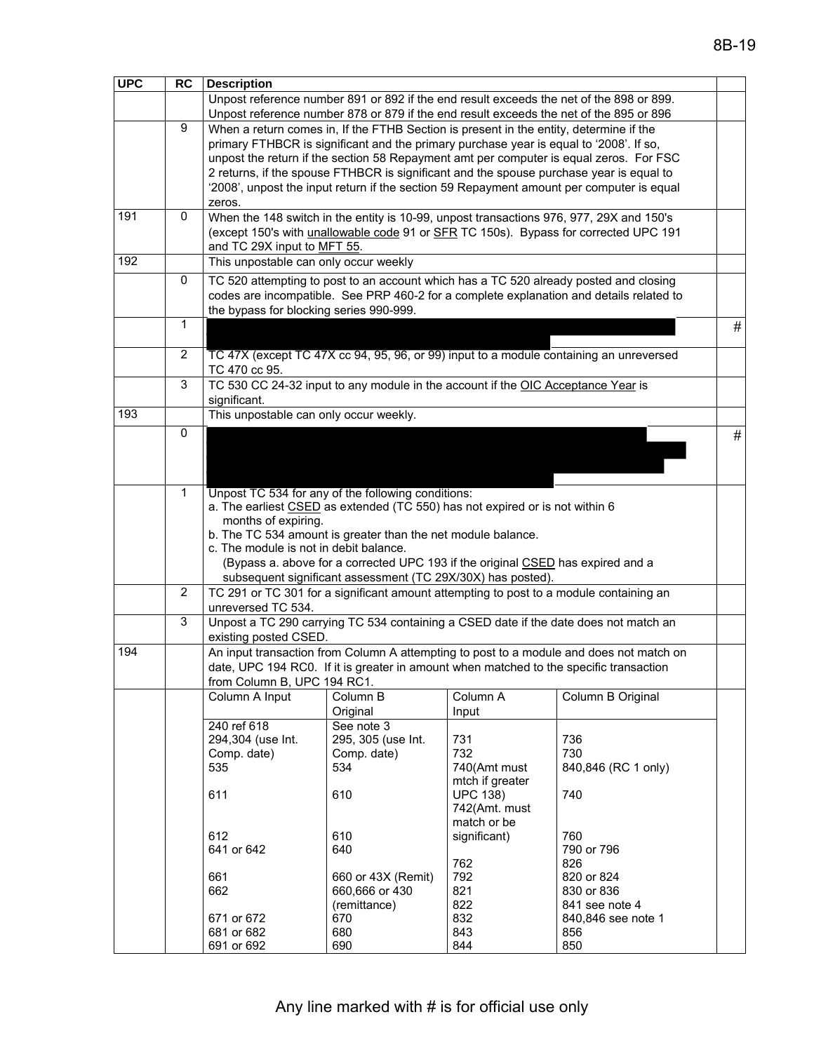| UPC | RC | Description | |
|---|---|---|---|
| | | Unpost reference number 891 or 892 if the end result exceeds the net of the 898 or 899. Unpost reference number 878 or 879 if the end result exceeds the net of the 895 or 896 | |
| | 9 | When a return comes in, If the FTHB Section is present in the entity, determine if the primary FTHBCR is significant and the primary purchase year is equal to '2008'. If so, unpost the return if the section 58 Repayment amt per computer is equal zeros. For FSC 2 returns, if the spouse FTHBCR is significant and the spouse purchase year is equal to '2008', unpost the input return if the section 59 Repayment amount per computer is equal zeros. | |
| 191 | 0 | When the 148 switch in the entity is 10-99, unpost transactions 976, 977, 29X and 150's (except 150's with unallowable code 91 or SFR TC 150s). Bypass for corrected UPC 191 and TC 29X input to MFT 55. | |
| 192 | | This unpostable can only occur weekly | |
| | 0 | TC 520 attempting to post to an account which has a TC 520 already posted and closing codes are incompatible. See PRP 460-2 for a complete explanation and details related to the bypass for blocking series 990-999. | |
| | 1 | | # |
| | 2 | TC 47X (except TC 47X cc 94, 95, 96, or 99) input to a module containing an unreversed TC 470 cc 95. | |
| | 3 | TC 530 CC 24-32 input to any module in the account if the OIC Acceptance Year is significant. | |
| 193 | | This unpostable can only occur weekly. | |
| | 0 | | # |
| | 1 | Unpost TC 534 for any of the following conditions:<br>a. The earliest CSED as extended (TC 550) has not expired or is not within 6 months of expiring.<br>b. The TC 534 amount is greater than the net module balance.<br>c. The module is not in debit balance.<br>(Bypass a. above for a corrected UPC 193 if the original CSED has expired and a subsequent significant assessment (TC 29X/30X) has posted). | |
| | 2 | TC 291 or TC 301 for a significant amount attempting to post to a module containing an unreversed TC 534. | |
| | 3 | Unpost a TC 290 carrying TC 534 containing a CSED date if the date does not match an existing posted CSED. | |
| 194 | | An input transaction from Column A attempting to post to a module and does not match on date, UPC 194 RC0. If it is greater in amount when matched to the specific transaction from Column B, UPC 194 RC1. | |

| Column A Input | Column B Original | Column A Input | Column B Original |
|---|---|---|---|
| 240 ref 618 | See note 3 | | |
| 294,304 (use Int. Comp. date) | 295, 305 (use Int. Comp. date) | 731 | 736 |
| | | 732 | 730 |
| 535 | 534 | 740(Amt must mtch if greater UPC 138) | 840,846 (RC 1 only) |
| 611 | 610 | 742(Amt. must match or be significant) | 740 |
| 612 | 610 | | 760 |
| 641 or 642 | 640 | | 790 or 796 |
| | | 762 | 826 |
| 661 | 660 or 43X (Remit) | 792 | 820 or 824 |
| 662 | 660,666 or 430 (remittance) | 821 | 830 or 836 |
| | | 822 | 841 see note 4 |
| 671 or 672 | 670 | 832 | 840,846 see note 1 |
| 681 or 682 | 680 | 843 | 856 |
| 691 or 692 | 690 | 844 | 850 |

Any line marked with # is for official use only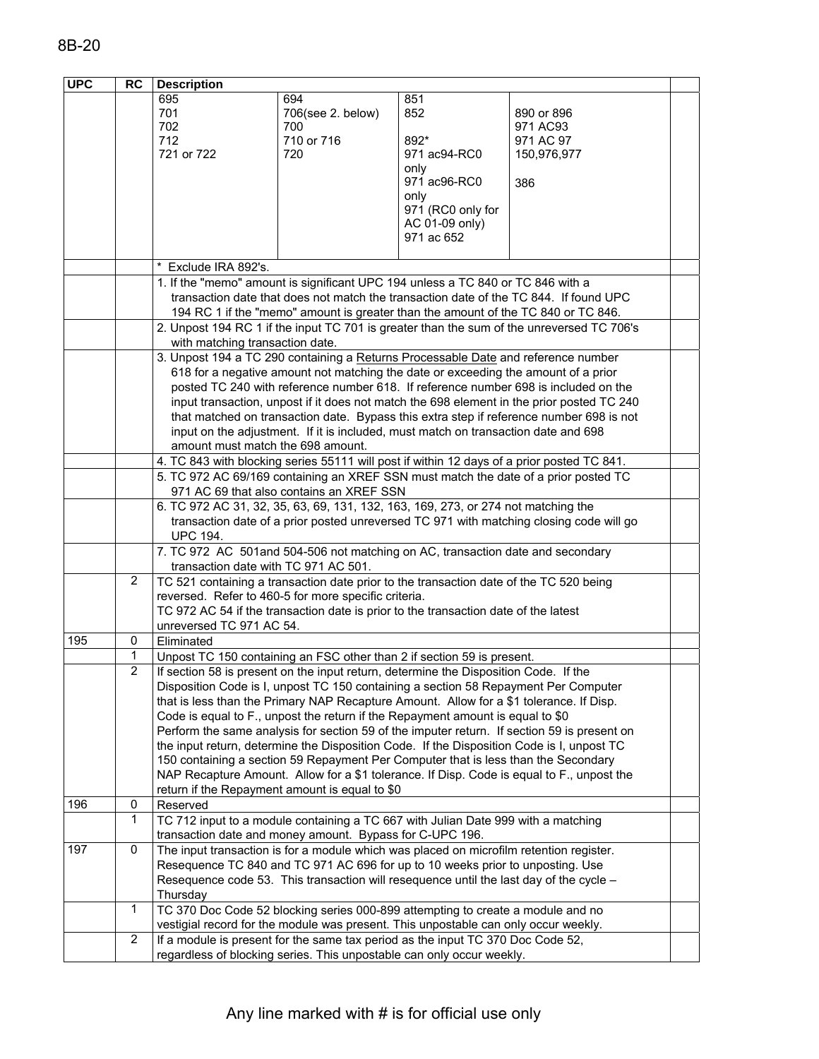| UPC | RC | Description | |
|---|---|---|---|
| | | 695<br>701<br>702<br>712<br>721 or 722 \| 694<br>706(see 2. below)<br>700<br>710 or 716<br>720 \| 851<br>852<br><br>892*<br>971 ac94-RC0 only<br>971 ac96-RC0 only<br>971 (RC0 only for AC 01-09 only)<br>971 ac 652 \| <br>890 or 896<br>971 AC93<br>971 AC 97<br>150,976,977<br><br>386 | |
| | | * Exclude IRA 892's. | |
| | | 1. If the "memo" amount is significant UPC 194 unless a TC 840 or TC 846 with a transaction date that does not match the transaction date of the TC 844. If found UPC 194 RC 1 if the "memo" amount is greater than the amount of the TC 840 or TC 846. | |
| | | 2. Unpost 194 RC 1 if the input TC 701 is greater than the sum of the unreversed TC 706's with matching transaction date. | |
| | | 3. Unpost 194 a TC 290 containing a Returns Processable Date and reference number 618 for a negative amount not matching the date or exceeding the amount of a prior posted TC 240 with reference number 618. If reference number 698 is included on the input transaction, unpost if it does not match the 698 element in the prior posted TC 240 that matched on transaction date. Bypass this extra step if reference number 698 is not input on the adjustment. If it is included, must match on transaction date and 698 amount must match the 698 amount. | |
| | | 4. TC 843 with blocking series 55111 will post if within 12 days of a prior posted TC 841. | |
| | | 5. TC 972 AC 69/169 containing an XREF SSN must match the date of a prior posted TC 971 AC 69 that also contains an XREF SSN | |
| | | 6. TC 972 AC 31, 32, 35, 63, 69, 131, 132, 163, 169, 273, or 274 not matching the transaction date of a prior posted unreversed TC 971 with matching closing code will go UPC 194. | |
| | | 7. TC 972 AC 501and 504-506 not matching on AC, transaction date and secondary transaction date with TC 971 AC 501. | |
| | 2 | TC 521 containing a transaction date prior to the transaction date of the TC 520 being reversed. Refer to 460-5 for more specific criteria.<br>TC 972 AC 54 if the transaction date is prior to the transaction date of the latest unreversed TC 971 AC 54. | |
| 195 | 0 | Eliminated | |
| | 1 | Unpost TC 150 containing an FSC other than 2 if section 59 is present. | |
| | 2 | If section 58 is present on the input return, determine the Disposition Code. If the Disposition Code is I, unpost TC 150 containing a section 58 Repayment Per Computer that is less than the Primary NAP Recapture Amount. Allow for a $1 tolerance. If Disp. Code is equal to F., unpost the return if the Repayment amount is equal to $0<br>Perform the same analysis for section 59 of the imputer return. If section 59 is present on the input return, determine the Disposition Code. If the Disposition Code is I, unpost TC 150 containing a section 59 Repayment Per Computer that is less than the Secondary NAP Recapture Amount. Allow for a $1 tolerance. If Disp. Code is equal to F., unpost the return if the Repayment amount is equal to $0 | |
| 196 | 0 | Reserved | |
| | 1 | TC 712 input to a module containing a TC 667 with Julian Date 999 with a matching transaction date and money amount. Bypass for C-UPC 196. | |
| 197 | 0 | The input transaction is for a module which was placed on microfilm retention register. Resequence TC 840 and TC 971 AC 696 for up to 10 weeks prior to unposting. Use Resequence code 53. This transaction will resequence until the last day of the cycle – Thursday | |
| | 1 | TC 370 Doc Code 52 blocking series 000-899 attempting to create a module and no vestigial record for the module was present. This unpostable can only occur weekly. | |
| | 2 | If a module is present for the same tax period as the input TC 370 Doc Code 52, regardless of blocking series. This unpostable can only occur weekly. | |

Any line marked with # is for official use only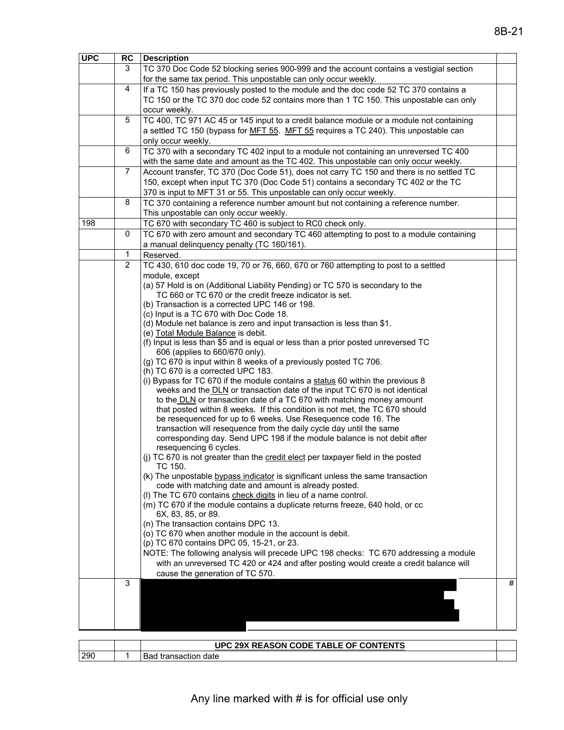| UPC | RC | Description | |
|---|---|---|---|
| | 3 | TC 370 Doc Code 52 blocking series 900-999 and the account contains a vestigial section for the same tax period. This unpostable can only occur weekly. | |
| | 4 | If a TC 150 has previously posted to the module and the doc code 52 TC 370 contains a TC 150 or the TC 370 doc code 52 contains more than 1 TC 150. This unpostable can only occur weekly. | |
| | 5 | TC 400, TC 971 AC 45 or 145 input to a credit balance module or a module not containing a settled TC 150 (bypass for MFT 55. MFT 55 requires a TC 240). This unpostable can only occur weekly. | |
| | 6 | TC 370 with a secondary TC 402 input to a module not containing an unreversed TC 400 with the same date and amount as the TC 402. This unpostable can only occur weekly. | |
| | 7 | Account transfer, TC 370 (Doc Code 51), does not carry TC 150 and there is no settled TC 150, except when input TC 370 (Doc Code 51) contains a secondary TC 402 or the TC 370 is input to MFT 31 or 55. This unpostable can only occur weekly. | |
| | 8 | TC 370 containing a reference number amount but not containing a reference number. This unpostable can only occur weekly. | |
| 198 | | TC 670 with secondary TC 460 is subject to RC0 check only. | |
| | 0 | TC 670 with zero amount and secondary TC 460 attempting to post to a module containing a manual delinquency penalty (TC 160/161). | |
| | 1 | Reserved. | |
| | 2 | TC 430, 610 doc code 19, 70 or 76, 660, 670 or 760 attempting to post to a settled module, except<br>(a) 57 Hold is on (Additional Liability Pending) or TC 570 is secondary to the TC 660 or TC 670 or the credit freeze indicator is set.<br>(b) Transaction is a corrected UPC 146 or 198.<br>(c) Input is a TC 670 with Doc Code 18.<br>(d) Module net balance is zero and input transaction is less than $1.<br>(e) Total Module Balance is debit.<br>(f) Input is less than $5 and is equal or less than a prior posted unreversed TC 606 (applies to 660/670 only).<br>(g) TC 670 is input within 8 weeks of a previously posted TC 706.<br>(h) TC 670 is a corrected UPC 183.<br>(i) Bypass for TC 670 if the module contains a status 60 within the previous 8 weeks and the DLN or transaction date of the input TC 670 is not identical to the DLN or transaction date of a TC 670 with matching money amount that posted within 8 weeks. If this condition is not met, the TC 670 should be resequenced for up to 6 weeks. Use Resequence code 16. The transaction will resequence from the daily cycle day until the same corresponding day. Send UPC 198 if the module balance is not debit after resequencing 6 cycles.<br>(j) TC 670 is not greater than the credit elect per taxpayer field in the posted TC 150.<br>(k) The unpostable bypass indicator is significant unless the same transaction code with matching date and amount is already posted.<br>(l) The TC 670 contains check digits in lieu of a name control.<br>(m) TC 670 if the module contains a duplicate returns freeze, 640 hold, or cc 6X, 83, 85, or 89.<br>(n) The transaction contains DPC 13.<br>(o) TC 670 when another module in the account is debit.<br>(p) TC 670 contains DPC 05, 15-21, or 23.<br>NOTE: The following analysis will precede UPC 198 checks: TC 670 addressing a module with an unreversed TC 420 or 424 and after posting would create a credit balance will cause the generation of TC 570. | |
| | 3 | | # |

| | | UPC 29X REASON CODE TABLE OF CONTENTS | |
|---|---|---|---|
| 290 | 1 | Bad transaction date | |

Any line marked with # is for official use only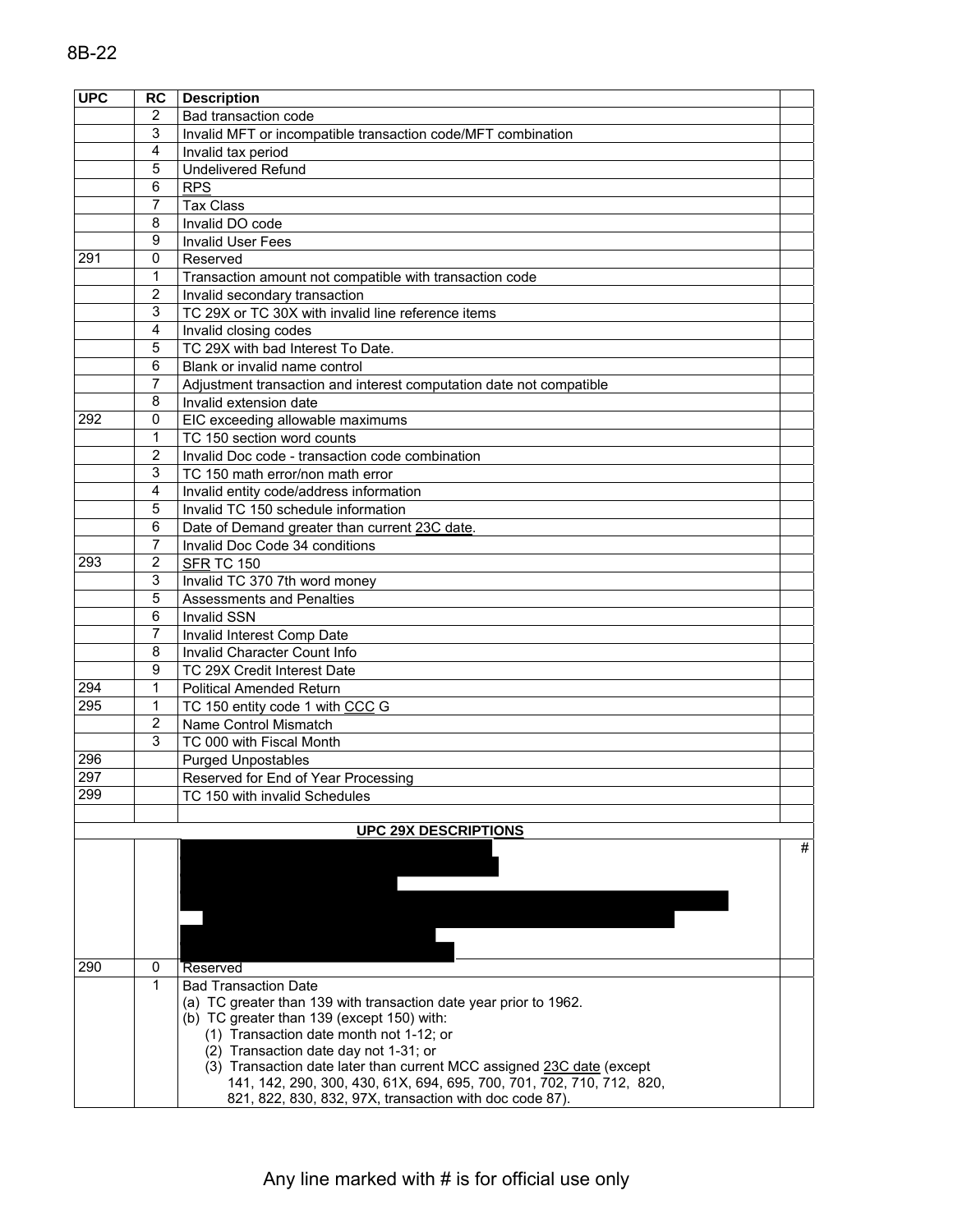| UPC | RC | Description | |
|---|---|---|---|
| | 2 | Bad transaction code | |
| | 3 | Invalid MFT or incompatible transaction code/MFT combination | |
| | 4 | Invalid tax period | |
| | 5 | Undelivered Refund | |
| | 6 | RPS | |
| | 7 | Tax Class | |
| | 8 | Invalid DO code | |
| | 9 | Invalid User Fees | |
| 291 | 0 | Reserved | |
| | 1 | Transaction amount not compatible with transaction code | |
| | 2 | Invalid secondary transaction | |
| | 3 | TC 29X or TC 30X with invalid line reference items | |
| | 4 | Invalid closing codes | |
| | 5 | TC 29X with bad Interest To Date. | |
| | 6 | Blank or invalid name control | |
| | 7 | Adjustment transaction and interest computation date not compatible | |
| | 8 | Invalid extension date | |
| 292 | 0 | EIC exceeding allowable maximums | |
| | 1 | TC 150 section word counts | |
| | 2 | Invalid Doc code - transaction code combination | |
| | 3 | TC 150 math error/non math error | |
| | 4 | Invalid entity code/address information | |
| | 5 | Invalid TC 150 schedule information | |
| | 6 | Date of Demand greater than current 23C date. | |
| | 7 | Invalid Doc Code 34 conditions | |
| 293 | 2 | SFR TC 150 | |
| | 3 | Invalid TC 370 7th word money | |
| | 5 | Assessments and Penalties | |
| | 6 | Invalid SSN | |
| | 7 | Invalid Interest Comp Date | |
| | 8 | Invalid Character Count Info | |
| | 9 | TC 29X Credit Interest Date | |
| 294 | 1 | Political Amended Return | |
| 295 | 1 | TC 150 entity code 1 with CCC G | |
| | 2 | Name Control Mismatch | |
| | 3 | TC 000 with Fiscal Month | |
| 296 | | Purged Unpostables | |
| 297 | | Reserved for End of Year Processing | |
| 299 | | TC 150 with invalid Schedules | |
| | | | |
| | | **UPC 29X DESCRIPTIONS** | |
| | | [redacted] | # |
| 290 | 0 | Reserved | |
| | 1 | Bad Transaction Date<br>(a) TC greater than 139 with transaction date year prior to 1962.<br>(b) TC greater than 139 (except 150) with:<br>(1) Transaction date month not 1-12; or<br>(2) Transaction date day not 1-31; or<br>(3) Transaction date later than current MCC assigned 23C date (except 141, 142, 290, 300, 430, 61X, 694, 695, 700, 701, 702, 710, 712, 820, 821, 822, 830, 832, 97X, transaction with doc code 87). | |

Any line marked with # is for official use only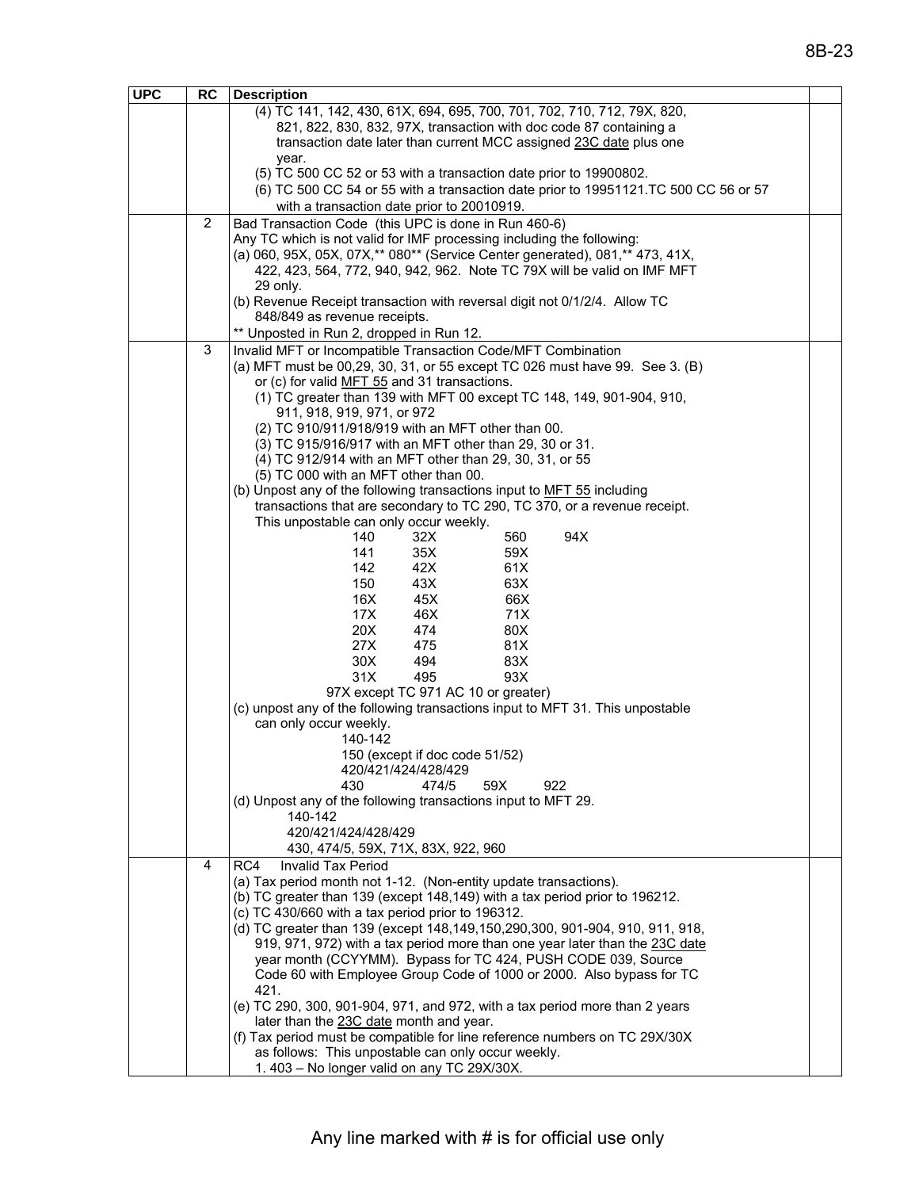| UPC | RC | Description | |
|---|---|---|---|
| | | (4) TC 141, 142, 430, 61X, 694, 695, 700, 701, 702, 710, 712, 79X, 820, 821, 822, 830, 832, 97X, transaction with doc code 87 containing a transaction date later than current MCC assigned 23C date plus one year.<br>(5) TC 500 CC 52 or 53 with a transaction date prior to 19900802.<br>(6) TC 500 CC 54 or 55 with a transaction date prior to 19951121.TC 500 CC 56 or 57 with a transaction date prior to 20010919. | |
| | 2 | Bad Transaction Code (this UPC is done in Run 460-6)<br>Any TC which is not valid for IMF processing including the following:<br>(a) 060, 95X, 05X, 07X,** 080** (Service Center generated), 081,** 473, 41X, 422, 423, 564, 772, 940, 942, 962. Note TC 79X will be valid on IMF MFT 29 only.<br>(b) Revenue Receipt transaction with reversal digit not 0/1/2/4. Allow TC 848/849 as revenue receipts.<br>** Unposted in Run 2, dropped in Run 12. | |
| | 3 | Invalid MFT or Incompatible Transaction Code/MFT Combination<br>(a) MFT must be 00,29, 30, 31, or 55 except TC 026 must have 99. See 3. (B) or (c) for valid MFT 55 and 31 transactions.<br>(1) TC greater than 139 with MFT 00 except TC 148, 149, 901-904, 910, 911, 918, 919, 971, or 972<br>(2) TC 910/911/918/919 with an MFT other than 00.<br>(3) TC 915/916/917 with an MFT other than 29, 30 or 31.<br>(4) TC 912/914 with an MFT other than 29, 30, 31, or 55<br>(5) TC 000 with an MFT other than 00.<br>(b) Unpost any of the following transactions input to MFT 55 including transactions that are secondary to TC 290, TC 370, or a revenue receipt. This unpostable can only occur weekly.<br>140 32X 560 94X<br>141 35X 59X<br>142 42X 61X<br>150 43X 63X<br>16X 45X 66X<br>17X 46X 71X<br>20X 474 80X<br>27X 475 81X<br>30X 494 83X<br>31X 495 93X<br>97X except TC 971 AC 10 or greater)<br>(c) unpost any of the following transactions input to MFT 31. This unpostable can only occur weekly.<br>140-142<br>150 (except if doc code 51/52)<br>420/421/424/428/429<br>430 474/5 59X 922<br>(d) Unpost any of the following transactions input to MFT 29.<br>140-142<br>420/421/424/428/429<br>430, 474/5, 59X, 71X, 83X, 922, 960 | |
| | 4 | RC4 Invalid Tax Period<br>(a) Tax period month not 1-12. (Non-entity update transactions).<br>(b) TC greater than 139 (except 148,149) with a tax period prior to 196212.<br>(c) TC 430/660 with a tax period prior to 196312.<br>(d) TC greater than 139 (except 148,149,150,290,300, 901-904, 910, 911, 918, 919, 971, 972) with a tax period more than one year later than the 23C date year month (CCYYMM). Bypass for TC 424, PUSH CODE 039, Source Code 60 with Employee Group Code of 1000 or 2000. Also bypass for TC 421.<br>(e) TC 290, 300, 901-904, 971, and 972, with a tax period more than 2 years later than the 23C date month and year.<br>(f) Tax period must be compatible for line reference numbers on TC 29X/30X as follows: This unpostable can only occur weekly.<br>1. 403 – No longer valid on any TC 29X/30X. | |

Any line marked with # is for official use only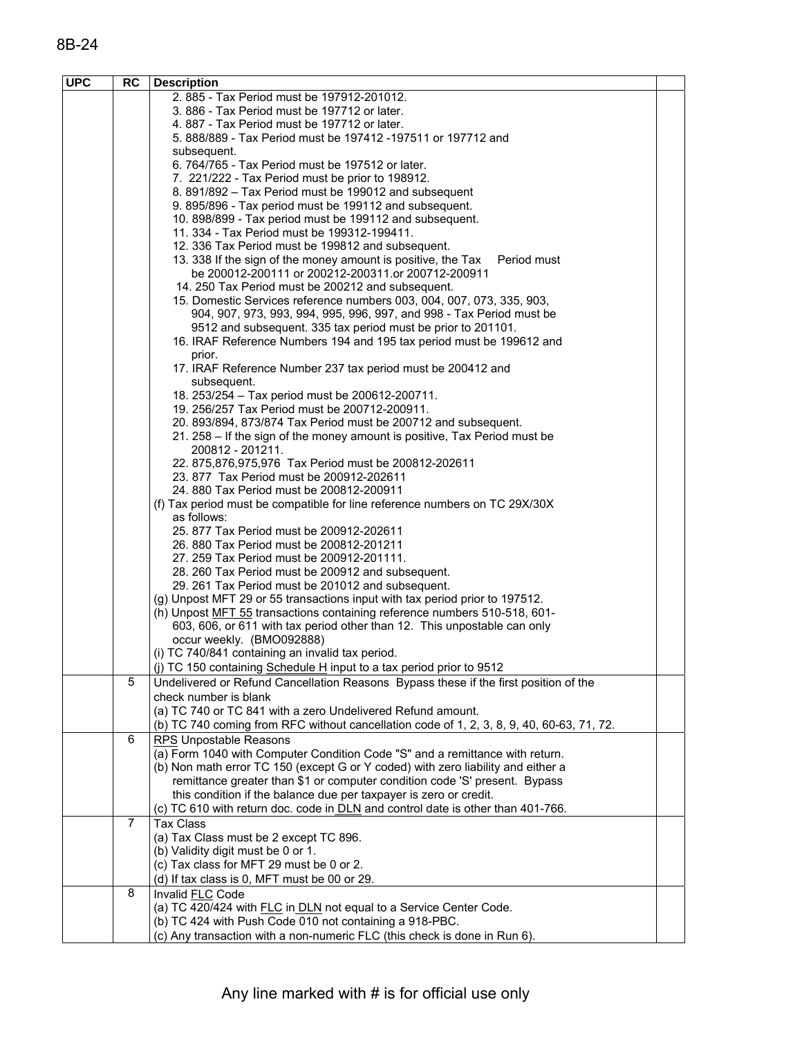| UPC | RC | Description | |
|---|---|---|---|
| | | 2. 885 - Tax Period must be 197912-201012.<br>3. 886 - Tax Period must be 197712 or later.<br>4. 887 - Tax Period must be 197712 or later.<br>5. 888/889 - Tax Period must be 197412 -197511 or 197712 and subsequent.<br>6. 764/765 - Tax Period must be 197512 or later.<br>7. 221/222 - Tax Period must be prior to 198912.<br>8. 891/892 – Tax Period must be 199012 and subsequent<br>9. 895/896 - Tax period must be 199112 and subsequent.<br>10. 898/899 - Tax period must be 199112 and subsequent.<br>11. 334 - Tax Period must be 199312-199411.<br>12. 336 Tax Period must be 199812 and subsequent.<br>13. 338 If the sign of the money amount is positive, the Tax Period must be 200012-200111 or 200212-200311.or 200712-200911<br>14. 250 Tax Period must be 200212 and subsequent.<br>15. Domestic Services reference numbers 003, 004, 007, 073, 335, 903, 904, 907, 973, 993, 994, 995, 996, 997, and 998 - Tax Period must be 9512 and subsequent. 335 tax period must be prior to 201101.<br>16. IRAF Reference Numbers 194 and 195 tax period must be 199612 and prior.<br>17. IRAF Reference Number 237 tax period must be 200412 and subsequent.<br>18. 253/254 – Tax period must be 200612-200711.<br>19. 256/257 Tax Period must be 200712-200911.<br>20. 893/894, 873/874 Tax Period must be 200712 and subsequent.<br>21. 258 – If the sign of the money amount is positive, Tax Period must be 200812 - 201211.<br>22. 875,876,975,976 Tax Period must be 200812-202611<br>23. 877 Tax Period must be 200912-202611<br>24. 880 Tax Period must be 200812-200911<br>(f) Tax period must be compatible for line reference numbers on TC 29X/30X as follows:<br>25. 877 Tax Period must be 200912-202611<br>26. 880 Tax Period must be 200812-201211<br>27. 259 Tax Period must be 200912-201111.<br>28. 260 Tax Period must be 200912 and subsequent.<br>29. 261 Tax Period must be 201012 and subsequent.<br>(g) Unpost MFT 29 or 55 transactions input with tax period prior to 197512.<br>(h) Unpost MFT 55 transactions containing reference numbers 510-518, 601-603, 606, or 611 with tax period other than 12. This unpostable can only occur weekly. (BMO092888)<br>(i) TC 740/841 containing an invalid tax period.<br>(j) TC 150 containing Schedule H input to a tax period prior to 9512 | |
| | 5 | Undelivered or Refund Cancellation Reasons Bypass these if the first position of the check number is blank<br>(a) TC 740 or TC 841 with a zero Undelivered Refund amount.<br>(b) TC 740 coming from RFC without cancellation code of 1, 2, 3, 8, 9, 40, 60-63, 71, 72. | |
| | 6 | RPS Unpostable Reasons<br>(a) Form 1040 with Computer Condition Code "S" and a remittance with return.<br>(b) Non math error TC 150 (except G or Y coded) with zero liability and either a remittance greater than $1 or computer condition code 'S' present. Bypass this condition if the balance due per taxpayer is zero or credit.<br>(c) TC 610 with return doc. code in DLN and control date is other than 401-766. | |
| | 7 | Tax Class<br>(a) Tax Class must be 2 except TC 896.<br>(b) Validity digit must be 0 or 1.<br>(c) Tax class for MFT 29 must be 0 or 2.<br>(d) If tax class is 0, MFT must be 00 or 29. | |
| | 8 | Invalid FLC Code<br>(a) TC 420/424 with FLC in DLN not equal to a Service Center Code.<br>(b) TC 424 with Push Code 010 not containing a 918-PBC.<br>(c) Any transaction with a non-numeric FLC (this check is done in Run 6). | |

Any line marked with # is for official use only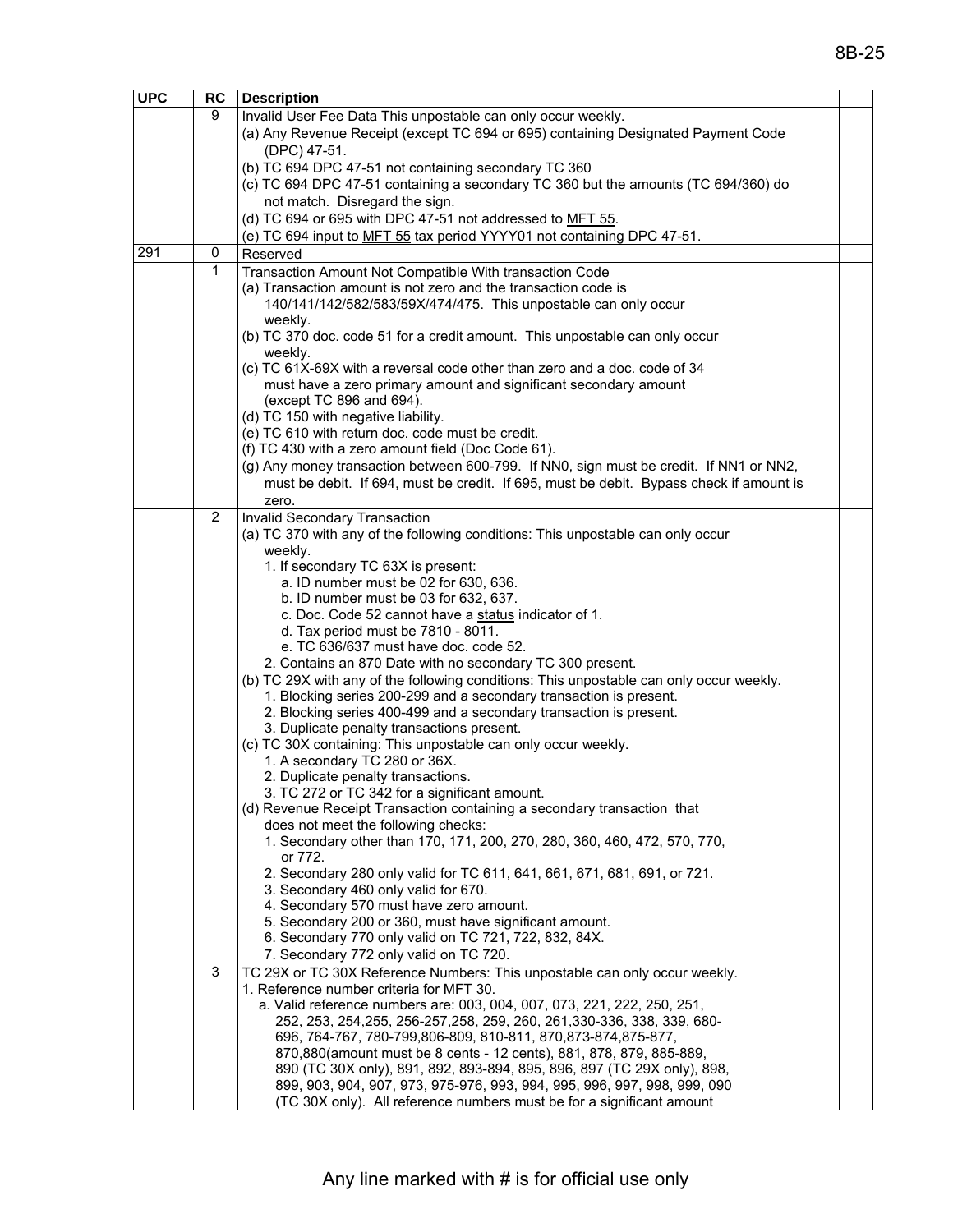| UPC | RC | Description | |
|---|---|---|---|
| | 9 | Invalid User Fee Data This unpostable can only occur weekly.<br>(a) Any Revenue Receipt (except TC 694 or 695) containing Designated Payment Code (DPC) 47-51.<br>(b) TC 694 DPC 47-51 not containing secondary TC 360<br>(c) TC 694 DPC 47-51 containing a secondary TC 360 but the amounts (TC 694/360) do not match. Disregard the sign.<br>(d) TC 694 or 695 with DPC 47-51 not addressed to MFT 55.<br>(e) TC 694 input to MFT 55 tax period YYYY01 not containing DPC 47-51. | |
| 291 | 0 | Reserved | |
| | 1 | Transaction Amount Not Compatible With transaction Code<br>(a) Transaction amount is not zero and the transaction code is 140/141/142/582/583/59X/474/475. This unpostable can only occur weekly.<br>(b) TC 370 doc. code 51 for a credit amount. This unpostable can only occur weekly.<br>(c) TC 61X-69X with a reversal code other than zero and a doc. code of 34 must have a zero primary amount and significant secondary amount (except TC 896 and 694).<br>(d) TC 150 with negative liability.<br>(e) TC 610 with return doc. code must be credit.<br>(f) TC 430 with a zero amount field (Doc Code 61).<br>(g) Any money transaction between 600-799. If NN0, sign must be credit. If NN1 or NN2, must be debit. If 694, must be credit. If 695, must be debit. Bypass check if amount is zero. | |
| | 2 | Invalid Secondary Transaction<br>(a) TC 370 with any of the following conditions: This unpostable can only occur weekly.<br>1. If secondary TC 63X is present:<br>a. ID number must be 02 for 630, 636.<br>b. ID number must be 03 for 632, 637.<br>c. Doc. Code 52 cannot have a status indicator of 1.<br>d. Tax period must be 7810 - 8011.<br>e. TC 636/637 must have doc. code 52.<br>2. Contains an 870 Date with no secondary TC 300 present.<br>(b) TC 29X with any of the following conditions: This unpostable can only occur weekly.<br>1. Blocking series 200-299 and a secondary transaction is present.<br>2. Blocking series 400-499 and a secondary transaction is present.<br>3. Duplicate penalty transactions present.<br>(c) TC 30X containing: This unpostable can only occur weekly.<br>1. A secondary TC 280 or 36X.<br>2. Duplicate penalty transactions.<br>3. TC 272 or TC 342 for a significant amount.<br>(d) Revenue Receipt Transaction containing a secondary transaction that does not meet the following checks:<br>1. Secondary other than 170, 171, 200, 270, 280, 360, 460, 472, 570, 770, or 772.<br>2. Secondary 280 only valid for TC 611, 641, 661, 671, 681, 691, or 721.<br>3. Secondary 460 only valid for 670.<br>4. Secondary 570 must have zero amount.<br>5. Secondary 200 or 360, must have significant amount.<br>6. Secondary 770 only valid on TC 721, 722, 832, 84X.<br>7. Secondary 772 only valid on TC 720. | |
| | 3 | TC 29X or TC 30X Reference Numbers: This unpostable can only occur weekly.<br>1. Reference number criteria for MFT 30.<br>a. Valid reference numbers are: 003, 004, 007, 073, 221, 222, 250, 251, 252, 253, 254,255, 256-257,258, 259, 260, 261,330-336, 338, 339, 680-696, 764-767, 780-799,806-809, 810-811, 870,873-874,875-877, 870,880(amount must be 8 cents - 12 cents), 881, 878, 879, 885-889, 890 (TC 30X only), 891, 892, 893-894, 895, 896, 897 (TC 29X only), 898, 899, 903, 904, 907, 973, 975-976, 993, 994, 995, 996, 997, 998, 999, 090 (TC 30X only). All reference numbers must be for a significant amount | |

Any line marked with # is for official use only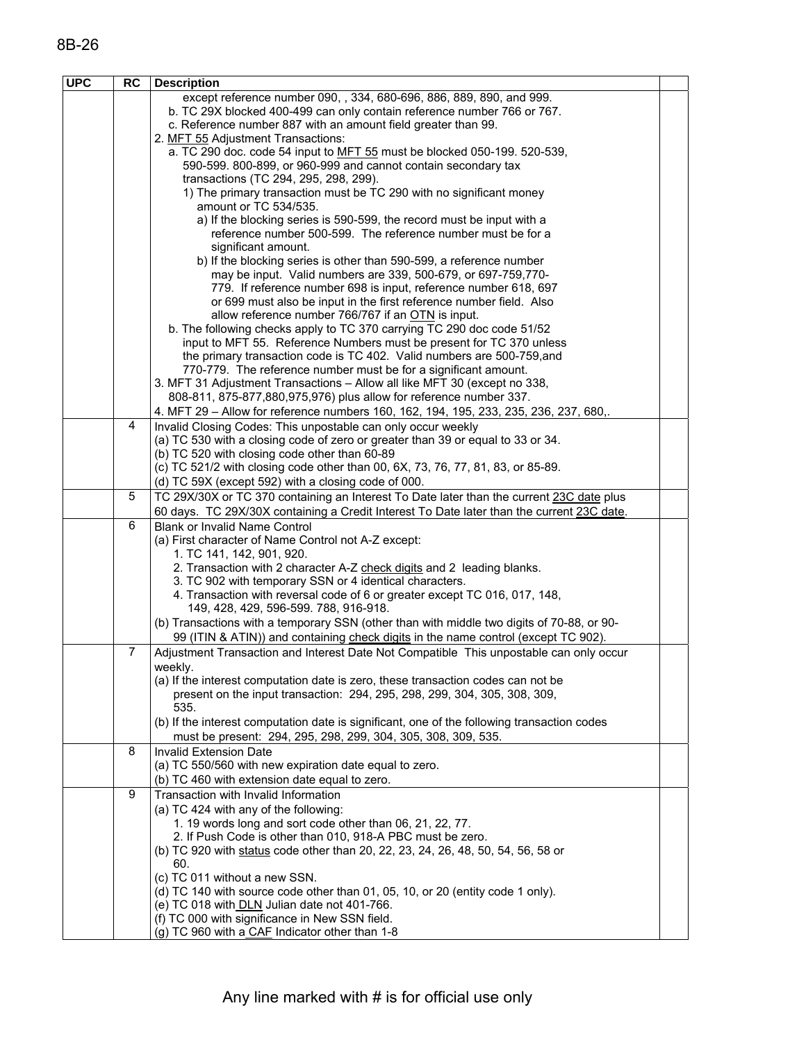| UPC | RC | Description | |
|---|---|---|---|
| | | except reference number 090, , 334, 680-696, 886, 889, 890, and 999.<br>b. TC 29X blocked 400-499 can only contain reference number 766 or 767.<br>c. Reference number 887 with an amount field greater than 99.<br>2. MFT 55 Adjustment Transactions:<br>a. TC 290 doc. code 54 input to MFT 55 must be blocked 050-199. 520-539, 590-599. 800-899, or 960-999 and cannot contain secondary tax transactions (TC 294, 295, 298, 299).<br>1) The primary transaction must be TC 290 with no significant money amount or TC 534/535.<br>a) If the blocking series is 590-599, the record must be input with a reference number 500-599. The reference number must be for a significant amount.<br>b) If the blocking series is other than 590-599, a reference number may be input. Valid numbers are 339, 500-679, or 697-759,770-779. If reference number 698 is input, reference number 618, 697 or 699 must also be input in the first reference number field. Also allow reference number 766/767 if an OTN is input.<br>b. The following checks apply to TC 370 carrying TC 290 doc code 51/52 input to MFT 55. Reference Numbers must be present for TC 370 unless the primary transaction code is TC 402. Valid numbers are 500-759,and 770-779. The reference number must be for a significant amount.<br>3. MFT 31 Adjustment Transactions – Allow all like MFT 30 (except no 338, 808-811, 875-877,880,975,976) plus allow for reference number 337.<br>4. MFT 29 – Allow for reference numbers 160, 162, 194, 195, 233, 235, 236, 237, 680,. | |
| | 4 | Invalid Closing Codes: This unpostable can only occur weekly<br>(a) TC 530 with a closing code of zero or greater than 39 or equal to 33 or 34.<br>(b) TC 520 with closing code other than 60-89<br>(c) TC 521/2 with closing code other than 00, 6X, 73, 76, 77, 81, 83, or 85-89.<br>(d) TC 59X (except 592) with a closing code of 000. | |
| | 5 | TC 29X/30X or TC 370 containing an Interest To Date later than the current 23C date plus 60 days. TC 29X/30X containing a Credit Interest To Date later than the current 23C date. | |
| | 6 | Blank or Invalid Name Control<br>(a) First character of Name Control not A-Z except:<br>1. TC 141, 142, 901, 920.<br>2. Transaction with 2 character A-Z check digits and 2 leading blanks.<br>3. TC 902 with temporary SSN or 4 identical characters.<br>4. Transaction with reversal code of 6 or greater except TC 016, 017, 148, 149, 428, 429, 596-599. 788, 916-918.<br>(b) Transactions with a temporary SSN (other than with middle two digits of 70-88, or 90-99 (ITIN & ATIN)) and containing check digits in the name control (except TC 902). | |
| | 7 | Adjustment Transaction and Interest Date Not Compatible This unpostable can only occur weekly.<br>(a) If the interest computation date is zero, these transaction codes can not be present on the input transaction: 294, 295, 298, 299, 304, 305, 308, 309, 535.<br>(b) If the interest computation date is significant, one of the following transaction codes must be present: 294, 295, 298, 299, 304, 305, 308, 309, 535. | |
| | 8 | Invalid Extension Date<br>(a) TC 550/560 with new expiration date equal to zero.<br>(b) TC 460 with extension date equal to zero. | |
| | 9 | Transaction with Invalid Information<br>(a) TC 424 with any of the following:<br>1. 19 words long and sort code other than 06, 21, 22, 77.<br>2. If Push Code is other than 010, 918-A PBC must be zero.<br>(b) TC 920 with status code other than 20, 22, 23, 24, 26, 48, 50, 54, 56, 58 or 60.<br>(c) TC 011 without a new SSN.<br>(d) TC 140 with source code other than 01, 05, 10, or 20 (entity code 1 only).<br>(e) TC 018 with DLN Julian date not 401-766.<br>(f) TC 000 with significance in New SSN field.<br>(g) TC 960 with a CAF Indicator other than 1-8 | |

Any line marked with # is for official use only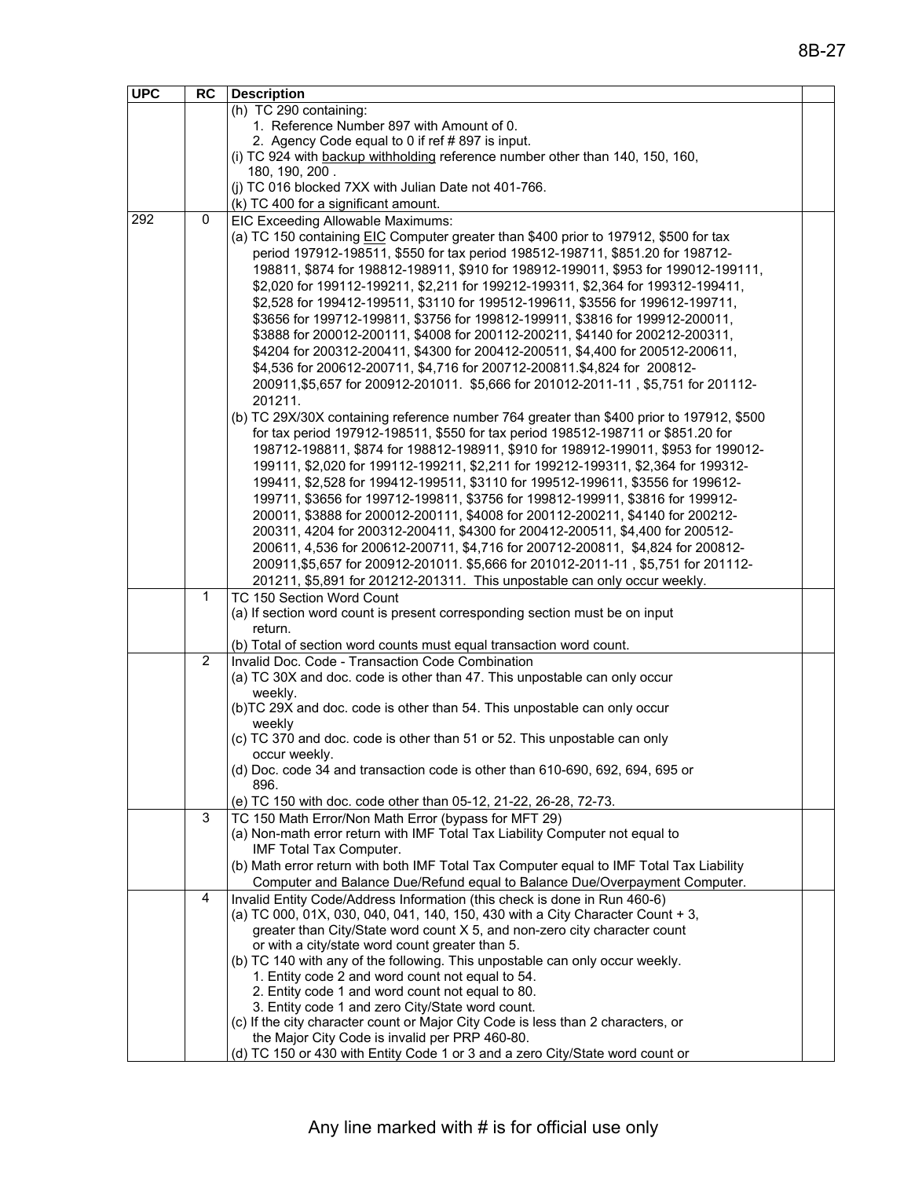| UPC | RC | Description | |
|---|---|---|---|
| | | (h) TC 290 containing:<br>1. Reference Number 897 with Amount of 0.<br>2. Agency Code equal to 0 if ref # 897 is input.<br>(i) TC 924 with backup withholding reference number other than 140, 150, 160, 180, 190, 200 .<br>(j) TC 016 blocked 7XX with Julian Date not 401-766.<br>(k) TC 400 for a significant amount. | |
| 292 | 0 | EIC Exceeding Allowable Maximums:<br>(a) TC 150 containing EIC Computer greater than $400 prior to 197912, $500 for tax period 197912-198511, $550 for tax period 198512-198711, $851.20 for 198712-198811, $874 for 198812-198911, $910 for 198912-199011, $953 for 199012-199111, $2,020 for 199112-199211, $2,211 for 199212-199311, $2,364 for 199312-199411, $2,528 for 199412-199511, $3110 for 199512-199611, $3556 for 199612-199711, $3656 for 199712-199811, $3756 for 199812-199911, $3816 for 199912-200011, $3888 for 200012-200111, $4008 for 200112-200211, $4140 for 200212-200311, $4204 for 200312-200411, $4300 for 200412-200511, $4,400 for 200512-200611, $4,536 for 200612-200711, $4,716 for 200712-200811.$4,824 for 200812-200911,$5,657 for 200912-201011. $5,666 for 201012-2011-11 , $5,751 for 201112-201211.<br>(b) TC 29X/30X containing reference number 764 greater than $400 prior to 197912, $500 for tax period 197912-198511, $550 for tax period 198512-198711 or $851.20 for 198712-198811, $874 for 198812-198911, $910 for 198912-199011, $953 for 199012-199111, $2,020 for 199112-199211, $2,211 for 199212-199311, $2,364 for 199312-199411, $2,528 for 199412-199511, $3110 for 199512-199611, $3556 for 199612-199711, $3656 for 199712-199811, $3756 for 199812-199911, $3816 for 199912-200011, $3888 for 200012-200111, $4008 for 200112-200211, $4140 for 200212-200311, 4204 for 200312-200411, $4300 for 200412-200511, $4,400 for 200512-200611, 4,536 for 200612-200711, $4,716 for 200712-200811, $4,824 for 200812-200911,$5,657 for 200912-201011. $5,666 for 201012-2011-11 , $5,751 for 201112-201211, $5,891 for 201212-201311. This unpostable can only occur weekly. | |
| | 1 | TC 150 Section Word Count<br>(a) If section word count is present corresponding section must be on input return.<br>(b) Total of section word counts must equal transaction word count. | |
| | 2 | Invalid Doc. Code - Transaction Code Combination<br>(a) TC 30X and doc. code is other than 47. This unpostable can only occur weekly.<br>(b)TC 29X and doc. code is other than 54. This unpostable can only occur weekly<br>(c) TC 370 and doc. code is other than 51 or 52. This unpostable can only occur weekly.<br>(d) Doc. code 34 and transaction code is other than 610-690, 692, 694, 695 or 896.<br>(e) TC 150 with doc. code other than 05-12, 21-22, 26-28, 72-73. | |
| | 3 | TC 150 Math Error/Non Math Error (bypass for MFT 29)<br>(a) Non-math error return with IMF Total Tax Liability Computer not equal to IMF Total Tax Computer.<br>(b) Math error return with both IMF Total Tax Computer equal to IMF Total Tax Liability Computer and Balance Due/Refund equal to Balance Due/Overpayment Computer. | |
| | 4 | Invalid Entity Code/Address Information (this check is done in Run 460-6)<br>(a) TC 000, 01X, 030, 040, 041, 140, 150, 430 with a City Character Count + 3, greater than City/State word count X 5, and non-zero city character count or with a city/state word count greater than 5.<br>(b) TC 140 with any of the following. This unpostable can only occur weekly.<br>1. Entity code 2 and word count not equal to 54.<br>2. Entity code 1 and word count not equal to 80.<br>3. Entity code 1 and zero City/State word count.<br>(c) If the city character count or Major City Code is less than 2 characters, or the Major City Code is invalid per PRP 460-80.<br>(d) TC 150 or 430 with Entity Code 1 or 3 and a zero City/State word count or | |

Any line marked with # is for official use only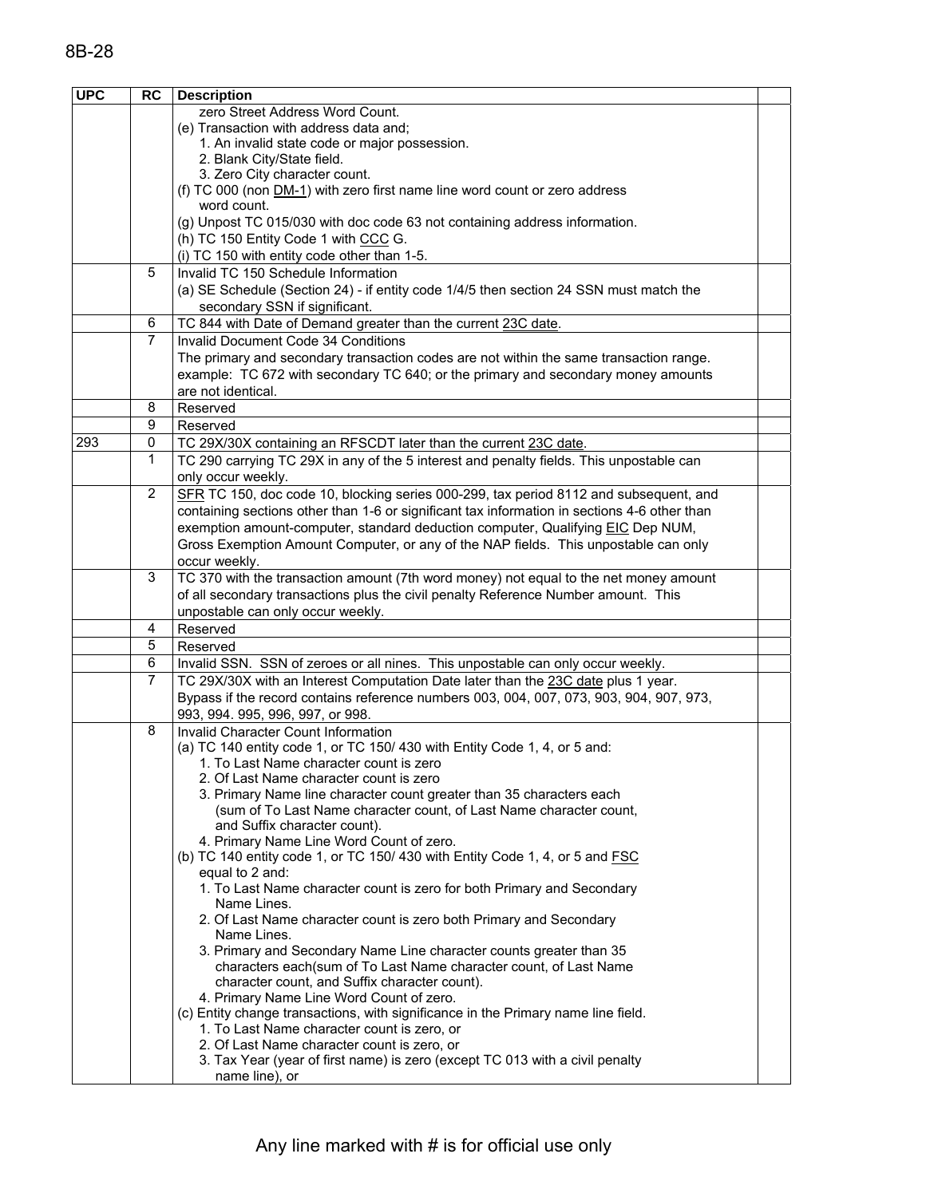| UPC | RC | Description | |
|---|---|---|---|
| | | zero Street Address Word Count.<br>(e) Transaction with address data and;<br>1. An invalid state code or major possession.<br>2. Blank City/State field.<br>3. Zero City character count.<br>(f) TC 000 (non DM-1) with zero first name line word count or zero address word count.<br>(g) Unpost TC 015/030 with doc code 63 not containing address information.<br>(h) TC 150 Entity Code 1 with CCC G.<br>(i) TC 150 with entity code other than 1-5. | |
| | 5 | Invalid TC 150 Schedule Information<br>(a) SE Schedule (Section 24) - if entity code 1/4/5 then section 24 SSN must match the secondary SSN if significant. | |
| | 6 | TC 844 with Date of Demand greater than the current 23C date. | |
| | 7 | Invalid Document Code 34 Conditions<br>The primary and secondary transaction codes are not within the same transaction range. example: TC 672 with secondary TC 640; or the primary and secondary money amounts are not identical. | |
| | 8 | Reserved | |
| | 9 | Reserved | |
| 293 | 0 | TC 29X/30X containing an RFSCDT later than the current 23C date. | |
| | 1 | TC 290 carrying TC 29X in any of the 5 interest and penalty fields. This unpostable can only occur weekly. | |
| | 2 | SFR TC 150, doc code 10, blocking series 000-299, tax period 8112 and subsequent, and containing sections other than 1-6 or significant tax information in sections 4-6 other than exemption amount-computer, standard deduction computer, Qualifying EIC Dep NUM, Gross Exemption Amount Computer, or any of the NAP fields. This unpostable can only occur weekly. | |
| | 3 | TC 370 with the transaction amount (7th word money) not equal to the net money amount of all secondary transactions plus the civil penalty Reference Number amount. This unpostable can only occur weekly. | |
| | 4 | Reserved | |
| | 5 | Reserved | |
| | 6 | Invalid SSN. SSN of zeroes or all nines. This unpostable can only occur weekly. | |
| | 7 | TC 29X/30X with an Interest Computation Date later than the 23C date plus 1 year. Bypass if the record contains reference numbers 003, 004, 007, 073, 903, 904, 907, 973, 993, 994. 995, 996, 997, or 998. | |
| | 8 | Invalid Character Count Information<br>(a) TC 140 entity code 1, or TC 150/ 430 with Entity Code 1, 4, or 5 and:<br>1. To Last Name character count is zero<br>2. Of Last Name character count is zero<br>3. Primary Name line character count greater than 35 characters each (sum of To Last Name character count, of Last Name character count, and Suffix character count).<br>4. Primary Name Line Word Count of zero.<br>(b) TC 140 entity code 1, or TC 150/ 430 with Entity Code 1, 4, or 5 and FSC equal to 2 and:<br>1. To Last Name character count is zero for both Primary and Secondary Name Lines.<br>2. Of Last Name character count is zero both Primary and Secondary Name Lines.<br>3. Primary and Secondary Name Line character counts greater than 35 characters each(sum of To Last Name character count, of Last Name character count, and Suffix character count).<br>4. Primary Name Line Word Count of zero.<br>(c) Entity change transactions, with significance in the Primary name line field.<br>1. To Last Name character count is zero, or<br>2. Of Last Name character count is zero, or<br>3. Tax Year (year of first name) is zero (except TC 013 with a civil penalty name line), or | |

Any line marked with # is for official use only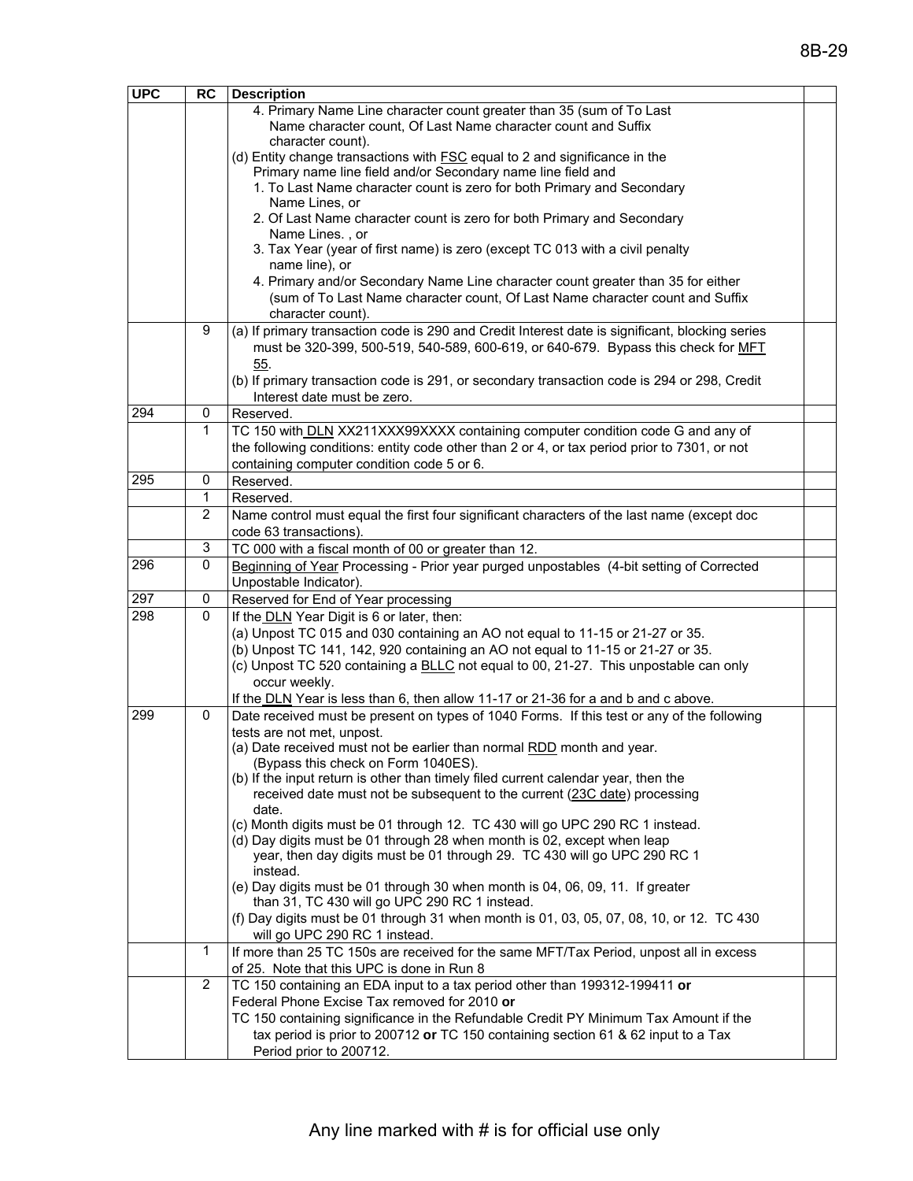| UPC | RC | Description | |
|---|---|---|---|
| | | 4. Primary Name Line character count greater than 35 (sum of To Last Name character count, Of Last Name character count and Suffix character count).<br>(d) Entity change transactions with FSC equal to 2 and significance in the Primary name line field and/or Secondary name line field and<br>1. To Last Name character count is zero for both Primary and Secondary Name Lines, or<br>2. Of Last Name character count is zero for both Primary and Secondary Name Lines. , or<br>3. Tax Year (year of first name) is zero (except TC 013 with a civil penalty name line), or<br>4. Primary and/or Secondary Name Line character count greater than 35 for either (sum of To Last Name character count, Of Last Name character count and Suffix character count). | |
| | 9 | (a) If primary transaction code is 290 and Credit Interest date is significant, blocking series must be 320-399, 500-519, 540-589, 600-619, or 640-679. Bypass this check for MFT 55.<br>(b) If primary transaction code is 291, or secondary transaction code is 294 or 298, Credit Interest date must be zero. | |
| 294 | 0 | Reserved. | |
| | 1 | TC 150 with DLN XX211XXX99XXXX containing computer condition code G and any of the following conditions: entity code other than 2 or 4, or tax period prior to 7301, or not containing computer condition code 5 or 6. | |
| 295 | 0 | Reserved. | |
| | 1 | Reserved. | |
| | 2 | Name control must equal the first four significant characters of the last name (except doc code 63 transactions). | |
| | 3 | TC 000 with a fiscal month of 00 or greater than 12. | |
| 296 | 0 | Beginning of Year Processing - Prior year purged unpostables (4-bit setting of Corrected Unpostable Indicator). | |
| 297 | 0 | Reserved for End of Year processing | |
| 298 | 0 | If the DLN Year Digit is 6 or later, then:<br>(a) Unpost TC 015 and 030 containing an AO not equal to 11-15 or 21-27 or 35.<br>(b) Unpost TC 141, 142, 920 containing an AO not equal to 11-15 or 21-27 or 35.<br>(c) Unpost TC 520 containing a BLLC not equal to 00, 21-27. This unpostable can only occur weekly.<br>If the DLN Year is less than 6, then allow 11-17 or 21-36 for a and b and c above. | |
| 299 | 0 | Date received must be present on types of 1040 Forms. If this test or any of the following tests are not met, unpost.<br>(a) Date received must not be earlier than normal RDD month and year. (Bypass this check on Form 1040ES).<br>(b) If the input return is other than timely filed current calendar year, then the received date must not be subsequent to the current (23C date) processing date.<br>(c) Month digits must be 01 through 12. TC 430 will go UPC 290 RC 1 instead.<br>(d) Day digits must be 01 through 28 when month is 02, except when leap year, then day digits must be 01 through 29. TC 430 will go UPC 290 RC 1 instead.<br>(e) Day digits must be 01 through 30 when month is 04, 06, 09, 11. If greater than 31, TC 430 will go UPC 290 RC 1 instead.<br>(f) Day digits must be 01 through 31 when month is 01, 03, 05, 07, 08, 10, or 12. TC 430 will go UPC 290 RC 1 instead. | |
| | 1 | If more than 25 TC 150s are received for the same MFT/Tax Period, unpost all in excess of 25. Note that this UPC is done in Run 8 | |
| | 2 | TC 150 containing an EDA input to a tax period other than 199312-199411 **or**<br>Federal Phone Excise Tax removed for 2010 **or**<br>TC 150 containing significance in the Refundable Credit PY Minimum Tax Amount if the tax period is prior to 200712 **or** TC 150 containing section 61 & 62 input to a Tax Period prior to 200712. | |

Any line marked with # is for official use only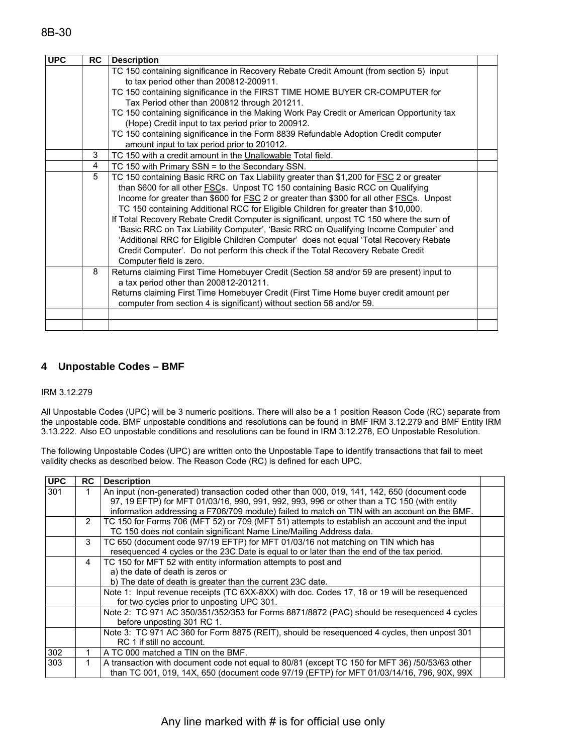| UPC | RC | Description | |
|---|---|---|---|
| | | TC 150 containing significance in Recovery Rebate Credit Amount (from section 5) input to tax period other than 200812-200911.<br>TC 150 containing significance in the FIRST TIME HOME BUYER CR-COMPUTER for Tax Period other than 200812 through 201211.<br>TC 150 containing significance in the Making Work Pay Credit or American Opportunity tax (Hope) Credit input to tax period prior to 200912.<br>TC 150 containing significance in the Form 8839 Refundable Adoption Credit computer amount input to tax period prior to 201012. | |
| | 3 | TC 150 with a credit amount in the Unallowable Total field. | |
| | 4 | TC 150 with Primary SSN = to the Secondary SSN. | |
| | 5 | TC 150 containing Basic RRC on Tax Liability greater than $1,200 for FSC 2 or greater than $600 for all other FSCs. Unpost TC 150 containing Basic RCC on Qualifying Income for greater than $600 for FSC 2 or greater than $300 for all other FSCs. Unpost TC 150 containing Additional RCC for Eligible Children for greater than $10,000.<br>If Total Recovery Rebate Credit Computer is significant, unpost TC 150 where the sum of 'Basic RRC on Tax Liability Computer', 'Basic RRC on Qualifying Income Computer' and 'Additional RRC for Eligible Children Computer' does not equal 'Total Recovery Rebate Credit Computer'. Do not perform this check if the Total Recovery Rebate Credit Computer field is zero. | |
| | 8 | Returns claiming First Time Homebuyer Credit (Section 58 and/or 59 are present) input to a tax period other than 200812-201211.<br>Returns claiming First Time Homebuyer Credit (First Time Home buyer credit amount per computer from section 4 is significant) without section 58 and/or 59. | |
| | | | |
| | | | |

## 4 Unpostable Codes – BMF

IRM 3.12.279

All Unpostable Codes (UPC) will be 3 numeric positions. There will also be a 1 position Reason Code (RC) separate from the unpostable code. BMF unpostable conditions and resolutions can be found in BMF IRM 3.12.279 and BMF Entity IRM 3.13.222. Also EO unpostable conditions and resolutions can be found in IRM 3.12.278, EO Unpostable Resolution.

The following Unpostable Codes (UPC) are written onto the Unpostable Tape to identify transactions that fail to meet validity checks as described below. The Reason Code (RC) is defined for each UPC.

| UPC | RC | Description | |
|---|---|---|---|
| 301 | 1 | An input (non-generated) transaction coded other than 000, 019, 141, 142, 650 (document code 97, 19 EFTP) for MFT 01/03/16, 990, 991, 992, 993, 996 or other than a TC 150 (with entity information addressing a F706/709 module) failed to match on TIN with an account on the BMF. | |
| | 2 | TC 150 for Forms 706 (MFT 52) or 709 (MFT 51) attempts to establish an account and the input TC 150 does not contain significant Name Line/Mailing Address data. | |
| | 3 | TC 650 (document code 97/19 EFTP) for MFT 01/03/16 not matching on TIN which has resequenced 4 cycles or the 23C Date is equal to or later than the end of the tax period. | |
| | 4 | TC 150 for MFT 52 with entity information attempts to post and<br>a) the date of death is zeros or<br>b) The date of death is greater than the current 23C date. | |
| | | Note 1: Input revenue receipts (TC 6XX-8XX) with doc. Codes 17, 18 or 19 will be resequenced for two cycles prior to unposting UPC 301. | |
| | | Note 2: TC 971 AC 350/351/352/353 for Forms 8871/8872 (PAC) should be resequenced 4 cycles before unposting 301 RC 1. | |
| | | Note 3: TC 971 AC 360 for Form 8875 (REIT), should be resequenced 4 cycles, then unpost 301 RC 1 if still no account. | |
| 302 | 1 | A TC 000 matched a TIN on the BMF. | |
| 303 | 1 | A transaction with document code not equal to 80/81 (except TC 150 for MFT 36) /50/53/63 other than TC 001, 019, 14X, 650 (document code 97/19 (EFTP) for MFT 01/03/14/16, 796, 90X, 99X | |

Any line marked with # is for official use only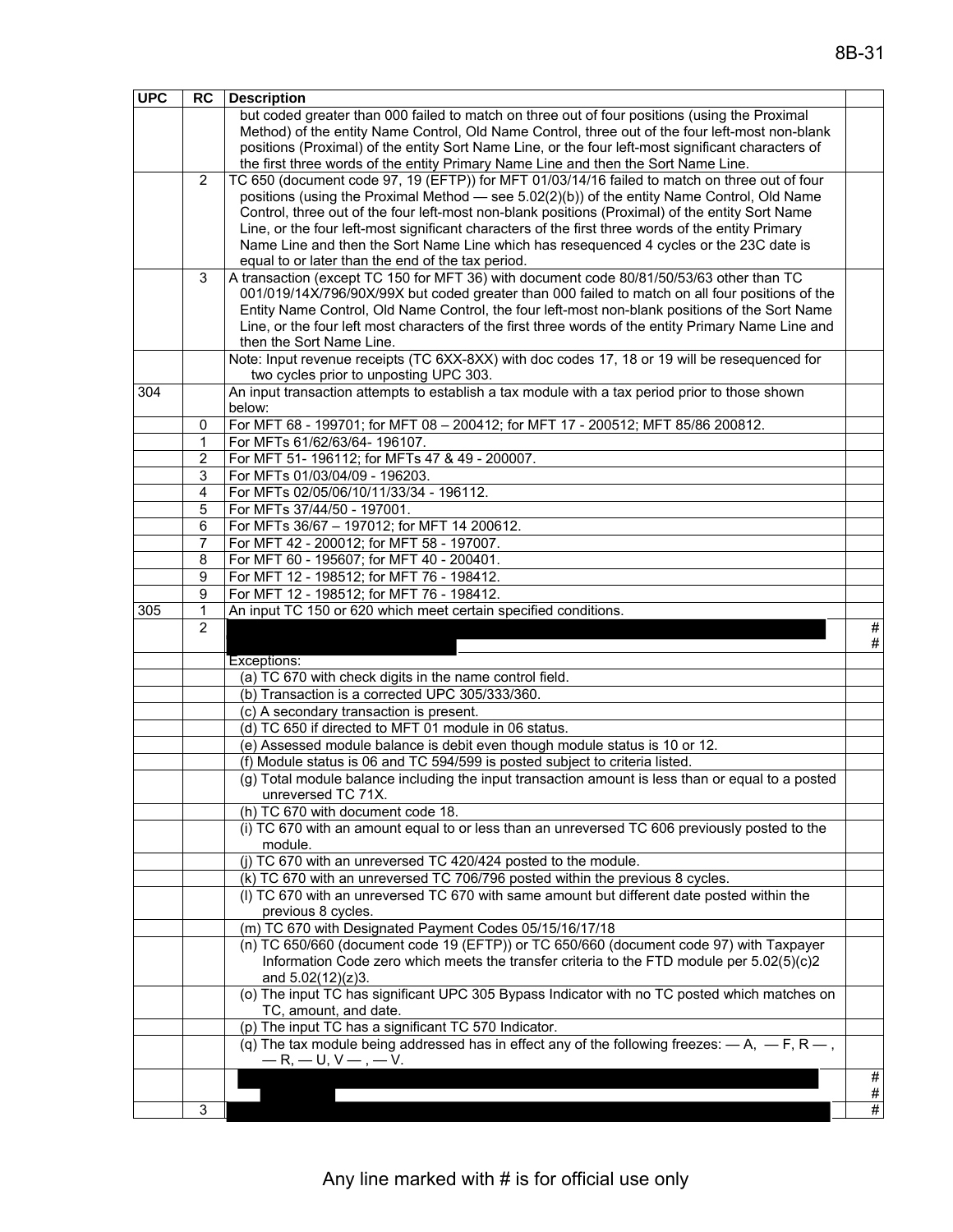| UPC | RC | Description | |
|---|---|---|---|
| | | but coded greater than 000 failed to match on three out of four positions (using the Proximal Method) of the entity Name Control, Old Name Control, three out of the four left-most non-blank positions (Proximal) of the entity Sort Name Line, or the four left-most significant characters of the first three words of the entity Primary Name Line and then the Sort Name Line. | |
| | 2 | TC 650 (document code 97, 19 (EFTP)) for MFT 01/03/14/16 failed to match on three out of four positions (using the Proximal Method — see 5.02(2)(b)) of the entity Name Control, Old Name Control, three out of the four left-most non-blank positions (Proximal) of the entity Sort Name Line, or the four left-most significant characters of the first three words of the entity Primary Name Line and then the Sort Name Line which has resequenced 4 cycles or the 23C date is equal to or later than the end of the tax period. | |
| | 3 | A transaction (except TC 150 for MFT 36) with document code 80/81/50/53/63 other than TC 001/019/14X/796/90X/99X but coded greater than 000 failed to match on all four positions of the Entity Name Control, Old Name Control, the four left-most non-blank positions of the Sort Name Line, or the four left most characters of the first three words of the entity Primary Name Line and then the Sort Name Line. | |
| | | Note: Input revenue receipts (TC 6XX-8XX) with doc codes 17, 18 or 19 will be resequenced for two cycles prior to unposting UPC 303. | |
| 304 | | An input transaction attempts to establish a tax module with a tax period prior to those shown below: | |
| | 0 | For MFT 68 - 199701; for MFT 08 – 200412; for MFT 17 - 200512; MFT 85/86 200812. | |
| | 1 | For MFTs 61/62/63/64- 196107. | |
| | 2 | For MFT 51- 196112; for MFTs 47 & 49 - 200007. | |
| | 3 | For MFTs 01/03/04/09 - 196203. | |
| | 4 | For MFTs 02/05/06/10/11/33/34 - 196112. | |
| | 5 | For MFTs 37/44/50 - 197001. | |
| | 6 | For MFTs 36/67 – 197012; for MFT 14 200612. | |
| | 7 | For MFT 42 - 200012; for MFT 58 - 197007. | |
| | 8 | For MFT 60 - 195607; for MFT 40 - 200401. | |
| | 9 | For MFT 12 - 198512; for MFT 76 - 198412. | |
| | 9 | For MFT 12 - 198512; for MFT 76 - 198412. | |
| 305 | 1 | An input TC 150 or 620 which meet certain specified conditions. | |
| | 2 | | # # |
| | | Exceptions: | |
| | | (a) TC 670 with check digits in the name control field. | |
| | | (b) Transaction is a corrected UPC 305/333/360. | |
| | | (c) A secondary transaction is present. | |
| | | (d) TC 650 if directed to MFT 01 module in 06 status. | |
| | | (e) Assessed module balance is debit even though module status is 10 or 12. | |
| | | (f) Module status is 06 and TC 594/599 is posted subject to criteria listed. | |
| | | (g) Total module balance including the input transaction amount is less than or equal to a posted unreversed TC 71X. | |
| | | (h) TC 670 with document code 18. | |
| | | (i) TC 670 with an amount equal to or less than an unreversed TC 606 previously posted to the module. | |
| | | (j) TC 670 with an unreversed TC 420/424 posted to the module. | |
| | | (k) TC 670 with an unreversed TC 706/796 posted within the previous 8 cycles. | |
| | | (l) TC 670 with an unreversed TC 670 with same amount but different date posted within the previous 8 cycles. | |
| | | (m) TC 670 with Designated Payment Codes 05/15/16/17/18 | |
| | | (n) TC 650/660 (document code 19 (EFTP)) or TC 650/660 (document code 97) with Taxpayer Information Code zero which meets the transfer criteria to the FTD module per 5.02(5)(c)2 and 5.02(12)(z)3. | |
| | | (o) The input TC has significant UPC 305 Bypass Indicator with no TC posted which matches on TC, amount, and date. | |
| | | (p) The input TC has a significant TC 570 Indicator. | |
| | | (q) The tax module being addressed has in effect any of the following freezes: — A, — F, R — , — R, — U, V — , — V. | |
| | | | # # |
| | 3 | | # |

Any line marked with # is for official use only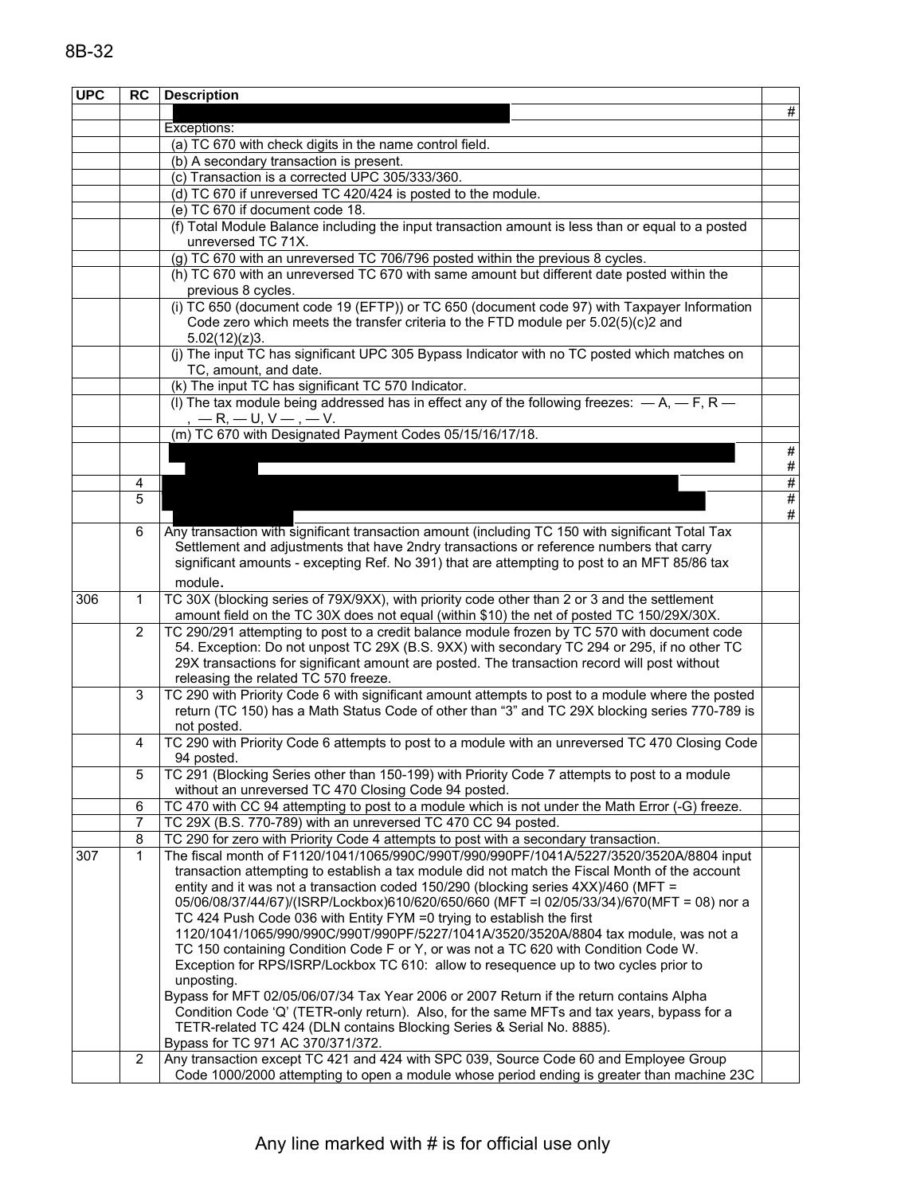| UPC | RC | Description | |
|---|---|---|---|
| | | | # |
| | | Exceptions: | |
| | | (a) TC 670 with check digits in the name control field. | |
| | | (b) A secondary transaction is present. | |
| | | (c) Transaction is a corrected UPC 305/333/360. | |
| | | (d) TC 670 if unreversed TC 420/424 is posted to the module. | |
| | | (e) TC 670 if document code 18. | |
| | | (f) Total Module Balance including the input transaction amount is less than or equal to a posted unreversed TC 71X. | |
| | | (g) TC 670 with an unreversed TC 706/796 posted within the previous 8 cycles. | |
| | | (h) TC 670 with an unreversed TC 670 with same amount but different date posted within the previous 8 cycles. | |
| | | (i) TC 650 (document code 19 (EFTP)) or TC 650 (document code 97) with Taxpayer Information Code zero which meets the transfer criteria to the FTD module per 5.02(5)(c)2 and 5.02(12)(z)3. | |
| | | (j) The input TC has significant UPC 305 Bypass Indicator with no TC posted which matches on TC, amount, and date. | |
| | | (k) The input TC has significant TC 570 Indicator. | |
| | | (l) The tax module being addressed has in effect any of the following freezes: — A, — F, R — , — R, — U, V — , — V. | |
| | | (m) TC 670 with Designated Payment Codes 05/15/16/17/18. | |
| | | | # # |
| | 4 | | # |
| | 5 | | # # |
| | 6 | Any transaction with significant transaction amount (including TC 150 with significant Total Tax Settlement and adjustments that have 2ndry transactions or reference numbers that carry significant amounts - excepting Ref. No 391) that are attempting to post to an MFT 85/86 tax module. | |
| 306 | 1 | TC 30X (blocking series of 79X/9XX), with priority code other than 2 or 3 and the settlement amount field on the TC 30X does not equal (within $10) the net of posted TC 150/29X/30X. | |
| | 2 | TC 290/291 attempting to post to a credit balance module frozen by TC 570 with document code 54. Exception: Do not unpost TC 29X (B.S. 9XX) with secondary TC 294 or 295, if no other TC 29X transactions for significant amount are posted. The transaction record will post without releasing the related TC 570 freeze. | |
| | 3 | TC 290 with Priority Code 6 with significant amount attempts to post to a module where the posted return (TC 150) has a Math Status Code of other than "3" and TC 29X blocking series 770-789 is not posted. | |
| | 4 | TC 290 with Priority Code 6 attempts to post to a module with an unreversed TC 470 Closing Code 94 posted. | |
| | 5 | TC 291 (Blocking Series other than 150-199) with Priority Code 7 attempts to post to a module without an unreversed TC 470 Closing Code 94 posted. | |
| | 6 | TC 470 with CC 94 attempting to post to a module which is not under the Math Error (-G) freeze. | |
| | 7 | TC 29X (B.S. 770-789) with an unreversed TC 470 CC 94 posted. | |
| | 8 | TC 290 for zero with Priority Code 4 attempts to post with a secondary transaction. | |
| 307 | 1 | The fiscal month of F1120/1041/1065/990C/990T/990/990PF/1041A/5227/3520/3520A/8804 input transaction attempting to establish a tax module did not match the Fiscal Month of the account entity and it was not a transaction coded 150/290 (blocking series 4XX)/460 (MFT = 05/06/08/37/44/67)/(ISRP/Lockbox)610/620/650/660 (MFT =l 02/05/33/34)/670(MFT = 08) nor a TC 424 Push Code 036 with Entity FYM =0 trying to establish the first 1120/1041/1065/990/990C/990T/990PF/5227/1041A/3520/3520A/8804 tax module, was not a TC 150 containing Condition Code F or Y, or was not a TC 620 with Condition Code W. Exception for RPS/ISRP/Lockbox TC 610: allow to resequence up to two cycles prior to unposting.<br>Bypass for MFT 02/05/06/07/34 Tax Year 2006 or 2007 Return if the return contains Alpha Condition Code 'Q' (TETR-only return). Also, for the same MFTs and tax years, bypass for a TETR-related TC 424 (DLN contains Blocking Series & Serial No. 8885).<br>Bypass for TC 971 AC 370/371/372. | |
| | 2 | Any transaction except TC 421 and 424 with SPC 039, Source Code 60 and Employee Group Code 1000/2000 attempting to open a module whose period ending is greater than machine 23C | |

Any line marked with # is for official use only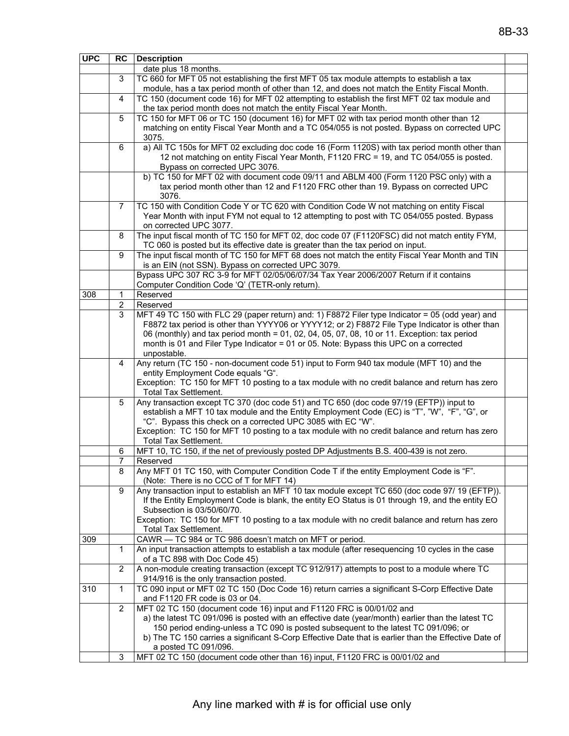| UPC | RC | Description | |
|---|---|---|---|
| | | date plus 18 months. | |
| | 3 | TC 660 for MFT 05 not establishing the first MFT 05 tax module attempts to establish a tax module, has a tax period month of other than 12, and does not match the Entity Fiscal Month. | |
| | 4 | TC 150 (document code 16) for MFT 02 attempting to establish the first MFT 02 tax module and the tax period month does not match the entity Fiscal Year Month. | |
| | 5 | TC 150 for MFT 06 or TC 150 (document 16) for MFT 02 with tax period month other than 12 matching on entity Fiscal Year Month and a TC 054/055 is not posted. Bypass on corrected UPC 3075. | |
| | 6 | a) All TC 150s for MFT 02 excluding doc code 16 (Form 1120S) with tax period month other than 12 not matching on entity Fiscal Year Month, F1120 FRC = 19, and TC 054/055 is posted. Bypass on corrected UPC 3076. | |
| | | b) TC 150 for MFT 02 with document code 09/11 and ABLM 400 (Form 1120 PSC only) with a tax period month other than 12 and F1120 FRC other than 19. Bypass on corrected UPC 3076. | |
| | 7 | TC 150 with Condition Code Y or TC 620 with Condition Code W not matching on entity Fiscal Year Month with input FYM not equal to 12 attempting to post with TC 054/055 posted. Bypass on corrected UPC 3077. | |
| | 8 | The input fiscal month of TC 150 for MFT 02, doc code 07 (F1120FSC) did not match entity FYM, TC 060 is posted but its effective date is greater than the tax period on input. | |
| | 9 | The input fiscal month of TC 150 for MFT 68 does not match the entity Fiscal Year Month and TIN is an EIN (not SSN). Bypass on corrected UPC 3079. | |
| | | Bypass UPC 307 RC 3-9 for MFT 02/05/06/07/34 Tax Year 2006/2007 Return if it contains Computer Condition Code 'Q' (TETR-only return). | |
| 308 | 1 | Reserved | |
| | 2 | Reserved | |
| | 3 | MFT 49 TC 150 with FLC 29 (paper return) and: 1) F8872 Filer type Indicator = 05 (odd year) and F8872 tax period is other than YYYY06 or YYYY12; or 2) F8872 File Type Indicator is other than 06 (monthly) and tax period month = 01, 02, 04, 05, 07, 08, 10 or 11. Exception: tax period month is 01 and Filer Type Indicator = 01 or 05. Note: Bypass this UPC on a corrected unpostable. | |
| | 4 | Any return (TC 150 - non-document code 51) input to Form 940 tax module (MFT 10) and the entity Employment Code equals "G".<br>Exception: TC 150 for MFT 10 posting to a tax module with no credit balance and return has zero Total Tax Settlement. | |
| | 5 | Any transaction except TC 370 (doc code 51) and TC 650 (doc code 97/19 (EFTP)) input to establish a MFT 10 tax module and the Entity Employment Code (EC) is "T", "W", "F", "G", or "C". Bypass this check on a corrected UPC 3085 with EC "W".<br>Exception: TC 150 for MFT 10 posting to a tax module with no credit balance and return has zero Total Tax Settlement. | |
| | 6 | MFT 10, TC 150, if the net of previously posted DP Adjustments B.S. 400-439 is not zero. | |
| | 7 | Reserved | |
| | 8 | Any MFT 01 TC 150, with Computer Condition Code T if the entity Employment Code is "F". (Note: There is no CCC of T for MFT 14) | |
| | 9 | Any transaction input to establish an MFT 10 tax module except TC 650 (doc code 97/ 19 (EFTP)). If the Entity Employment Code is blank, the entity EO Status is 01 through 19, and the entity EO Subsection is 03/50/60/70.<br>Exception: TC 150 for MFT 10 posting to a tax module with no credit balance and return has zero Total Tax Settlement. | |
| 309 | | CAWR — TC 984 or TC 986 doesn't match on MFT or period. | |
| | 1 | An input transaction attempts to establish a tax module (after resequencing 10 cycles in the case of a TC 898 with Doc Code 45) | |
| | 2 | A non-module creating transaction (except TC 912/917) attempts to post to a module where TC 914/916 is the only transaction posted. | |
| 310 | 1 | TC 090 input or MFT 02 TC 150 (Doc Code 16) return carries a significant S-Corp Effective Date and F1120 FR code is 03 or 04. | |
| | 2 | MFT 02 TC 150 (document code 16) input and F1120 FRC is 00/01/02 and<br>a) the latest TC 091/096 is posted with an effective date (year/month) earlier than the latest TC 150 period ending-unless a TC 090 is posted subsequent to the latest TC 091/096; or<br>b) The TC 150 carries a significant S-Corp Effective Date that is earlier than the Effective Date of a posted TC 091/096. | |
| | 3 | MFT 02 TC 150 (document code other than 16) input, F1120 FRC is 00/01/02 and | |

Any line marked with # is for official use only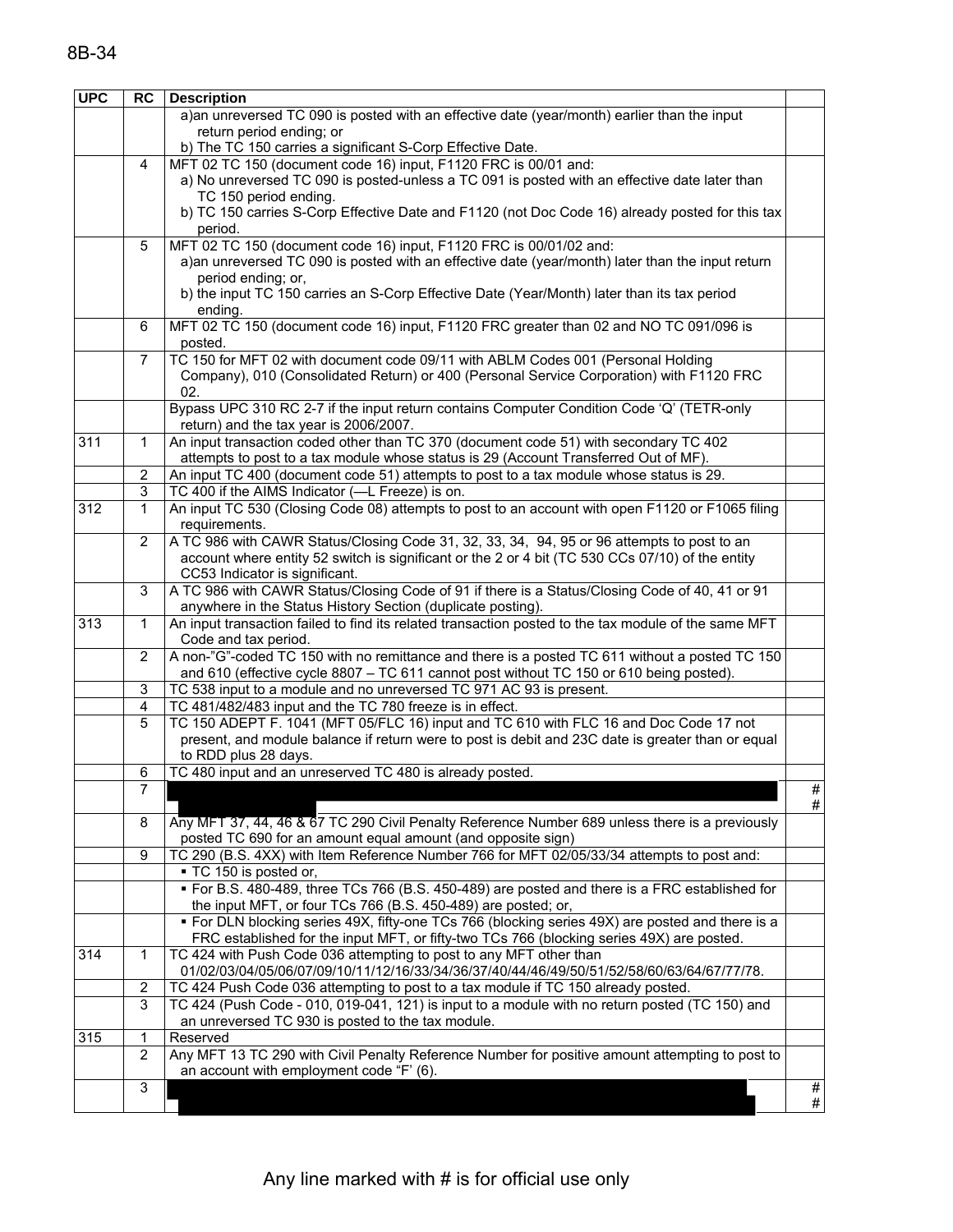| UPC | RC | Description | |
|---|---|---|---|
| | | a)an unreversed TC 090 is posted with an effective date (year/month) earlier than the input return period ending; or<br>b) The TC 150 carries a significant S-Corp Effective Date. | |
| | 4 | MFT 02 TC 150 (document code 16) input, F1120 FRC is 00/01 and:<br>a) No unreversed TC 090 is posted-unless a TC 091 is posted with an effective date later than TC 150 period ending.<br>b) TC 150 carries S-Corp Effective Date and F1120 (not Doc Code 16) already posted for this tax period. | |
| | 5 | MFT 02 TC 150 (document code 16) input, F1120 FRC is 00/01/02 and:<br>a)an unreversed TC 090 is posted with an effective date (year/month) later than the input return period ending; or,<br>b) the input TC 150 carries an S-Corp Effective Date (Year/Month) later than its tax period ending. | |
| | 6 | MFT 02 TC 150 (document code 16) input, F1120 FRC greater than 02 and NO TC 091/096 is posted. | |
| | 7 | TC 150 for MFT 02 with document code 09/11 with ABLM Codes 001 (Personal Holding Company), 010 (Consolidated Return) or 400 (Personal Service Corporation) with F1120 FRC 02. | |
| | | Bypass UPC 310 RC 2-7 if the input return contains Computer Condition Code 'Q' (TETR-only return) and the tax year is 2006/2007. | |
| 311 | 1 | An input transaction coded other than TC 370 (document code 51) with secondary TC 402 attempts to post to a tax module whose status is 29 (Account Transferred Out of MF). | |
| | 2 | An input TC 400 (document code 51) attempts to post to a tax module whose status is 29. | |
| | 3 | TC 400 if the AIMS Indicator (—L Freeze) is on. | |
| 312 | 1 | An input TC 530 (Closing Code 08) attempts to post to an account with open F1120 or F1065 filing requirements. | |
| | 2 | A TC 986 with CAWR Status/Closing Code 31, 32, 33, 34, 94, 95 or 96 attempts to post to an account where entity 52 switch is significant or the 2 or 4 bit (TC 530 CCs 07/10) of the entity CC53 Indicator is significant. | |
| | 3 | A TC 986 with CAWR Status/Closing Code of 91 if there is a Status/Closing Code of 40, 41 or 91 anywhere in the Status History Section (duplicate posting). | |
| 313 | 1 | An input transaction failed to find its related transaction posted to the tax module of the same MFT Code and tax period. | |
| | 2 | A non-"G"-coded TC 150 with no remittance and there is a posted TC 611 without a posted TC 150 and 610 (effective cycle 8807 – TC 611 cannot post without TC 150 or 610 being posted). | |
| | 3 | TC 538 input to a module and no unreversed TC 971 AC 93 is present. | |
| | 4 | TC 481/482/483 input and the TC 780 freeze is in effect. | |
| | 5 | TC 150 ADEPT F. 1041 (MFT 05/FLC 16) input and TC 610 with FLC 16 and Doc Code 17 not present, and module balance if return were to post is debit and 23C date is greater than or equal to RDD plus 28 days. | |
| | 6 | TC 480 input and an unreserved TC 480 is already posted. | |
| | 7 | | #<br>#|
| | 8 | Any MFT 37, 44, 46 & 67 TC 290 Civil Penalty Reference Number 689 unless there is a previously posted TC 690 for an amount equal amount (and opposite sign) | |
| | 9 | TC 290 (B.S. 4XX) with Item Reference Number 766 for MFT 02/05/33/34 attempts to post and: | |
| | | ▪ TC 150 is posted or, | |
| | | ▪ For B.S. 480-489, three TCs 766 (B.S. 450-489) are posted and there is a FRC established for the input MFT, or four TCs 766 (B.S. 450-489) are posted; or, | |
| | | ▪ For DLN blocking series 49X, fifty-one TCs 766 (blocking series 49X) are posted and there is a FRC established for the input MFT, or fifty-two TCs 766 (blocking series 49X) are posted. | |
| 314 | 1 | TC 424 with Push Code 036 attempting to post to any MFT other than 01/02/03/04/05/06/07/09/10/11/12/16/33/34/36/37/40/44/46/49/50/51/52/58/60/63/64/67/77/78. | |
| | 2 | TC 424 Push Code 036 attempting to post to a tax module if TC 150 already posted. | |
| | 3 | TC 424 (Push Code - 010, 019-041, 121) is input to a module with no return posted (TC 150) and an unreversed TC 930 is posted to the tax module. | |
| 315 | 1 | Reserved | |
| | 2 | Any MFT 13 TC 290 with Civil Penalty Reference Number for positive amount attempting to post to an account with employment code "F' (6). | |
| | 3 | | #<br>#|

Any line marked with # is for official use only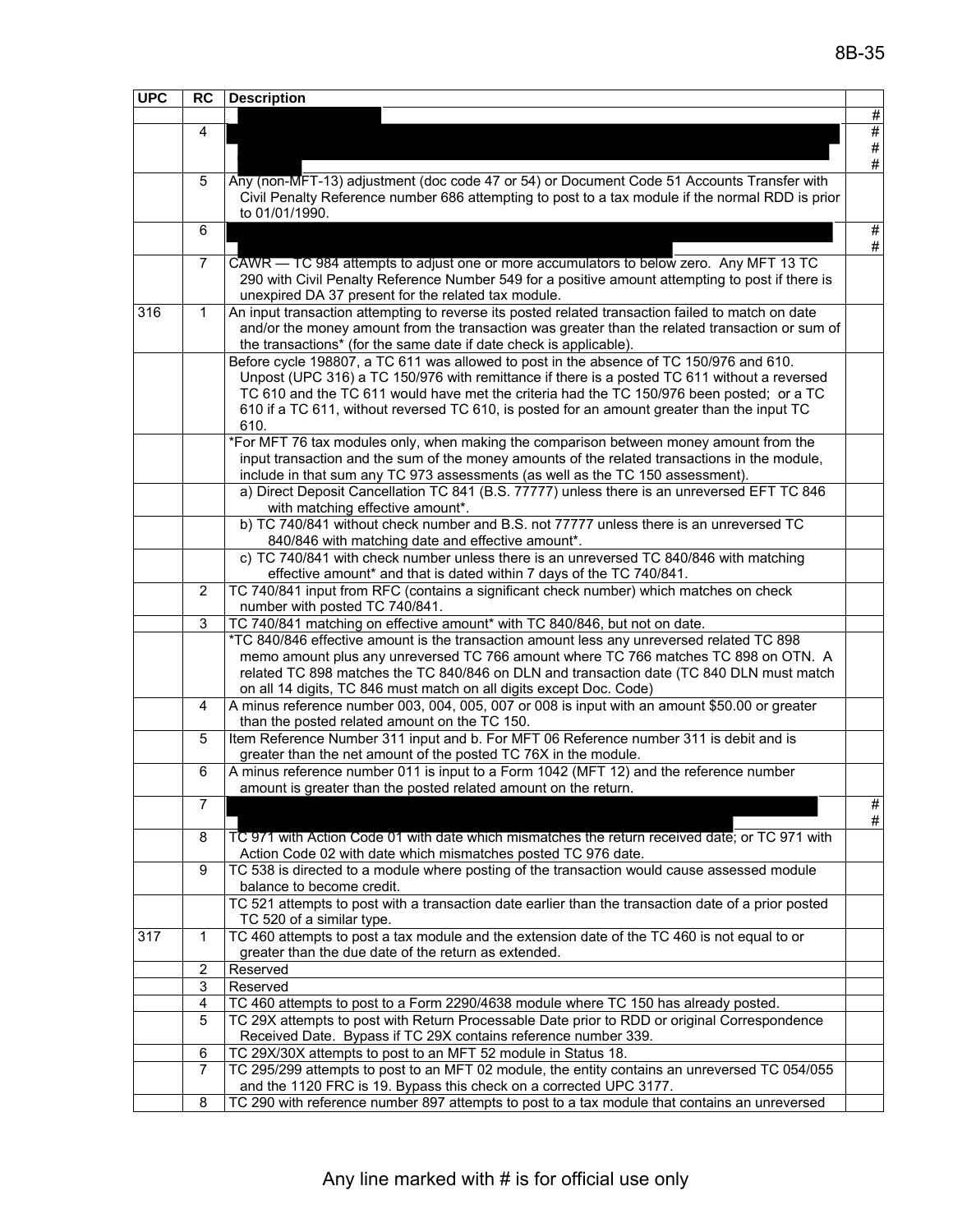| UPC | RC | Description | |
|---|---|---|---|
| | | | # |
| | 4 | | # # # |
| | 5 | Any (non-MFT-13) adjustment (doc code 47 or 54) or Document Code 51 Accounts Transfer with Civil Penalty Reference number 686 attempting to post to a tax module if the normal RDD is prior to 01/01/1990. | |
| | 6 | | # # |
| | 7 | CAWR — TC 984 attempts to adjust one or more accumulators to below zero. Any MFT 13 TC 290 with Civil Penalty Reference Number 549 for a positive amount attempting to post if there is unexpired DA 37 present for the related tax module. | |
| 316 | 1 | An input transaction attempting to reverse its posted related transaction failed to match on date and/or the money amount from the transaction was greater than the related transaction or sum of the transactions* (for the same date if date check is applicable). | |
| | | Before cycle 198807, a TC 611 was allowed to post in the absence of TC 150/976 and 610. Unpost (UPC 316) a TC 150/976 with remittance if there is a posted TC 611 without a reversed TC 610 and the TC 611 would have met the criteria had the TC 150/976 been posted; or a TC 610 if a TC 611, without reversed TC 610, is posted for an amount greater than the input TC 610. | |
| | | *For MFT 76 tax modules only, when making the comparison between money amount from the input transaction and the sum of the money amounts of the related transactions in the module, include in that sum any TC 973 assessments (as well as the TC 150 assessment). | |
| | | a) Direct Deposit Cancellation TC 841 (B.S. 77777) unless there is an unreversed EFT TC 846 with matching effective amount*. | |
| | | b) TC 740/841 without check number and B.S. not 77777 unless there is an unreversed TC 840/846 with matching date and effective amount*. | |
| | | c) TC 740/841 with check number unless there is an unreversed TC 840/846 with matching effective amount* and that is dated within 7 days of the TC 740/841. | |
| | 2 | TC 740/841 input from RFC (contains a significant check number) which matches on check number with posted TC 740/841. | |
| | 3 | TC 740/841 matching on effective amount* with TC 840/846, but not on date. | |
| | | *TC 840/846 effective amount is the transaction amount less any unreversed related TC 898 memo amount plus any unreversed TC 766 amount where TC 766 matches TC 898 on OTN. A related TC 898 matches the TC 840/846 on DLN and transaction date (TC 840 DLN must match on all 14 digits, TC 846 must match on all digits except Doc. Code) | |
| | 4 | A minus reference number 003, 004, 005, 007 or 008 is input with an amount $50.00 or greater than the posted related amount on the TC 150. | |
| | 5 | Item Reference Number 311 input and b. For MFT 06 Reference number 311 is debit and is greater than the net amount of the posted TC 76X in the module. | |
| | 6 | A minus reference number 011 is input to a Form 1042 (MFT 12) and the reference number amount is greater than the posted related amount on the return. | |
| | 7 | | # # |
| | 8 | TC 971 with Action Code 01 with date which mismatches the return received date; or TC 971 with Action Code 02 with date which mismatches posted TC 976 date. | |
| | 9 | TC 538 is directed to a module where posting of the transaction would cause assessed module balance to become credit. | |
| | | TC 521 attempts to post with a transaction date earlier than the transaction date of a prior posted TC 520 of a similar type. | |
| 317 | 1 | TC 460 attempts to post a tax module and the extension date of the TC 460 is not equal to or greater than the due date of the return as extended. | |
| | 2 | Reserved | |
| | 3 | Reserved | |
| | 4 | TC 460 attempts to post to a Form 2290/4638 module where TC 150 has already posted. | |
| | 5 | TC 29X attempts to post with Return Processable Date prior to RDD or original Correspondence Received Date. Bypass if TC 29X contains reference number 339. | |
| | 6 | TC 29X/30X attempts to post to an MFT 52 module in Status 18. | |
| | 7 | TC 295/299 attempts to post to an MFT 02 module, the entity contains an unreversed TC 054/055 and the 1120 FRC is 19. Bypass this check on a corrected UPC 3177. | |
| | 8 | TC 290 with reference number 897 attempts to post to a tax module that contains an unreversed | |

Any line marked with # is for official use only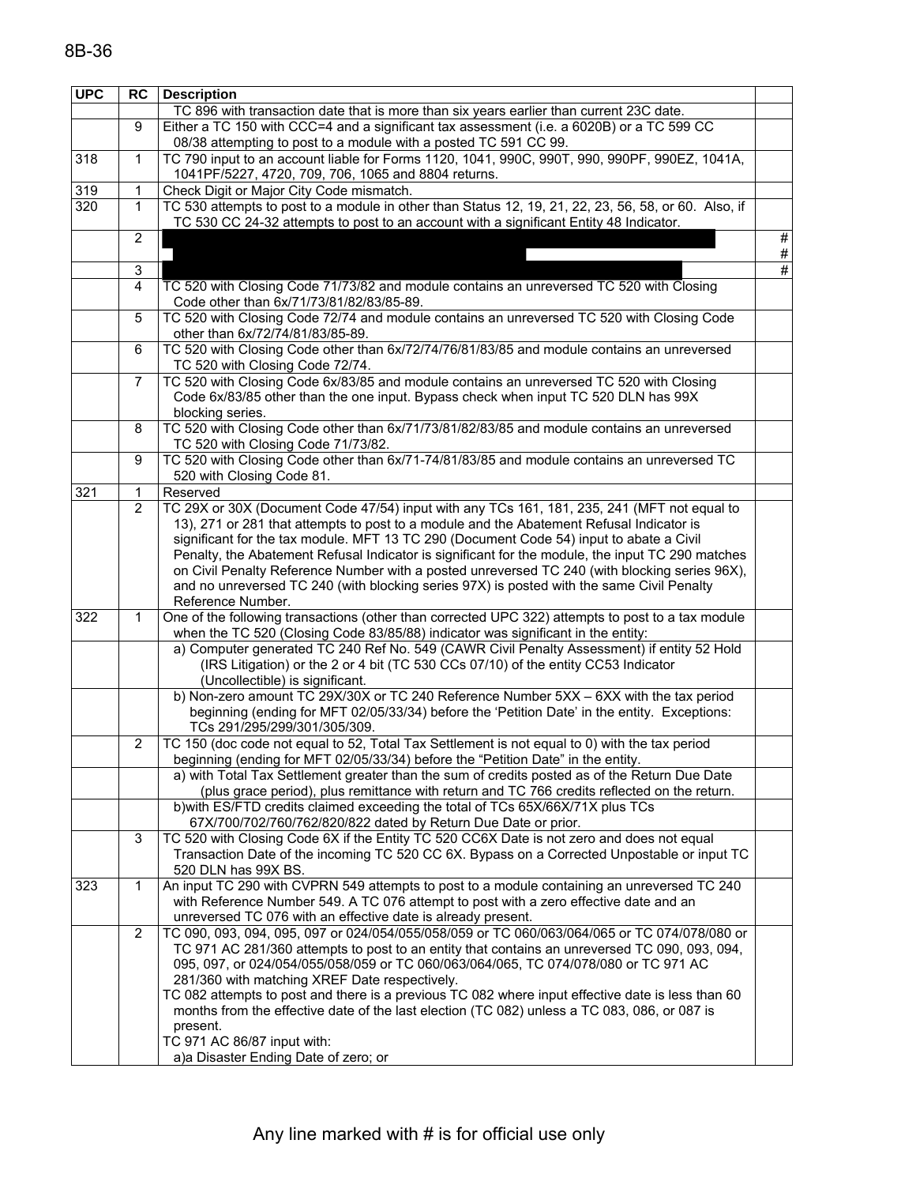| UPC | RC | Description | |
|---|---|---|---|
| | | TC 896 with transaction date that is more than six years earlier than current 23C date. | |
| | 9 | Either a TC 150 with CCC=4 and a significant tax assessment (i.e. a 6020B) or a TC 599 CC 08/38 attempting to post to a module with a posted TC 591 CC 99. | |
| 318 | 1 | TC 790 input to an account liable for Forms 1120, 1041, 990C, 990T, 990, 990PF, 990EZ, 1041A, 1041PF/5227, 4720, 709, 706, 1065 and 8804 returns. | |
| 319 | 1 | Check Digit or Major City Code mismatch. | |
| 320 | 1 | TC 530 attempts to post to a module in other than Status 12, 19, 21, 22, 23, 56, 58, or 60. Also, if TC 530 CC 24-32 attempts to post to an account with a significant Entity 48 Indicator. | |
| | 2 | | # # |
| | 3 | | # |
| | 4 | TC 520 with Closing Code 71/73/82 and module contains an unreversed TC 520 with Closing Code other than 6x/71/73/81/82/83/85-89. | |
| | 5 | TC 520 with Closing Code 72/74 and module contains an unreversed TC 520 with Closing Code other than 6x/72/74/81/83/85-89. | |
| | 6 | TC 520 with Closing Code other than 6x/72/74/76/81/83/85 and module contains an unreversed TC 520 with Closing Code 72/74. | |
| | 7 | TC 520 with Closing Code 6x/83/85 and module contains an unreversed TC 520 with Closing Code 6x/83/85 other than the one input. Bypass check when input TC 520 DLN has 99X blocking series. | |
| | 8 | TC 520 with Closing Code other than 6x/71/73/81/82/83/85 and module contains an unreversed TC 520 with Closing Code 71/73/82. | |
| | 9 | TC 520 with Closing Code other than 6x/71-74/81/83/85 and module contains an unreversed TC 520 with Closing Code 81. | |
| 321 | 1 | Reserved | |
| | 2 | TC 29X or 30X (Document Code 47/54) input with any TCs 161, 181, 235, 241 (MFT not equal to 13), 271 or 281 that attempts to post to a module and the Abatement Refusal Indicator is significant for the tax module. MFT 13 TC 290 (Document Code 54) input to abate a Civil Penalty, the Abatement Refusal Indicator is significant for the module, the input TC 290 matches on Civil Penalty Reference Number with a posted unreversed TC 240 (with blocking series 96X), and no unreversed TC 240 (with blocking series 97X) is posted with the same Civil Penalty Reference Number. | |
| 322 | 1 | One of the following transactions (other than corrected UPC 322) attempts to post to a tax module when the TC 520 (Closing Code 83/85/88) indicator was significant in the entity: | |
| | | a) Computer generated TC 240 Ref No. 549 (CAWR Civil Penalty Assessment) if entity 52 Hold (IRS Litigation) or the 2 or 4 bit (TC 530 CCs 07/10) of the entity CC53 Indicator (Uncollectible) is significant. | |
| | | b) Non-zero amount TC 29X/30X or TC 240 Reference Number 5XX – 6XX with the tax period beginning (ending for MFT 02/05/33/34) before the 'Petition Date' in the entity. Exceptions: TCs 291/295/299/301/305/309. | |
| | 2 | TC 150 (doc code not equal to 52, Total Tax Settlement is not equal to 0) with the tax period beginning (ending for MFT 02/05/33/34) before the "Petition Date" in the entity. | |
| | | a) with Total Tax Settlement greater than the sum of credits posted as of the Return Due Date (plus grace period), plus remittance with return and TC 766 credits reflected on the return. | |
| | | b)with ES/FTD credits claimed exceeding the total of TCs 65X/66X/71X plus TCs 67X/700/702/760/762/820/822 dated by Return Due Date or prior. | |
| | 3 | TC 520 with Closing Code 6X if the Entity TC 520 CC6X Date is not zero and does not equal Transaction Date of the incoming TC 520 CC 6X. Bypass on a Corrected Unpostable or input TC 520 DLN has 99X BS. | |
| 323 | 1 | An input TC 290 with CVPRN 549 attempts to post to a module containing an unreversed TC 240 with Reference Number 549. A TC 076 attempt to post with a zero effective date and an unreversed TC 076 with an effective date is already present. | |
| | 2 | TC 090, 093, 094, 095, 097 or 024/054/055/058/059 or TC 060/063/064/065 or TC 074/078/080 or TC 971 AC 281/360 attempts to post to an entity that contains an unreversed TC 090, 093, 094, 095, 097, or 024/054/055/058/059 or TC 060/063/064/065, TC 074/078/080 or TC 971 AC 281/360 with matching XREF Date respectively.<br>TC 082 attempts to post and there is a previous TC 082 where input effective date is less than 60 months from the effective date of the last election (TC 082) unless a TC 083, 086, or 087 is present.<br>TC 971 AC 86/87 input with:<br>a)a Disaster Ending Date of zero; or | |

Any line marked with # is for official use only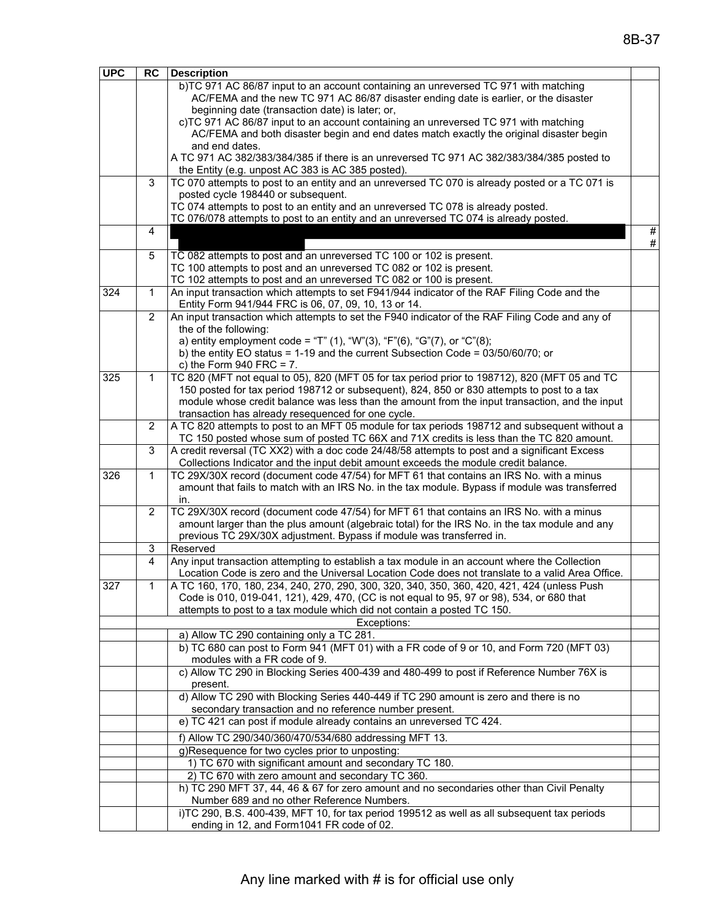| UPC | RC | Description | |
|---|---|---|---|
| | | b)TC 971 AC 86/87 input to an account containing an unreversed TC 971 with matching AC/FEMA and the new TC 971 AC 86/87 disaster ending date is earlier, or the disaster beginning date (transaction date) is later; or,<br>c)TC 971 AC 86/87 input to an account containing an unreversed TC 971 with matching AC/FEMA and both disaster begin and end dates match exactly the original disaster begin and end dates.<br>A TC 971 AC 382/383/384/385 if there is an unreversed TC 971 AC 382/383/384/385 posted to the Entity (e.g. unpost AC 383 is AC 385 posted). | |
| | 3 | TC 070 attempts to post to an entity and an unreversed TC 070 is already posted or a TC 071 is posted cycle 198440 or subsequent.<br>TC 074 attempts to post to an entity and an unreversed TC 078 is already posted.<br>TC 076/078 attempts to post to an entity and an unreversed TC 074 is already posted. | |
| | 4 | | #<br># |
| | 5 | TC 082 attempts to post and an unreversed TC 100 or 102 is present.<br>TC 100 attempts to post and an unreversed TC 082 or 102 is present.<br>TC 102 attempts to post and an unreversed TC 082 or 100 is present. | |
| 324 | 1 | An input transaction which attempts to set F941/944 indicator of the RAF Filing Code and the Entity Form 941/944 FRC is 06, 07, 09, 10, 13 or 14. | |
| | 2 | An input transaction which attempts to set the F940 indicator of the RAF Filing Code and any of the of the following:<br>a) entity employment code = "T" (1), "W"(3), "F"(6), "G"(7), or "C"(8);<br>b) the entity EO status = 1-19 and the current Subsection Code = 03/50/60/70; or<br>c) the Form 940 FRC = 7. | |
| 325 | 1 | TC 820 (MFT not equal to 05), 820 (MFT 05 for tax period prior to 198712), 820 (MFT 05 and TC 150 posted for tax period 198712 or subsequent), 824, 850 or 830 attempts to post to a tax module whose credit balance was less than the amount from the input transaction, and the input transaction has already resequenced for one cycle. | |
| | 2 | A TC 820 attempts to post to an MFT 05 module for tax periods 198712 and subsequent without a TC 150 posted whose sum of posted TC 66X and 71X credits is less than the TC 820 amount. | |
| | 3 | A credit reversal (TC XX2) with a doc code 24/48/58 attempts to post and a significant Excess Collections Indicator and the input debit amount exceeds the module credit balance. | |
| 326 | 1 | TC 29X/30X record (document code 47/54) for MFT 61 that contains an IRS No. with a minus amount that fails to match with an IRS No. in the tax module. Bypass if module was transferred in. | |
| | 2 | TC 29X/30X record (document code 47/54) for MFT 61 that contains an IRS No. with a minus amount larger than the plus amount (algebraic total) for the IRS No. in the tax module and any previous TC 29X/30X adjustment. Bypass if module was transferred in. | |
| | 3 | Reserved | |
| | 4 | Any input transaction attempting to establish a tax module in an account where the Collection Location Code is zero and the Universal Location Code does not translate to a valid Area Office. | |
| 327 | 1 | A TC 160, 170, 180, 234, 240, 270, 290, 300, 320, 340, 350, 360, 420, 421, 424 (unless Push Code is 010, 019-041, 121), 429, 470, (CC is not equal to 95, 97 or 98), 534, or 680 that attempts to post to a tax module which did not contain a posted TC 150. | |
| | | Exceptions: | |
| | | a) Allow TC 290 containing only a TC 281. | |
| | | b) TC 680 can post to Form 941 (MFT 01) with a FR code of 9 or 10, and Form 720 (MFT 03) modules with a FR code of 9. | |
| | | c) Allow TC 290 in Blocking Series 400-439 and 480-499 to post if Reference Number 76X is present. | |
| | | d) Allow TC 290 with Blocking Series 440-449 if TC 290 amount is zero and there is no secondary transaction and no reference number present. | |
| | | e) TC 421 can post if module already contains an unreversed TC 424. | |
| | | f) Allow TC 290/340/360/470/534/680 addressing MFT 13. | |
| | | g)Resequence for two cycles prior to unposting: | |
| | | 1) TC 670 with significant amount and secondary TC 180. | |
| | | 2) TC 670 with zero amount and secondary TC 360. | |
| | | h) TC 290 MFT 37, 44, 46 & 67 for zero amount and no secondaries other than Civil Penalty Number 689 and no other Reference Numbers. | |
| | | i)TC 290, B.S. 400-439, MFT 10, for tax period 199512 as well as all subsequent tax periods ending in 12, and Form1041 FR code of 02. | |

Any line marked with # is for official use only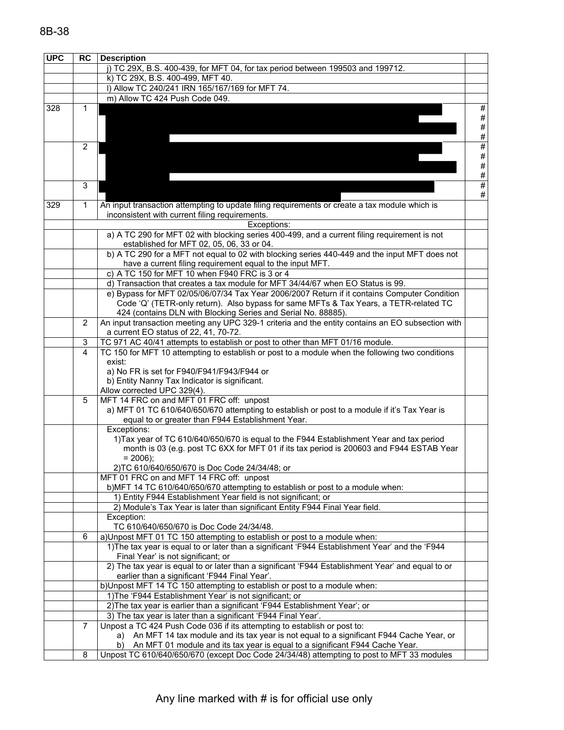| UPC | RC | Description | |
|---|---|---|---|
| | | j) TC 29X, B.S. 400-439, for MFT 04, for tax period between 199503 and 199712. | |
| | | k) TC 29X, B.S. 400-499, MFT 40. | |
| | | l) Allow TC 240/241 IRN 165/167/169 for MFT 74. | |
| | | m) Allow TC 424 Push Code 049. | |
| 328 | 1 | | # # # # |
| | 2 | | # # # # |
| | 3 | | # # |
| 329 | 1 | An input transaction attempting to update filing requirements or create a tax module which is inconsistent with current filing requirements. | |
| | | Exceptions: | |
| | | a) A TC 290 for MFT 02 with blocking series 400-499, and a current filing requirement is not established for MFT 02, 05, 06, 33 or 04. | |
| | | b) A TC 290 for a MFT not equal to 02 with blocking series 440-449 and the input MFT does not have a current filing requirement equal to the input MFT. | |
| | | c) A TC 150 for MFT 10 when F940 FRC is 3 or 4 | |
| | | d) Transaction that creates a tax module for MFT 34/44/67 when EO Status is 99. | |
| | | e) Bypass for MFT 02/05/06/07/34 Tax Year 2006/2007 Return if it contains Computer Condition Code 'Q' (TETR-only return). Also bypass for same MFTs & Tax Years, a TETR-related TC 424 (contains DLN with Blocking Series and Serial No. 88885). | |
| | 2 | An input transaction meeting any UPC 329-1 criteria and the entity contains an EO subsection with a current EO status of 22, 41, 70-72. | |
| | 3 | TC 971 AC 40/41 attempts to establish or post to other than MFT 01/16 module. | |
| | 4 | TC 150 for MFT 10 attempting to establish or post to a module when the following two conditions exist:<br>a) No FR is set for F940/F941/F943/F944 or<br>b) Entity Nanny Tax Indicator is significant.<br>Allow corrected UPC 329(4). | |
| | 5 | MFT 14 FRC on and MFT 01 FRC off: unpost<br>a) MFT 01 TC 610/640/650/670 attempting to establish or post to a module if it's Tax Year is equal to or greater than F944 Establishment Year. | |
| | | Exceptions:<br>1)Tax year of TC 610/640/650/670 is equal to the F944 Establishment Year and tax period month is 03 (e.g. post TC 6XX for MFT 01 if its tax period is 200603 and F944 ESTAB Year = 2006);<br>2)TC 610/640/650/670 is Doc Code 24/34/48; or | |
| | | MFT 01 FRC on and MFT 14 FRC off: unpost<br>b)MFT 14 TC 610/640/650/670 attempting to establish or post to a module when: | |
| | | 1) Entity F944 Establishment Year field is not significant; or | |
| | | 2) Module's Tax Year is later than significant Entity F944 Final Year field. | |
| | | Exception:<br>TC 610/640/650/670 is Doc Code 24/34/48. | |
| | 6 | a)Unpost MFT 01 TC 150 attempting to establish or post to a module when: | |
| | | 1)The tax year is equal to or later than a significant 'F944 Establishment Year' and the 'F944 Final Year' is not significant; or | |
| | | 2) The tax year is equal to or later than a significant 'F944 Establishment Year' and equal to or earlier than a significant 'F944 Final Year'. | |
| | | b)Unpost MFT 14 TC 150 attempting to establish or post to a module when: | |
| | | 1)The 'F944 Establishment Year' is not significant; or | |
| | | 2)The tax year is earlier than a significant 'F944 Establishment Year'; or | |
| | | 3) The tax year is later than a significant 'F944 Final Year'. | |
| | 7 | Unpost a TC 424 Push Code 036 if its attempting to establish or post to:<br>a) An MFT 14 tax module and its tax year is not equal to a significant F944 Cache Year, or<br>b) An MFT 01 module and its tax year is equal to a significant F944 Cache Year. | |
| | 8 | Unpost TC 610/640/650/670 (except Doc Code 24/34/48) attempting to post to MFT 33 modules | |

Any line marked with # is for official use only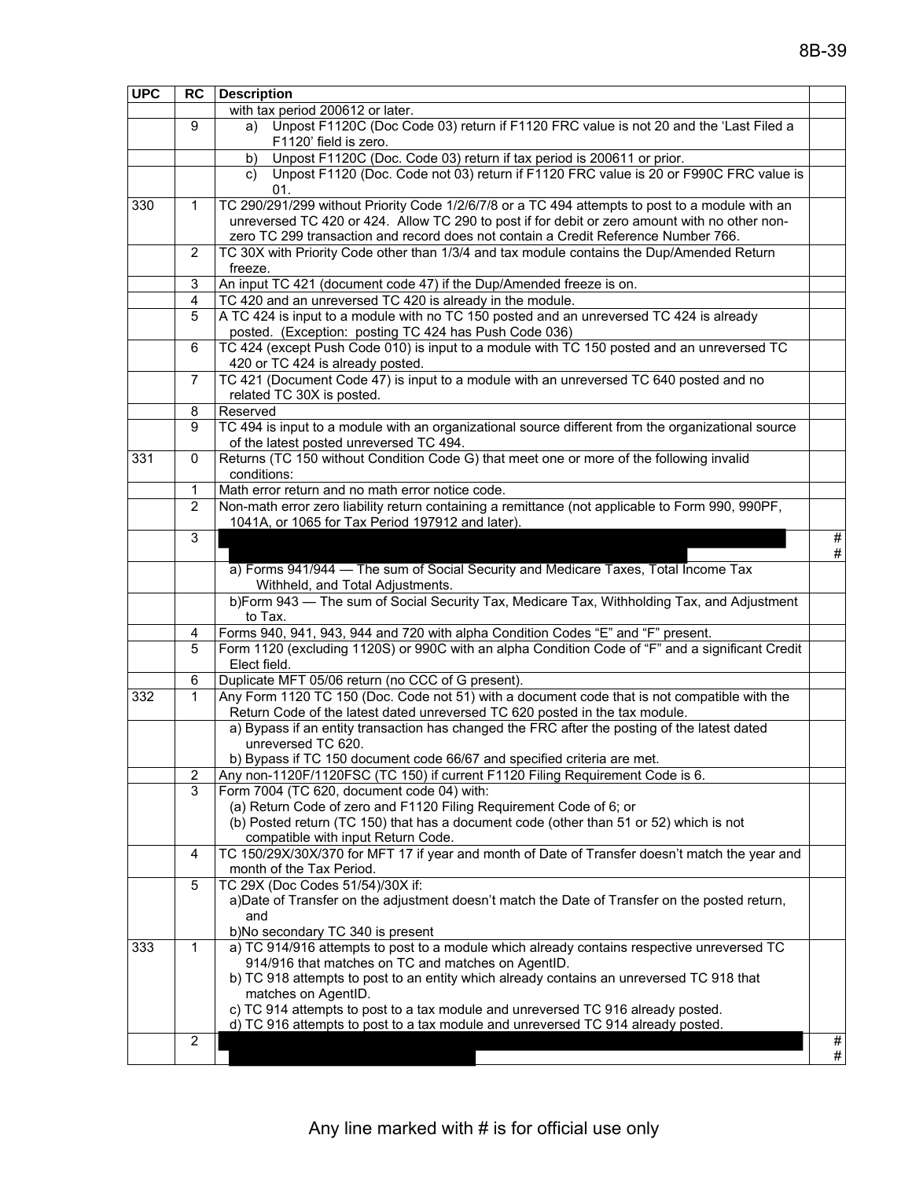| UPC | RC | Description | |
|---|---|---|---|
| | | with tax period 200612 or later. | |
| | 9 | a) Unpost F1120C (Doc Code 03) return if F1120 FRC value is not 20 and the 'Last Filed a F1120' field is zero. | |
| | | b) Unpost F1120C (Doc. Code 03) return if tax period is 200611 or prior. | |
| | | c) Unpost F1120 (Doc. Code not 03) return if F1120 FRC value is 20 or F990C FRC value is 01. | |
| 330 | 1 | TC 290/291/299 without Priority Code 1/2/6/7/8 or a TC 494 attempts to post to a module with an unreversed TC 420 or 424. Allow TC 290 to post if for debit or zero amount with no other non-zero TC 299 transaction and record does not contain a Credit Reference Number 766. | |
| | 2 | TC 30X with Priority Code other than 1/3/4 and tax module contains the Dup/Amended Return freeze. | |
| | 3 | An input TC 421 (document code 47) if the Dup/Amended freeze is on. | |
| | 4 | TC 420 and an unreversed TC 420 is already in the module. | |
| | 5 | A TC 424 is input to a module with no TC 150 posted and an unreversed TC 424 is already posted. (Exception: posting TC 424 has Push Code 036) | |
| | 6 | TC 424 (except Push Code 010) is input to a module with TC 150 posted and an unreversed TC 420 or TC 424 is already posted. | |
| | 7 | TC 421 (Document Code 47) is input to a module with an unreversed TC 640 posted and no related TC 30X is posted. | |
| | 8 | Reserved | |
| | 9 | TC 494 is input to a module with an organizational source different from the organizational source of the latest posted unreversed TC 494. | |
| 331 | 0 | Returns (TC 150 without Condition Code G) that meet one or more of the following invalid conditions: | |
| | 1 | Math error return and no math error notice code. | |
| | 2 | Non-math error zero liability return containing a remittance (not applicable to Form 990, 990PF, 1041A, or 1065 for Tax Period 197912 and later). | |
| | 3 | | # # |
| | | a) Forms 941/944 — The sum of Social Security and Medicare Taxes, Total Income Tax Withheld, and Total Adjustments. | |
| | | b)Form 943 — The sum of Social Security Tax, Medicare Tax, Withholding Tax, and Adjustment to Tax. | |
| | 4 | Forms 940, 941, 943, 944 and 720 with alpha Condition Codes "E" and "F" present. | |
| | 5 | Form 1120 (excluding 1120S) or 990C with an alpha Condition Code of "F" and a significant Credit Elect field. | |
| | 6 | Duplicate MFT 05/06 return (no CCC of G present). | |
| 332 | 1 | Any Form 1120 TC 150 (Doc. Code not 51) with a document code that is not compatible with the Return Code of the latest dated unreversed TC 620 posted in the tax module. | |
| | | a) Bypass if an entity transaction has changed the FRC after the posting of the latest dated unreversed TC 620.<br>b) Bypass if TC 150 document code 66/67 and specified criteria are met. | |
| | 2 | Any non-1120F/1120FSC (TC 150) if current F1120 Filing Requirement Code is 6. | |
| | 3 | Form 7004 (TC 620, document code 04) with:<br>(a) Return Code of zero and F1120 Filing Requirement Code of 6; or<br>(b) Posted return (TC 150) that has a document code (other than 51 or 52) which is not compatible with input Return Code. | |
| | 4 | TC 150/29X/30X/370 for MFT 17 if year and month of Date of Transfer doesn't match the year and month of the Tax Period. | |
| | 5 | TC 29X (Doc Codes 51/54)/30X if:<br>a)Date of Transfer on the adjustment doesn't match the Date of Transfer on the posted return, and<br>b)No secondary TC 340 is present | |
| 333 | 1 | a) TC 914/916 attempts to post to a module which already contains respective unreversed TC 914/916 that matches on TC and matches on AgentID.<br>b) TC 918 attempts to post to an entity which already contains an unreversed TC 918 that matches on AgentID.<br>c) TC 914 attempts to post to a tax module and unreversed TC 916 already posted.<br>d) TC 916 attempts to post to a tax module and unreversed TC 914 already posted. | |
| | 2 | | # # |

Any line marked with # is for official use only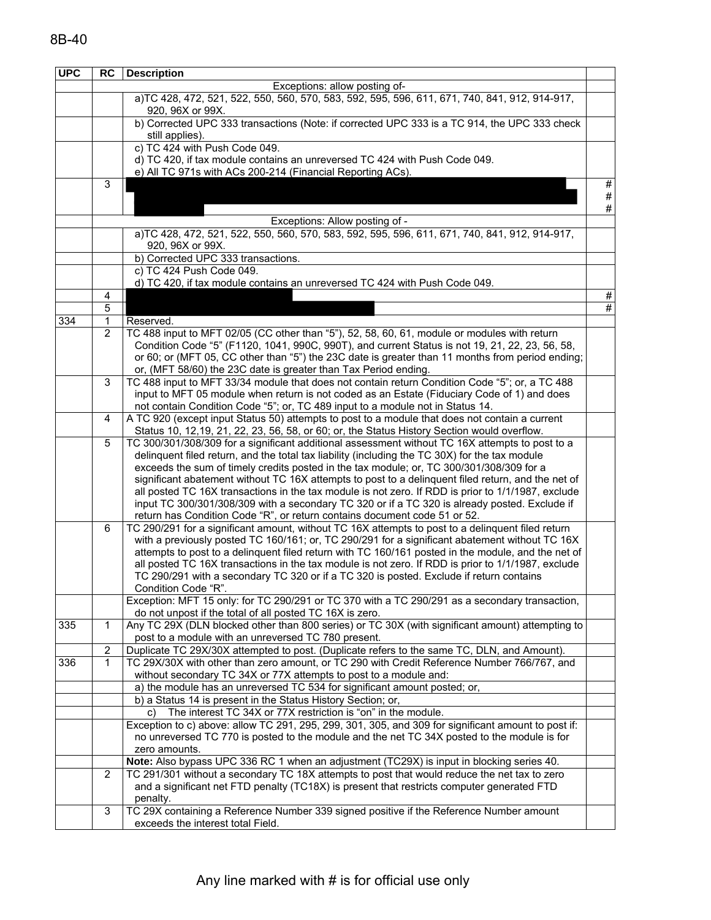| UPC | RC | Description | |
|---|---|---|---|
| | | Exceptions: allow posting of- | |
| | | a)TC 428, 472, 521, 522, 550, 560, 570, 583, 592, 595, 596, 611, 671, 740, 841, 912, 914-917, 920, 96X or 99X. | |
| | | b) Corrected UPC 333 transactions (Note: if corrected UPC 333 is a TC 914, the UPC 333 check still applies). | |
| | | c) TC 424 with Push Code 049.<br>d) TC 420, if tax module contains an unreversed TC 424 with Push Code 049.<br>e) All TC 971s with ACs 200-214 (Financial Reporting ACs). | |
| | 3 | | #<br>#<br># |
| | | Exceptions: Allow posting of - | |
| | | a)TC 428, 472, 521, 522, 550, 560, 570, 583, 592, 595, 596, 611, 671, 740, 841, 912, 914-917, 920, 96X or 99X. | |
| | | b) Corrected UPC 333 transactions. | |
| | | c) TC 424 Push Code 049.<br>d) TC 420, if tax module contains an unreversed TC 424 with Push Code 049. | |
| | 4 | | # |
| | 5 | | # |
| 334 | 1 | Reserved. | |
| | 2 | TC 488 input to MFT 02/05 (CC other than "5"), 52, 58, 60, 61, module or modules with return Condition Code "5" (F1120, 1041, 990C, 990T), and current Status is not 19, 21, 22, 23, 56, 58, or 60; or (MFT 05, CC other than "5") the 23C date is greater than 11 months from period ending; or, (MFT 58/60) the 23C date is greater than Tax Period ending. | |
| | 3 | TC 488 input to MFT 33/34 module that does not contain return Condition Code "5"; or, a TC 488 input to MFT 05 module when return is not coded as an Estate (Fiduciary Code of 1) and does not contain Condition Code "5"; or, TC 489 input to a module not in Status 14. | |
| | 4 | A TC 920 (except input Status 50) attempts to post to a module that does not contain a current Status 10, 12,19, 21, 22, 23, 56, 58, or 60; or, the Status History Section would overflow. | |
| | 5 | TC 300/301/308/309 for a significant additional assessment without TC 16X attempts to post to a delinquent filed return, and the total tax liability (including the TC 30X) for the tax module exceeds the sum of timely credits posted in the tax module; or, TC 300/301/308/309 for a significant abatement without TC 16X attempts to post to a delinquent filed return, and the net of all posted TC 16X transactions in the tax module is not zero. If RDD is prior to 1/1/1987, exclude input TC 300/301/308/309 with a secondary TC 320 or if a TC 320 is already posted. Exclude if return has Condition Code "R", or return contains document code 51 or 52. | |
| | 6 | TC 290/291 for a significant amount, without TC 16X attempts to post to a delinquent filed return with a previously posted TC 160/161; or, TC 290/291 for a significant abatement without TC 16X attempts to post to a delinquent filed return with TC 160/161 posted in the module, and the net of all posted TC 16X transactions in the tax module is not zero. If RDD is prior to 1/1/1987, exclude TC 290/291 with a secondary TC 320 or if a TC 320 is posted. Exclude if return contains Condition Code "R". | |
| | | Exception: MFT 15 only: for TC 290/291 or TC 370 with a TC 290/291 as a secondary transaction, do not unpost if the total of all posted TC 16X is zero. | |
| 335 | 1 | Any TC 29X (DLN blocked other than 800 series) or TC 30X (with significant amount) attempting to post to a module with an unreversed TC 780 present. | |
| | 2 | Duplicate TC 29X/30X attempted to post. (Duplicate refers to the same TC, DLN, and Amount). | |
| 336 | 1 | TC 29X/30X with other than zero amount, or TC 290 with Credit Reference Number 766/767, and without secondary TC 34X or 77X attempts to post to a module and: | |
| | | a) the module has an unreversed TC 534 for significant amount posted; or, | |
| | | b) a Status 14 is present in the Status History Section; or, | |
| | | c) The interest TC 34X or 77X restriction is "on" in the module. | |
| | | Exception to c) above: allow TC 291, 295, 299, 301, 305, and 309 for significant amount to post if: no unreversed TC 770 is posted to the module and the net TC 34X posted to the module is for zero amounts. | |
| | | **Note:** Also bypass UPC 336 RC 1 when an adjustment (TC29X) is input in blocking series 40. | |
| | 2 | TC 291/301 without a secondary TC 18X attempts to post that would reduce the net tax to zero and a significant net FTD penalty (TC18X) is present that restricts computer generated FTD penalty. | |
| | 3 | TC 29X containing a Reference Number 339 signed positive if the Reference Number amount exceeds the interest total Field. | |

Any line marked with # is for official use only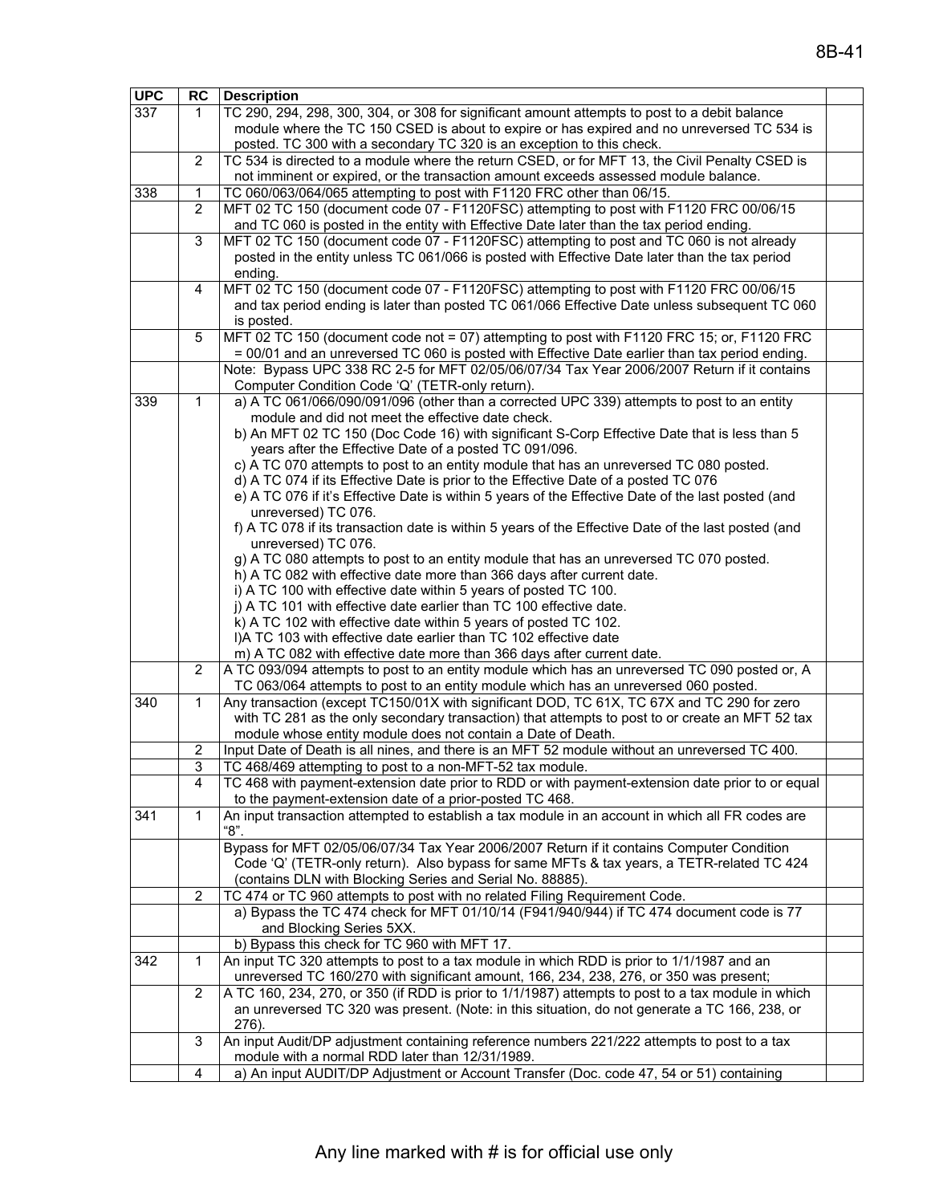| UPC | RC | Description | |
|---|---|---|---|
| 337 | 1 | TC 290, 294, 298, 300, 304, or 308 for significant amount attempts to post to a debit balance module where the TC 150 CSED is about to expire or has expired and no unreversed TC 534 is posted. TC 300 with a secondary TC 320 is an exception to this check. | |
| | 2 | TC 534 is directed to a module where the return CSED, or for MFT 13, the Civil Penalty CSED is not imminent or expired, or the transaction amount exceeds assessed module balance. | |
| 338 | 1 | TC 060/063/064/065 attempting to post with F1120 FRC other than 06/15. | |
| | 2 | MFT 02 TC 150 (document code 07 - F1120FSC) attempting to post with F1120 FRC 00/06/15 and TC 060 is posted in the entity with Effective Date later than the tax period ending. | |
| | 3 | MFT 02 TC 150 (document code 07 - F1120FSC) attempting to post and TC 060 is not already posted in the entity unless TC 061/066 is posted with Effective Date later than the tax period ending. | |
| | 4 | MFT 02 TC 150 (document code 07 - F1120FSC) attempting to post with F1120 FRC 00/06/15 and tax period ending is later than posted TC 061/066 Effective Date unless subsequent TC 060 is posted. | |
| | 5 | MFT 02 TC 150 (document code not = 07) attempting to post with F1120 FRC 15; or, F1120 FRC = 00/01 and an unreversed TC 060 is posted with Effective Date earlier than tax period ending. | |
| | | Note: Bypass UPC 338 RC 2-5 for MFT 02/05/06/07/34 Tax Year 2006/2007 Return if it contains Computer Condition Code 'Q' (TETR-only return). | |
| 339 | 1 | a) A TC 061/066/090/091/096 (other than a corrected UPC 339) attempts to post to an entity module and did not meet the effective date check.<br>b) An MFT 02 TC 150 (Doc Code 16) with significant S-Corp Effective Date that is less than 5 years after the Effective Date of a posted TC 091/096.<br>c) A TC 070 attempts to post to an entity module that has an unreversed TC 080 posted.<br>d) A TC 074 if its Effective Date is prior to the Effective Date of a posted TC 076<br>e) A TC 076 if it's Effective Date is within 5 years of the Effective Date of the last posted (and unreversed) TC 076.<br>f) A TC 078 if its transaction date is within 5 years of the Effective Date of the last posted (and unreversed) TC 076.<br>g) A TC 080 attempts to post to an entity module that has an unreversed TC 070 posted.<br>h) A TC 082 with effective date more than 366 days after current date.<br>i) A TC 100 with effective date within 5 years of posted TC 100.<br>j) A TC 101 with effective date earlier than TC 100 effective date.<br>k) A TC 102 with effective date within 5 years of posted TC 102.<br>l)A TC 103 with effective date earlier than TC 102 effective date<br>m) A TC 082 with effective date more than 366 days after current date. | |
| | 2 | A TC 093/094 attempts to post to an entity module which has an unreversed TC 090 posted or, A TC 063/064 attempts to post to an entity module which has an unreversed 060 posted. | |
| 340 | 1 | Any transaction (except TC150/01X with significant DOD, TC 61X, TC 67X and TC 290 for zero with TC 281 as the only secondary transaction) that attempts to post to or create an MFT 52 tax module whose entity module does not contain a Date of Death. | |
| | 2 | Input Date of Death is all nines, and there is an MFT 52 module without an unreversed TC 400. | |
| | 3 | TC 468/469 attempting to post to a non-MFT-52 tax module. | |
| | 4 | TC 468 with payment-extension date prior to RDD or with payment-extension date prior to or equal to the payment-extension date of a prior-posted TC 468. | |
| 341 | 1 | An input transaction attempted to establish a tax module in an account in which all FR codes are "8". | |
| | | Bypass for MFT 02/05/06/07/34 Tax Year 2006/2007 Return if it contains Computer Condition Code 'Q' (TETR-only return). Also bypass for same MFTs & tax years, a TETR-related TC 424 (contains DLN with Blocking Series and Serial No. 88885). | |
| | 2 | TC 474 or TC 960 attempts to post with no related Filing Requirement Code. | |
| | | a) Bypass the TC 474 check for MFT 01/10/14 (F941/940/944) if TC 474 document code is 77 and Blocking Series 5XX. | |
| | | b) Bypass this check for TC 960 with MFT 17. | |
| 342 | 1 | An input TC 320 attempts to post to a tax module in which RDD is prior to 1/1/1987 and an unreversed TC 160/270 with significant amount, 166, 234, 238, 276, or 350 was present; | |
| | 2 | A TC 160, 234, 270, or 350 (if RDD is prior to 1/1/1987) attempts to post to a tax module in which an unreversed TC 320 was present. (Note: in this situation, do not generate a TC 166, 238, or 276). | |
| | 3 | An input Audit/DP adjustment containing reference numbers 221/222 attempts to post to a tax module with a normal RDD later than 12/31/1989. | |
| | 4 | a) An input AUDIT/DP Adjustment or Account Transfer (Doc. code 47, 54 or 51) containing | |

Any line marked with # is for official use only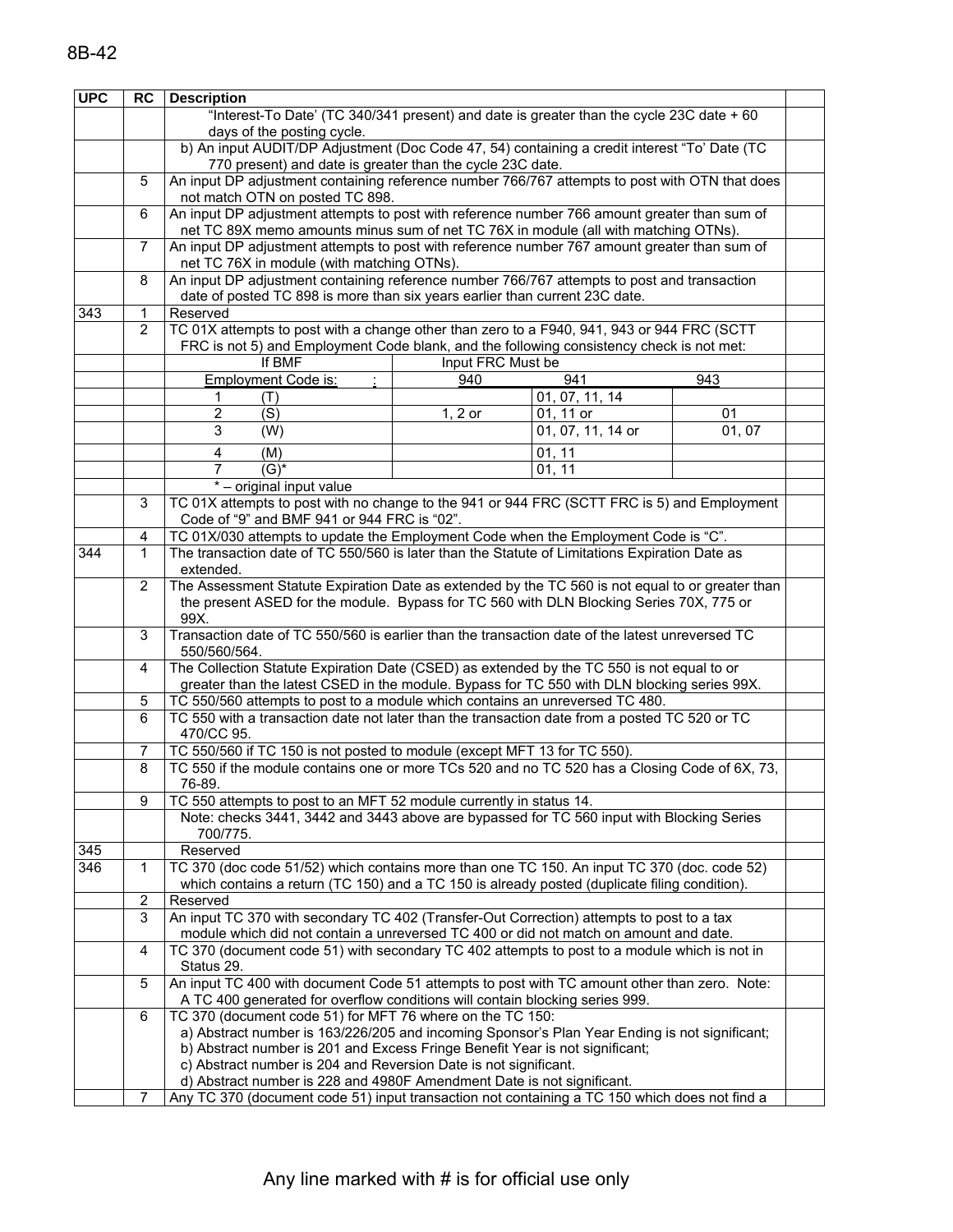| UPC | RC | Description | |
|---|---|---|---|
| | | "Interest-To Date' (TC 340/341 present) and date is greater than the cycle 23C date + 60 days of the posting cycle. | |
| | | b) An input AUDIT/DP Adjustment (Doc Code 47, 54) containing a credit interest "To' Date (TC 770 present) and date is greater than the cycle 23C date. | |
| | 5 | An input DP adjustment containing reference number 766/767 attempts to post with OTN that does not match OTN on posted TC 898. | |
| | 6 | An input DP adjustment attempts to post with reference number 766 amount greater than sum of net TC 89X memo amounts minus sum of net TC 76X in module (all with matching OTNs). | |
| | 7 | An input DP adjustment attempts to post with reference number 767 amount greater than sum of net TC 76X in module (with matching OTNs). | |
| | 8 | An input DP adjustment containing reference number 766/767 attempts to post and transaction date of posted TC 898 is more than six years earlier than current 23C date. | |
| 343 | 1 | Reserved | |
| | 2 | TC 01X attempts to post with a change other than zero to a F940, 941, 943 or 944 FRC (SCTT FRC is not 5) and Employment Code blank, and the following consistency check is not met: | |
| | | If BMF Employment Code is: — Input FRC Must be: 940 / 941 / 943 | |
| | | 1 (T) — 940: ; 941: 01, 07, 11, 14; 943: | |
| | | 2 (S) — 940: 1, 2 or; 941: 01, 11 or; 943: 01 | |
| | | 3 (W) — 940: ; 941: 01, 07, 11, 14 or; 943: 01, 07 | |
| | | 4 (M) — 940: ; 941: 01, 11; 943: | |
| | | 7 (G)* — 940: ; 941: 01, 11; 943: | |
| | | * – original input value | |
| | 3 | TC 01X attempts to post with no change to the 941 or 944 FRC (SCTT FRC is 5) and Employment Code of "9" and BMF 941 or 944 FRC is "02". | |
| | 4 | TC 01X/030 attempts to update the Employment Code when the Employment Code is "C". | |
| 344 | 1 | The transaction date of TC 550/560 is later than the Statute of Limitations Expiration Date as extended. | |
| | 2 | The Assessment Statute Expiration Date as extended by the TC 560 is not equal to or greater than the present ASED for the module. Bypass for TC 560 with DLN Blocking Series 70X, 775 or 99X. | |
| | 3 | Transaction date of TC 550/560 is earlier than the transaction date of the latest unreversed TC 550/560/564. | |
| | 4 | The Collection Statute Expiration Date (CSED) as extended by the TC 550 is not equal to or greater than the latest CSED in the module. Bypass for TC 550 with DLN blocking series 99X. | |
| | 5 | TC 550/560 attempts to post to a module which contains an unreversed TC 480. | |
| | 6 | TC 550 with a transaction date not later than the transaction date from a posted TC 520 or TC 470/CC 95. | |
| | 7 | TC 550/560 if TC 150 is not posted to module (except MFT 13 for TC 550). | |
| | 8 | TC 550 if the module contains one or more TCs 520 and no TC 520 has a Closing Code of 6X, 73, 76-89. | |
| | 9 | TC 550 attempts to post to an MFT 52 module currently in status 14. | |
| | | Note: checks 3441, 3442 and 3443 above are bypassed for TC 560 input with Blocking Series 700/775. | |
| 345 | | Reserved | |
| 346 | 1 | TC 370 (doc code 51/52) which contains more than one TC 150. An input TC 370 (doc. code 52) which contains a return (TC 150) and a TC 150 is already posted (duplicate filing condition). | |
| | 2 | Reserved | |
| | 3 | An input TC 370 with secondary TC 402 (Transfer-Out Correction) attempts to post to a tax module which did not contain a unreversed TC 400 or did not match on amount and date. | |
| | 4 | TC 370 (document code 51) with secondary TC 402 attempts to post to a module which is not in Status 29. | |
| | 5 | An input TC 400 with document Code 51 attempts to post with TC amount other than zero. Note: A TC 400 generated for overflow conditions will contain blocking series 999. | |
| | 6 | TC 370 (document code 51) for MFT 76 where on the TC 150:<br>a) Abstract number is 163/226/205 and incoming Sponsor's Plan Year Ending is not significant;<br>b) Abstract number is 201 and Excess Fringe Benefit Year is not significant;<br>c) Abstract number is 204 and Reversion Date is not significant.<br>d) Abstract number is 228 and 4980F Amendment Date is not significant. | |
| | 7 | Any TC 370 (document code 51) input transaction not containing a TC 150 which does not find a | |

Any line marked with # is for official use only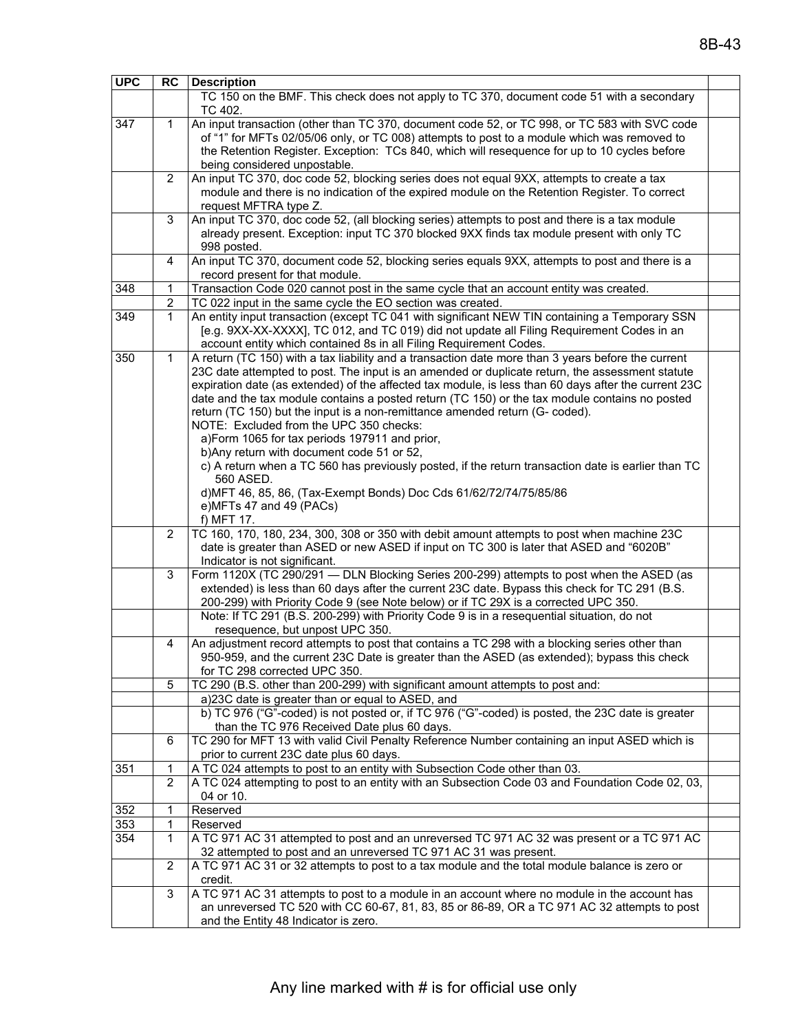| UPC | RC | Description | |
|---|---|---|---|
| | | TC 150 on the BMF. This check does not apply to TC 370, document code 51 with a secondary TC 402. | |
| 347 | 1 | An input transaction (other than TC 370, document code 52, or TC 998, or TC 583 with SVC code of "1" for MFTs 02/05/06 only, or TC 008) attempts to post to a module which was removed to the Retention Register. Exception: TCs 840, which will resequence for up to 10 cycles before being considered unpostable. | |
| | 2 | An input TC 370, doc code 52, blocking series does not equal 9XX, attempts to create a tax module and there is no indication of the expired module on the Retention Register. To correct request MFTRA type Z. | |
| | 3 | An input TC 370, doc code 52, (all blocking series) attempts to post and there is a tax module already present. Exception: input TC 370 blocked 9XX finds tax module present with only TC 998 posted. | |
| | 4 | An input TC 370, document code 52, blocking series equals 9XX, attempts to post and there is a record present for that module. | |
| 348 | 1 | Transaction Code 020 cannot post in the same cycle that an account entity was created. | |
| | 2 | TC 022 input in the same cycle the EO section was created. | |
| 349 | 1 | An entity input transaction (except TC 041 with significant NEW TIN containing a Temporary SSN [e.g. 9XX-XX-XXXX], TC 012, and TC 019) did not update all Filing Requirement Codes in an account entity which contained 8s in all Filing Requirement Codes. | |
| 350 | 1 | A return (TC 150) with a tax liability and a transaction date more than 3 years before the current 23C date attempted to post. The input is an amended or duplicate return, the assessment statute expiration date (as extended) of the affected tax module, is less than 60 days after the current 23C date and the tax module contains a posted return (TC 150) or the tax module contains no posted return (TC 150) but the input is a non-remittance amended return (G- coded).<br>NOTE: Excluded from the UPC 350 checks:<br>a)Form 1065 for tax periods 197911 and prior,<br>b)Any return with document code 51 or 52,<br>c) A return when a TC 560 has previously posted, if the return transaction date is earlier than TC 560 ASED.<br>d)MFT 46, 85, 86, (Tax-Exempt Bonds) Doc Cds 61/62/72/74/75/85/86<br>e)MFTs 47 and 49 (PACs)<br>f) MFT 17. | |
| | 2 | TC 160, 170, 180, 234, 300, 308 or 350 with debit amount attempts to post when machine 23C date is greater than ASED or new ASED if input on TC 300 is later that ASED and "6020B" Indicator is not significant. | |
| | 3 | Form 1120X (TC 290/291 — DLN Blocking Series 200-299) attempts to post when the ASED (as extended) is less than 60 days after the current 23C date. Bypass this check for TC 291 (B.S. 200-299) with Priority Code 9 (see Note below) or if TC 29X is a corrected UPC 350. | |
| | | Note: If TC 291 (B.S. 200-299) with Priority Code 9 is in a resequential situation, do not resequence, but unpost UPC 350. | |
| | 4 | An adjustment record attempts to post that contains a TC 298 with a blocking series other than 950-959, and the current 23C Date is greater than the ASED (as extended); bypass this check for TC 298 corrected UPC 350. | |
| | 5 | TC 290 (B.S. other than 200-299) with significant amount attempts to post and: | |
| | | a)23C date is greater than or equal to ASED, and | |
| | | b) TC 976 ("G"-coded) is not posted or, if TC 976 ("G"-coded) is posted, the 23C date is greater than the TC 976 Received Date plus 60 days. | |
| | 6 | TC 290 for MFT 13 with valid Civil Penalty Reference Number containing an input ASED which is prior to current 23C date plus 60 days. | |
| 351 | 1 | A TC 024 attempts to post to an entity with Subsection Code other than 03. | |
| | 2 | A TC 024 attempting to post to an entity with an Subsection Code 03 and Foundation Code 02, 03, 04 or 10. | |
| 352 | 1 | Reserved | |
| 353 | 1 | Reserved | |
| 354 | 1 | A TC 971 AC 31 attempted to post and an unreversed TC 971 AC 32 was present or a TC 971 AC 32 attempted to post and an unreversed TC 971 AC 31 was present. | |
| | 2 | A TC 971 AC 31 or 32 attempts to post to a tax module and the total module balance is zero or credit. | |
| | 3 | A TC 971 AC 31 attempts to post to a module in an account where no module in the account has an unreversed TC 520 with CC 60-67, 81, 83, 85 or 86-89, OR a TC 971 AC 32 attempts to post and the Entity 48 Indicator is zero. | |

Any line marked with # is for official use only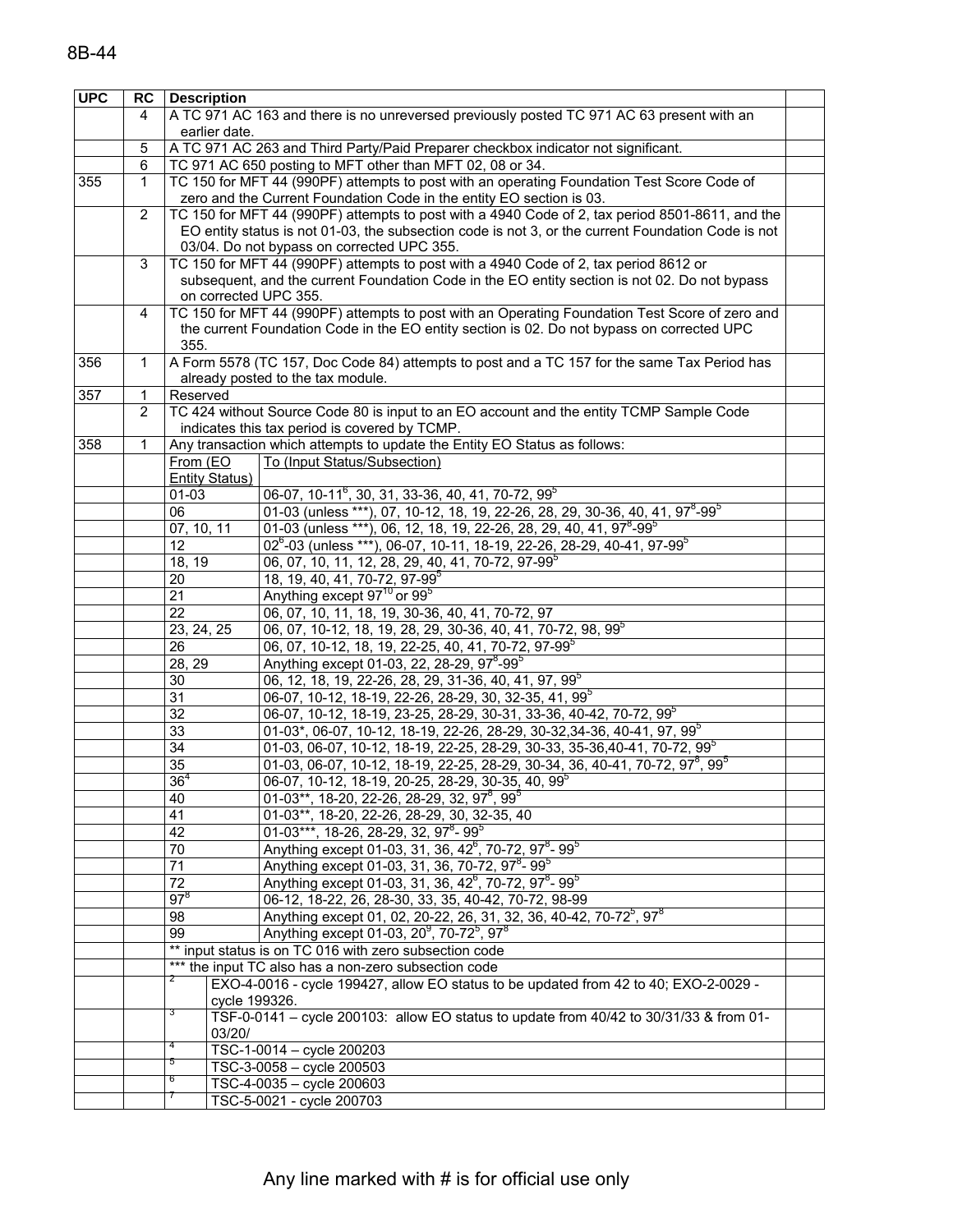| UPC | RC | Description | |
|---|---|---|---|
| | 4 | A TC 971 AC 163 and there is no unreversed previously posted TC 971 AC 63 present with an earlier date. | |
| | 5 | A TC 971 AC 263 and Third Party/Paid Preparer checkbox indicator not significant. | |
| | 6 | TC 971 AC 650 posting to MFT other than MFT 02, 08 or 34. | |
| 355 | 1 | TC 150 for MFT 44 (990PF) attempts to post with an operating Foundation Test Score Code of zero and the Current Foundation Code in the entity EO section is 03. | |
| | 2 | TC 150 for MFT 44 (990PF) attempts to post with a 4940 Code of 2, tax period 8501-8611, and the EO entity status is not 01-03, the subsection code is not 3, or the current Foundation Code is not 03/04. Do not bypass on corrected UPC 355. | |
| | 3 | TC 150 for MFT 44 (990PF) attempts to post with a 4940 Code of 2, tax period 8612 or subsequent, and the current Foundation Code in the EO entity section is not 02. Do not bypass on corrected UPC 355. | |
| | 4 | TC 150 for MFT 44 (990PF) attempts to post with an Operating Foundation Test Score of zero and the current Foundation Code in the EO entity section is 02. Do not bypass on corrected UPC 355. | |
| 356 | 1 | A Form 5578 (TC 157, Doc Code 84) attempts to post and a TC 157 for the same Tax Period has already posted to the tax module. | |
| 357 | 1 | Reserved | |
| | 2 | TC 424 without Source Code 80 is input to an EO account and the entity TCMP Sample Code indicates this tax period is covered by TCMP. | |
| 358 | 1 | Any transaction which attempts to update the Entity EO Status as follows: | |
| | | From (EO Entity Status) — To (Input Status/Subsection) | |
| | | 01-03 — 06-07, 10-11[6], 30, 31, 33-36, 40, 41, 70-72, 99[5] | |
| | | 06 — 01-03 (unless ***), 07, 10-12, 18, 19, 22-26, 28, 29, 30-36, 40, 41, 97[8]-99[5] | |
| | | 07, 10, 11 — 01-03 (unless ***), 06, 12, 18, 19, 22-26, 28, 29, 40, 41, 97[8]-99[5] | |
| | | 12 — 02[6]-03 (unless ***), 06-07, 10-11, 18-19, 22-26, 28-29, 40-41, 97-99[5] | |
| | | 18, 19 — 06, 07, 10, 11, 12, 28, 29, 40, 41, 70-72, 97-99[5] | |
| | | 20 — 18, 19, 40, 41, 70-72, 97-99[5] | |
| | | 21 — Anything except 97[10] or 99[5] | |
| | | 22 — 06, 07, 10, 11, 18, 19, 30-36, 40, 41, 70-72, 97 | |
| | | 23, 24, 25 — 06, 07, 10-12, 18, 19, 28, 29, 30-36, 40, 41, 70-72, 98, 99[5] | |
| | | 26 — 06, 07, 10-12, 18, 19, 22-25, 40, 41, 70-72, 97-99[5] | |
| | | 28, 29 — Anything except 01-03, 22, 28-29, 97[8]-99[5] | |
| | | 30 — 06, 12, 18, 19, 22-26, 28, 29, 31-36, 40, 41, 97, 99[5] | |
| | | 31 — 06-07, 10-12, 18-19, 22-26, 28-29, 30, 32-35, 41, 99[5] | |
| | | 32 — 06-07, 10-12, 18-19, 23-25, 28-29, 30-31, 33-36, 40-42, 70-72, 99[5] | |
| | | 33 — 01-03*, 06-07, 10-12, 18-19, 22-26, 28-29, 30-32,34-36, 40-41, 97, 99[5] | |
| | | 34 — 01-03, 06-07, 10-12, 18-19, 22-25, 28-29, 30-33, 35-36,40-41, 70-72, 99[5] | |
| | | 35 — 01-03, 06-07, 10-12, 18-19, 22-25, 28-29, 30-34, 36, 40-41, 70-72, 97[8], 99[5] | |
| | | 36[4] — 06-07, 10-12, 18-19, 20-25, 28-29, 30-35, 40, 99[5] | |
| | | 40 — 01-03**, 18-20, 22-26, 28-29, 32, 97[8], 99[5] | |
| | | 41 — 01-03**, 18-20, 22-26, 28-29, 30, 32-35, 40 | |
| | | 42 — 01-03***, 18-26, 28-29, 32, 97[8]- 99[5] | |
| | | 70 — Anything except 01-03, 31, 36, 42[6], 70-72, 97[8]- 99[5] | |
| | | 71 — Anything except 01-03, 31, 36, 70-72, 97[8]- 99[5] | |
| | | 72 — Anything except 01-03, 31, 36, 42[6], 70-72, 97[8]- 99[5] | |
| | | 97[8] — 06-12, 18-22, 26, 28-30, 33, 35, 40-42, 70-72, 98-99 | |
| | | 98 — Anything except 01, 02, 20-22, 26, 31, 32, 36, 40-42, 70-72[5], 97[8] | |
| | | 99 — Anything except 01-03, 20[9], 70-72[5], 97[8] | |
| | | ** input status is on TC 016 with zero subsection code | |
| | | *** the input TC also has a non-zero subsection code | |
| | | [2] EXO-4-0016 - cycle 199427, allow EO status to be updated from 42 to 40; EXO-2-0029 - cycle 199326. | |
| | | [3] TSF-0-0141 – cycle 200103: allow EO status to update from 40/42 to 30/31/33 & from 01-03/20/ | |
| | | [4] TSC-1-0014 – cycle 200203 | |
| | | [5] TSC-3-0058 – cycle 200503 | |
| | | [6] TSC-4-0035 – cycle 200603 | |
| | | [7] TSC-5-0021 - cycle 200703 | |

Any line marked with # is for official use only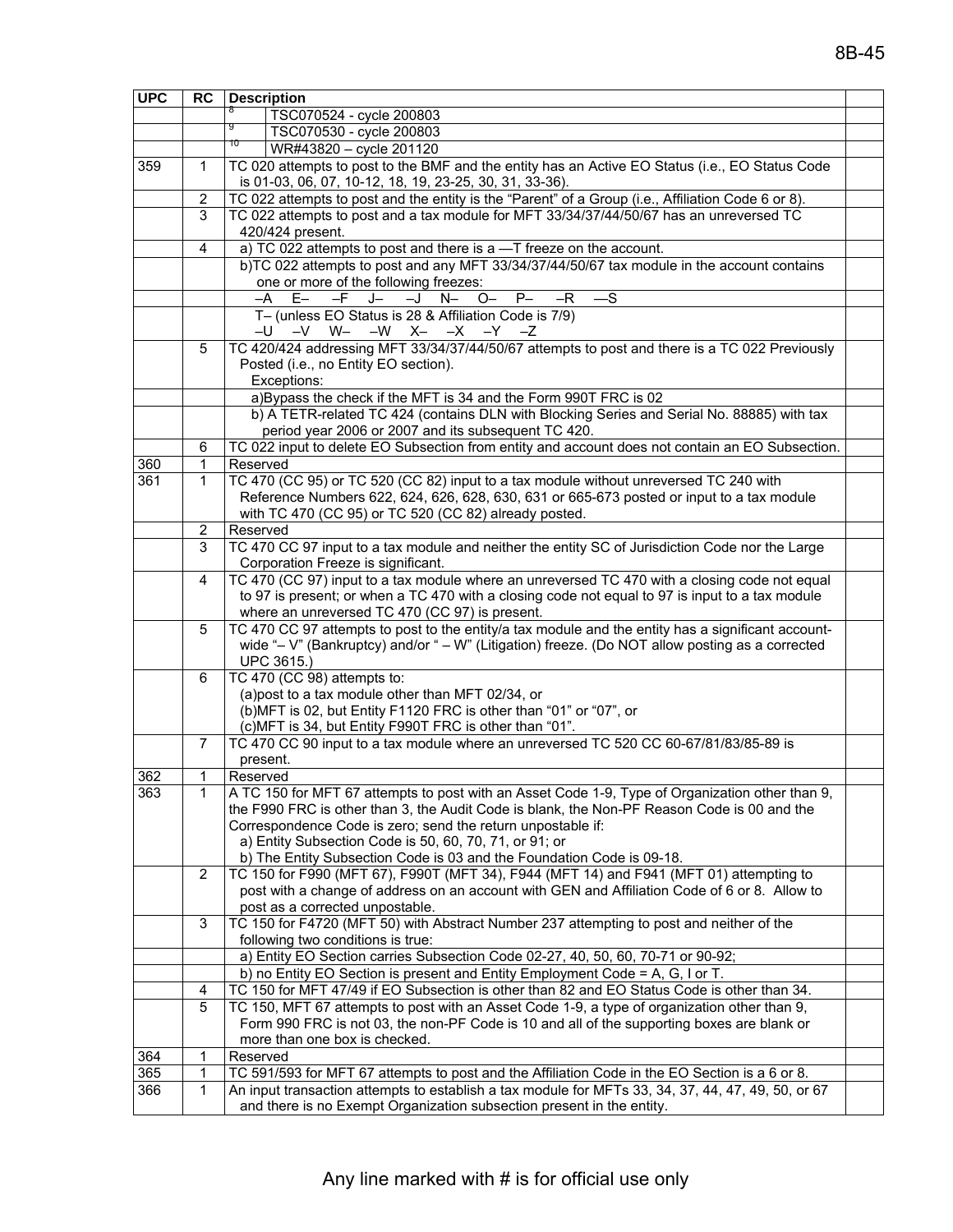| UPC | RC | Description | |
|---|---|---|---|
| | | 8 TSC070524 - cycle 200803 | |
| | | 9 TSC070530 - cycle 200803 | |
| | | 10 WR#43820 – cycle 201120 | |
| 359 | 1 | TC 020 attempts to post to the BMF and the entity has an Active EO Status (i.e., EO Status Code is 01-03, 06, 07, 10-12, 18, 19, 23-25, 30, 31, 33-36). | |
| | 2 | TC 022 attempts to post and the entity is the "Parent" of a Group (i.e., Affiliation Code 6 or 8). | |
| | 3 | TC 022 attempts to post and a tax module for MFT 33/34/37/44/50/67 has an unreversed TC 420/424 present. | |
| | 4 | a) TC 022 attempts to post and there is a —T freeze on the account. | |
| | | b)TC 022 attempts to post and any MFT 33/34/37/44/50/67 tax module in the account contains one or more of the following freezes: | |
| | | –A E– –F J– –J N– O– P– –R —S | |
| | | T– (unless EO Status is 28 & Affiliation Code is 7/9) –U –V W– –W X– –X –Y –Z | |
| | 5 | TC 420/424 addressing MFT 33/34/37/44/50/67 attempts to post and there is a TC 022 Previously Posted (i.e., no Entity EO section). Exceptions: | |
| | | a)Bypass the check if the MFT is 34 and the Form 990T FRC is 02 | |
| | | b) A TETR-related TC 424 (contains DLN with Blocking Series and Serial No. 88885) with tax period year 2006 or 2007 and its subsequent TC 420. | |
| | 6 | TC 022 input to delete EO Subsection from entity and account does not contain an EO Subsection. | |
| 360 | 1 | Reserved | |
| 361 | 1 | TC 470 (CC 95) or TC 520 (CC 82) input to a tax module without unreversed TC 240 with Reference Numbers 622, 624, 626, 628, 630, 631 or 665-673 posted or input to a tax module with TC 470 (CC 95) or TC 520 (CC 82) already posted. | |
| | 2 | Reserved | |
| | 3 | TC 470 CC 97 input to a tax module and neither the entity SC of Jurisdiction Code nor the Large Corporation Freeze is significant. | |
| | 4 | TC 470 (CC 97) input to a tax module where an unreversed TC 470 with a closing code not equal to 97 is present; or when a TC 470 with a closing code not equal to 97 is input to a tax module where an unreversed TC 470 (CC 97) is present. | |
| | 5 | TC 470 CC 97 attempts to post to the entity/a tax module and the entity has a significant account-wide "– V" (Bankruptcy) and/or " – W" (Litigation) freeze. (Do NOT allow posting as a corrected UPC 3615.) | |
| | 6 | TC 470 (CC 98) attempts to: (a)post to a tax module other than MFT 02/34, or (b)MFT is 02, but Entity F1120 FRC is other than "01" or "07", or (c)MFT is 34, but Entity F990T FRC is other than "01". | |
| | 7 | TC 470 CC 90 input to a tax module where an unreversed TC 520 CC 60-67/81/83/85-89 is present. | |
| 362 | 1 | Reserved | |
| 363 | 1 | A TC 150 for MFT 67 attempts to post with an Asset Code 1-9, Type of Organization other than 9, the F990 FRC is other than 3, the Audit Code is blank, the Non-PF Reason Code is 00 and the Correspondence Code is zero; send the return unpostable if: a) Entity Subsection Code is 50, 60, 70, 71, or 91; or b) The Entity Subsection Code is 03 and the Foundation Code is 09-18. | |
| | 2 | TC 150 for F990 (MFT 67), F990T (MFT 34), F944 (MFT 14) and F941 (MFT 01) attempting to post with a change of address on an account with GEN and Affiliation Code of 6 or 8. Allow to post as a corrected unpostable. | |
| | 3 | TC 150 for F4720 (MFT 50) with Abstract Number 237 attempting to post and neither of the following two conditions is true: | |
| | | a) Entity EO Section carries Subsection Code 02-27, 40, 50, 60, 70-71 or 90-92; | |
| | | b) no Entity EO Section is present and Entity Employment Code = A, G, I or T. | |
| | 4 | TC 150 for MFT 47/49 if EO Subsection is other than 82 and EO Status Code is other than 34. | |
| | 5 | TC 150, MFT 67 attempts to post with an Asset Code 1-9, a type of organization other than 9, Form 990 FRC is not 03, the non-PF Code is 10 and all of the supporting boxes are blank or more than one box is checked. | |
| 364 | 1 | Reserved | |
| 365 | 1 | TC 591/593 for MFT 67 attempts to post and the Affiliation Code in the EO Section is a 6 or 8. | |
| 366 | 1 | An input transaction attempts to establish a tax module for MFTs 33, 34, 37, 44, 47, 49, 50, or 67 and there is no Exempt Organization subsection present in the entity. | |

Any line marked with # is for official use only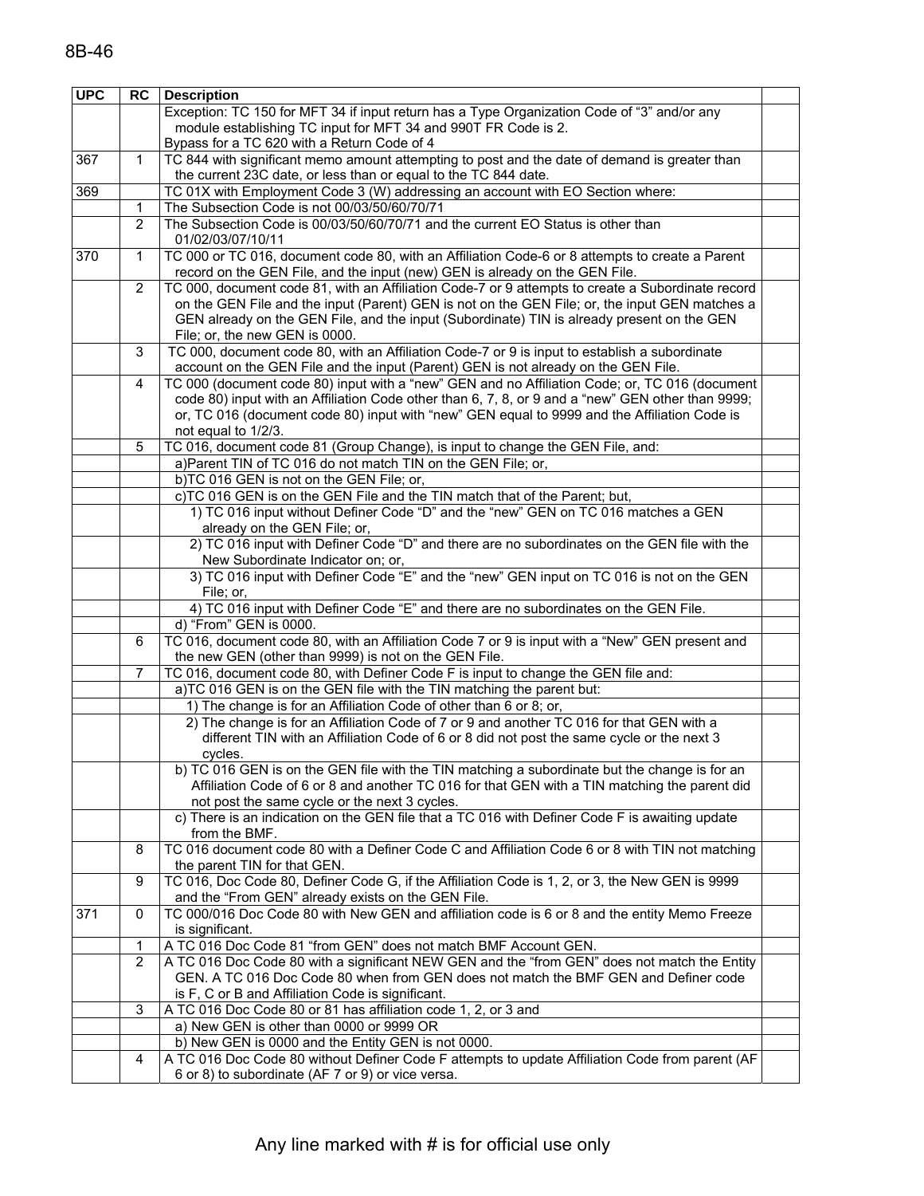| UPC | RC | Description | |
|---|---|---|---|
| | | Exception: TC 150 for MFT 34 if input return has a Type Organization Code of "3" and/or any module establishing TC input for MFT 34 and 990T FR Code is 2.<br>Bypass for a TC 620 with a Return Code of 4 | |
| 367 | 1 | TC 844 with significant memo amount attempting to post and the date of demand is greater than the current 23C date, or less than or equal to the TC 844 date. | |
| 369 | | TC 01X with Employment Code 3 (W) addressing an account with EO Section where: | |
| | 1 | The Subsection Code is not 00/03/50/60/70/71 | |
| | 2 | The Subsection Code is 00/03/50/60/70/71 and the current EO Status is other than 01/02/03/07/10/11 | |
| 370 | 1 | TC 000 or TC 016, document code 80, with an Affiliation Code-6 or 8 attempts to create a Parent record on the GEN File, and the input (new) GEN is already on the GEN File. | |
| | 2 | TC 000, document code 81, with an Affiliation Code-7 or 9 attempts to create a Subordinate record on the GEN File and the input (Parent) GEN is not on the GEN File; or, the input GEN matches a GEN already on the GEN File, and the input (Subordinate) TIN is already present on the GEN File; or, the new GEN is 0000. | |
| | 3 | TC 000, document code 80, with an Affiliation Code-7 or 9 is input to establish a subordinate account on the GEN File and the input (Parent) GEN is not already on the GEN File. | |
| | 4 | TC 000 (document code 80) input with a "new" GEN and no Affiliation Code; or, TC 016 (document code 80) input with an Affiliation Code other than 6, 7, 8, or 9 and a "new" GEN other than 9999; or, TC 016 (document code 80) input with "new" GEN equal to 9999 and the Affiliation Code is not equal to 1/2/3. | |
| | 5 | TC 016, document code 81 (Group Change), is input to change the GEN File, and: | |
| | | a)Parent TIN of TC 016 do not match TIN on the GEN File; or, | |
| | | b)TC 016 GEN is not on the GEN File; or, | |
| | | c)TC 016 GEN is on the GEN File and the TIN match that of the Parent; but, | |
| | | 1) TC 016 input without Definer Code "D" and the "new" GEN on TC 016 matches a GEN already on the GEN File; or, | |
| | | 2) TC 016 input with Definer Code "D" and there are no subordinates on the GEN file with the New Subordinate Indicator on; or, | |
| | | 3) TC 016 input with Definer Code "E" and the "new" GEN input on TC 016 is not on the GEN File; or, | |
| | | 4) TC 016 input with Definer Code "E" and there are no subordinates on the GEN File. | |
| | | d) "From" GEN is 0000. | |
| | 6 | TC 016, document code 80, with an Affiliation Code 7 or 9 is input with a "New" GEN present and the new GEN (other than 9999) is not on the GEN File. | |
| | 7 | TC 016, document code 80, with Definer Code F is input to change the GEN file and: | |
| | | a)TC 016 GEN is on the GEN file with the TIN matching the parent but: | |
| | | 1) The change is for an Affiliation Code of other than 6 or 8; or, | |
| | | 2) The change is for an Affiliation Code of 7 or 9 and another TC 016 for that GEN with a different TIN with an Affiliation Code of 6 or 8 did not post the same cycle or the next 3 cycles. | |
| | | b) TC 016 GEN is on the GEN file with the TIN matching a subordinate but the change is for an Affiliation Code of 6 or 8 and another TC 016 for that GEN with a TIN matching the parent did not post the same cycle or the next 3 cycles. | |
| | | c) There is an indication on the GEN file that a TC 016 with Definer Code F is awaiting update from the BMF. | |
| | 8 | TC 016 document code 80 with a Definer Code C and Affiliation Code 6 or 8 with TIN not matching the parent TIN for that GEN. | |
| | 9 | TC 016, Doc Code 80, Definer Code G, if the Affiliation Code is 1, 2, or 3, the New GEN is 9999 and the "From GEN" already exists on the GEN File. | |
| 371 | 0 | TC 000/016 Doc Code 80 with New GEN and affiliation code is 6 or 8 and the entity Memo Freeze is significant. | |
| | 1 | A TC 016 Doc Code 81 "from GEN" does not match BMF Account GEN. | |
| | 2 | A TC 016 Doc Code 80 with a significant NEW GEN and the "from GEN" does not match the Entity GEN. A TC 016 Doc Code 80 when from GEN does not match the BMF GEN and Definer code is F, C or B and Affiliation Code is significant. | |
| | 3 | A TC 016 Doc Code 80 or 81 has affiliation code 1, 2, or 3 and | |
| | | a) New GEN is other than 0000 or 9999 OR | |
| | | b) New GEN is 0000 and the Entity GEN is not 0000. | |
| | 4 | A TC 016 Doc Code 80 without Definer Code F attempts to update Affiliation Code from parent (AF 6 or 8) to subordinate (AF 7 or 9) or vice versa. | |

Any line marked with # is for official use only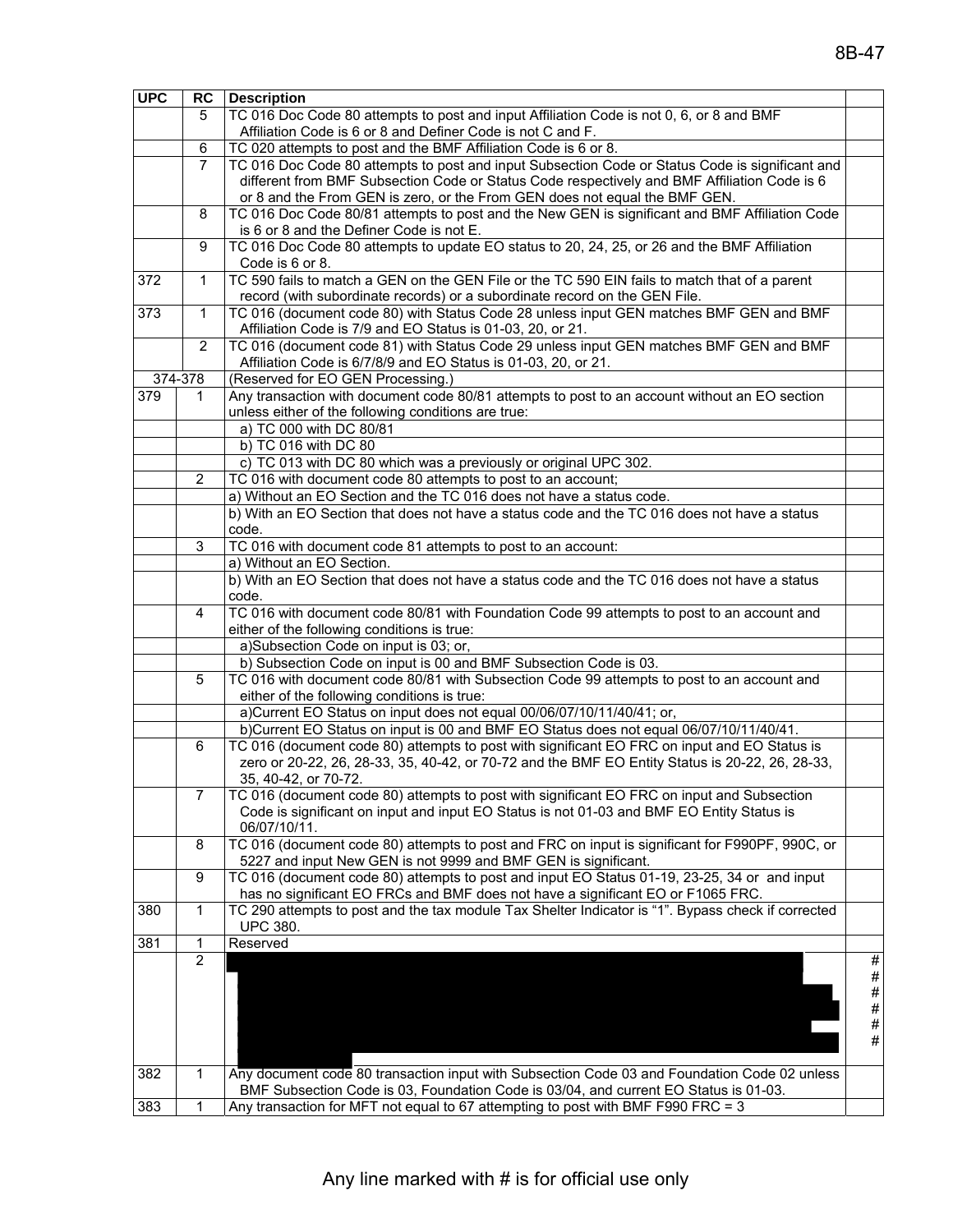| UPC | RC | Description | |
|---|---|---|---|
| | 5 | TC 016 Doc Code 80 attempts to post and input Affiliation Code is not 0, 6, or 8 and BMF Affiliation Code is 6 or 8 and Definer Code is not C and F. | |
| | 6 | TC 020 attempts to post and the BMF Affiliation Code is 6 or 8. | |
| | 7 | TC 016 Doc Code 80 attempts to post and input Subsection Code or Status Code is significant and different from BMF Subsection Code or Status Code respectively and BMF Affiliation Code is 6 or 8 and the From GEN is zero, or the From GEN does not equal the BMF GEN. | |
| | 8 | TC 016 Doc Code 80/81 attempts to post and the New GEN is significant and BMF Affiliation Code is 6 or 8 and the Definer Code is not E. | |
| | 9 | TC 016 Doc Code 80 attempts to update EO status to 20, 24, 25, or 26 and the BMF Affiliation Code is 6 or 8. | |
| 372 | 1 | TC 590 fails to match a GEN on the GEN File or the TC 590 EIN fails to match that of a parent record (with subordinate records) or a subordinate record on the GEN File. | |
| 373 | 1 | TC 016 (document code 80) with Status Code 28 unless input GEN matches BMF GEN and BMF Affiliation Code is 7/9 and EO Status is 01-03, 20, or 21. | |
| | 2 | TC 016 (document code 81) with Status Code 29 unless input GEN matches BMF GEN and BMF Affiliation Code is 6/7/8/9 and EO Status is 01-03, 20, or 21. | |
| 374-378 | | (Reserved for EO GEN Processing.) | |
| 379 | 1 | Any transaction with document code 80/81 attempts to post to an account without an EO section unless either of the following conditions are true: | |
| | | a) TC 000 with DC 80/81 | |
| | | b) TC 016 with DC 80 | |
| | | c) TC 013 with DC 80 which was a previously or original UPC 302. | |
| | 2 | TC 016 with document code 80 attempts to post to an account; | |
| | | a) Without an EO Section and the TC 016 does not have a status code. | |
| | | b) With an EO Section that does not have a status code and the TC 016 does not have a status code. | |
| | 3 | TC 016 with document code 81 attempts to post to an account: | |
| | | a) Without an EO Section. | |
| | | b) With an EO Section that does not have a status code and the TC 016 does not have a status code. | |
| | 4 | TC 016 with document code 80/81 with Foundation Code 99 attempts to post to an account and either of the following conditions is true: | |
| | | a)Subsection Code on input is 03; or, | |
| | | b) Subsection Code on input is 00 and BMF Subsection Code is 03. | |
| | 5 | TC 016 with document code 80/81 with Subsection Code 99 attempts to post to an account and either of the following conditions is true: | |
| | | a)Current EO Status on input does not equal 00/06/07/10/11/40/41; or, | |
| | | b)Current EO Status on input is 00 and BMF EO Status does not equal 06/07/10/11/40/41. | |
| | 6 | TC 016 (document code 80) attempts to post with significant EO FRC on input and EO Status is zero or 20-22, 26, 28-33, 35, 40-42, or 70-72 and the BMF EO Entity Status is 20-22, 26, 28-33, 35, 40-42, or 70-72. | |
| | 7 | TC 016 (document code 80) attempts to post with significant EO FRC on input and Subsection Code is significant on input and input EO Status is not 01-03 and BMF EO Entity Status is 06/07/10/11. | |
| | 8 | TC 016 (document code 80) attempts to post and FRC on input is significant for F990PF, 990C, or 5227 and input New GEN is not 9999 and BMF GEN is significant. | |
| | 9 | TC 016 (document code 80) attempts to post and input EO Status 01-19, 23-25, 34 or and input has no significant EO FRCs and BMF does not have a significant EO or F1065 FRC. | |
| 380 | 1 | TC 290 attempts to post and the tax module Tax Shelter Indicator is "1". Bypass check if corrected UPC 380. | |
| 381 | 1 | Reserved | |
| | 2 | | # # # # # # |
| 382 | 1 | Any document code 80 transaction input with Subsection Code 03 and Foundation Code 02 unless BMF Subsection Code is 03, Foundation Code is 03/04, and current EO Status is 01-03. | |
| 383 | 1 | Any transaction for MFT not equal to 67 attempting to post with BMF F990 FRC = 3 | |

Any line marked with # is for official use only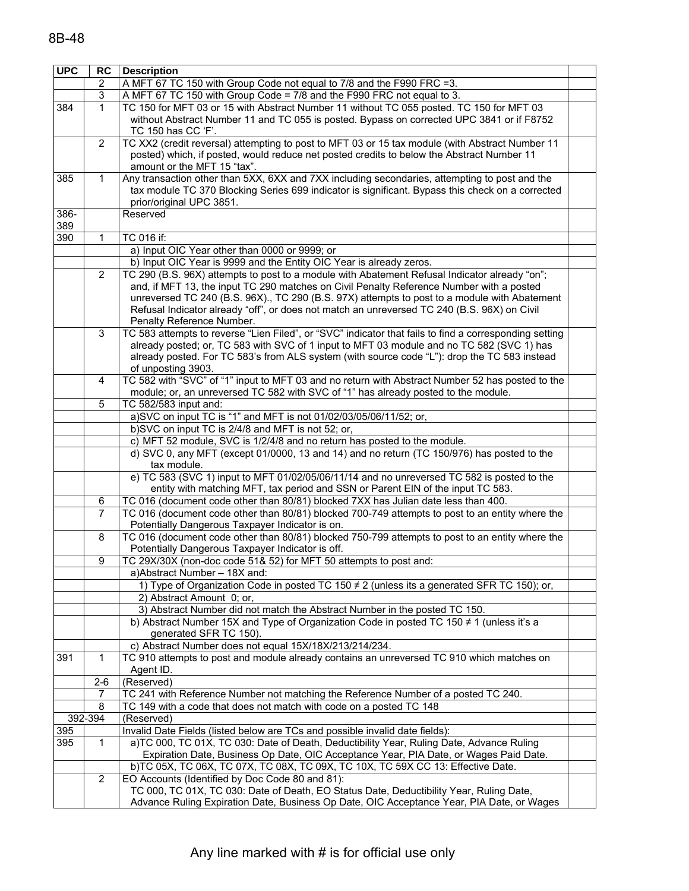| UPC | RC | Description | |
|---|---|---|---|
| | 2 | A MFT 67 TC 150 with Group Code not equal to 7/8 and the F990 FRC =3. | |
| | 3 | A MFT 67 TC 150 with Group Code = 7/8 and the F990 FRC not equal to 3. | |
| 384 | 1 | TC 150 for MFT 03 or 15 with Abstract Number 11 without TC 055 posted. TC 150 for MFT 03 without Abstract Number 11 and TC 055 is posted. Bypass on corrected UPC 3841 or if F8752 TC 150 has CC 'F'. | |
| | 2 | TC XX2 (credit reversal) attempting to post to MFT 03 or 15 tax module (with Abstract Number 11 posted) which, if posted, would reduce net posted credits to below the Abstract Number 11 amount or the MFT 15 "tax". | |
| 385 | 1 | Any transaction other than 5XX, 6XX and 7XX including secondaries, attempting to post and the tax module TC 370 Blocking Series 699 indicator is significant. Bypass this check on a corrected prior/original UPC 3851. | |
| 386-389 | | Reserved | |
| 390 | 1 | TC 016 if: | |
| | | a) Input OIC Year other than 0000 or 9999; or | |
| | | b) Input OIC Year is 9999 and the Entity OIC Year is already zeros. | |
| | 2 | TC 290 (B.S. 96X) attempts to post to a module with Abatement Refusal Indicator already "on"; and, if MFT 13, the input TC 290 matches on Civil Penalty Reference Number with a posted unreversed TC 240 (B.S. 96X)., TC 290 (B.S. 97X) attempts to post to a module with Abatement Refusal Indicator already "off", or does not match an unreversed TC 240 (B.S. 96X) on Civil Penalty Reference Number. | |
| | 3 | TC 583 attempts to reverse "Lien Filed", or "SVC" indicator that fails to find a corresponding setting already posted; or, TC 583 with SVC of 1 input to MFT 03 module and no TC 582 (SVC 1) has already posted. For TC 583's from ALS system (with source code "L"): drop the TC 583 instead of unposting 3903. | |
| | 4 | TC 582 with "SVC" of "1" input to MFT 03 and no return with Abstract Number 52 has posted to the module; or, an unreversed TC 582 with SVC of "1" has already posted to the module. | |
| | 5 | TC 582/583 input and: | |
| | | a)SVC on input TC is "1" and MFT is not 01/02/03/05/06/11/52; or, | |
| | | b)SVC on input TC is 2/4/8 and MFT is not 52; or, | |
| | | c) MFT 52 module, SVC is 1/2/4/8 and no return has posted to the module. | |
| | | d) SVC 0, any MFT (except 01/0000, 13 and 14) and no return (TC 150/976) has posted to the tax module. | |
| | | e) TC 583 (SVC 1) input to MFT 01/02/05/06/11/14 and no unreversed TC 582 is posted to the entity with matching MFT, tax period and SSN or Parent EIN of the input TC 583. | |
| | 6 | TC 016 (document code other than 80/81) blocked 7XX has Julian date less than 400. | |
| | 7 | TC 016 (document code other than 80/81) blocked 700-749 attempts to post to an entity where the Potentially Dangerous Taxpayer Indicator is on. | |
| | 8 | TC 016 (document code other than 80/81) blocked 750-799 attempts to post to an entity where the Potentially Dangerous Taxpayer Indicator is off. | |
| | 9 | TC 29X/30X (non-doc code 51& 52) for MFT 50 attempts to post and: | |
| | | a)Abstract Number – 18X and: | |
| | | 1) Type of Organization Code in posted TC 150 ≠ 2 (unless its a generated SFR TC 150); or, | |
| | | 2) Abstract Amount 0; or, | |
| | | 3) Abstract Number did not match the Abstract Number in the posted TC 150. | |
| | | b) Abstract Number 15X and Type of Organization Code in posted TC 150 ≠ 1 (unless it's a generated SFR TC 150). | |
| | | c) Abstract Number does not equal 15X/18X/213/214/234. | |
| 391 | 1 | TC 910 attempts to post and module already contains an unreversed TC 910 which matches on Agent ID. | |
| | 2-6 | (Reserved) | |
| | 7 | TC 241 with Reference Number not matching the Reference Number of a posted TC 240. | |
| | 8 | TC 149 with a code that does not match with code on a posted TC 148 | |
| 392-394 | | (Reserved) | |
| 395 | | Invalid Date Fields (listed below are TCs and possible invalid date fields): | |
| 395 | 1 | a)TC 000, TC 01X, TC 030: Date of Death, Deductibility Year, Ruling Date, Advance Ruling Expiration Date, Business Op Date, OIC Acceptance Year, PIA Date, or Wages Paid Date. | |
| | | b)TC 05X, TC 06X, TC 07X, TC 08X, TC 09X, TC 10X, TC 59X CC 13: Effective Date. | |
| | 2 | EO Accounts (Identified by Doc Code 80 and 81): TC 000, TC 01X, TC 030: Date of Death, EO Status Date, Deductibility Year, Ruling Date, Advance Ruling Expiration Date, Business Op Date, OIC Acceptance Year, PIA Date, or Wages | |

Any line marked with # is for official use only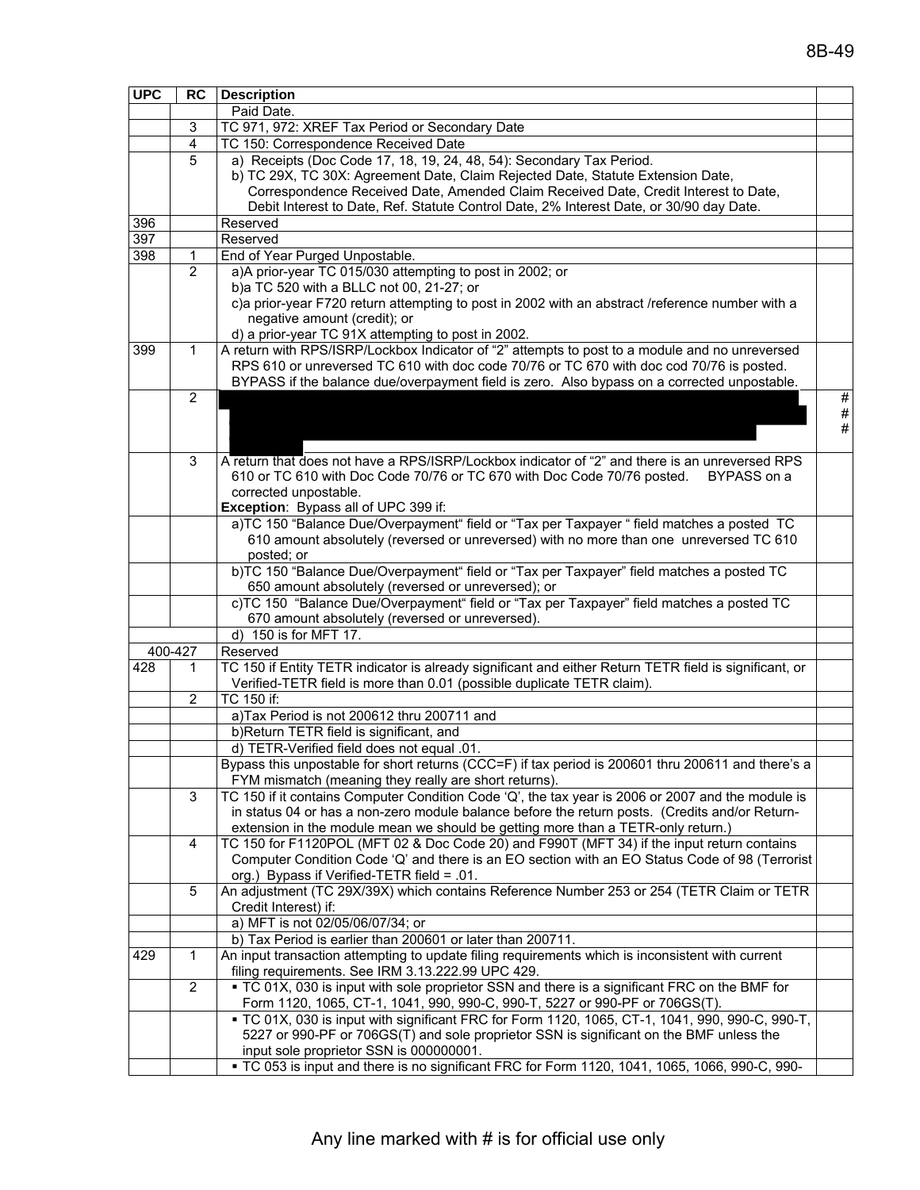| UPC | RC | Description | |
|---|---|---|---|
| | | Paid Date. | |
| | 3 | TC 971, 972: XREF Tax Period or Secondary Date | |
| | 4 | TC 150: Correspondence Received Date | |
| | 5 | a) Receipts (Doc Code 17, 18, 19, 24, 48, 54): Secondary Tax Period.<br>b) TC 29X, TC 30X: Agreement Date, Claim Rejected Date, Statute Extension Date, Correspondence Received Date, Amended Claim Received Date, Credit Interest to Date, Debit Interest to Date, Ref. Statute Control Date, 2% Interest Date, or 30/90 day Date. | |
| 396 | | Reserved | |
| 397 | | Reserved | |
| 398 | 1 | End of Year Purged Unpostable. | |
| | 2 | a)A prior-year TC 015/030 attempting to post in 2002; or<br>b)a TC 520 with a BLLC not 00, 21-27; or<br>c)a prior-year F720 return attempting to post in 2002 with an abstract /reference number with a negative amount (credit); or<br>d) a prior-year TC 91X attempting to post in 2002. | |
| 399 | 1 | A return with RPS/ISRP/Lockbox Indicator of "2" attempts to post to a module and no unreversed RPS 610 or unreversed TC 610 with doc code 70/76 or TC 670 with doc cod 70/76 is posted. BYPASS if the balance due/overpayment field is zero. Also bypass on a corrected unpostable. | |
| | 2 | | #<br>#<br># |
| | 3 | A return that does not have a RPS/ISRP/Lockbox indicator of "2" and there is an unreversed RPS 610 or TC 610 with Doc Code 70/76 or TC 670 with Doc Code 70/76 posted. BYPASS on a corrected unpostable.<br>**Exception**: Bypass all of UPC 399 if: | |
| | | a)TC 150 "Balance Due/Overpayment" field or "Tax per Taxpayer " field matches a posted TC 610 amount absolutely (reversed or unreversed) with no more than one unreversed TC 610 posted; or | |
| | | b)TC 150 "Balance Due/Overpayment" field or "Tax per Taxpayer" field matches a posted TC 650 amount absolutely (reversed or unreversed); or | |
| | | c)TC 150 "Balance Due/Overpayment" field or "Tax per Taxpayer" field matches a posted TC 670 amount absolutely (reversed or unreversed). | |
| | | d) 150 is for MFT 17. | |
| 400-427 | | Reserved | |
| 428 | 1 | TC 150 if Entity TETR indicator is already significant and either Return TETR field is significant, or Verified-TETR field is more than 0.01 (possible duplicate TETR claim). | |
| | 2 | TC 150 if: | |
| | | a)Tax Period is not 200612 thru 200711 and | |
| | | b)Return TETR field is significant, and | |
| | | d) TETR-Verified field does not equal .01. | |
| | | Bypass this unpostable for short returns (CCC=F) if tax period is 200601 thru 200611 and there's a FYM mismatch (meaning they really are short returns). | |
| | 3 | TC 150 if it contains Computer Condition Code 'Q', the tax year is 2006 or 2007 and the module is in status 04 or has a non-zero module balance before the return posts. (Credits and/or Return-extension in the module mean we should be getting more than a TETR-only return.) | |
| | 4 | TC 150 for F1120POL (MFT 02 & Doc Code 20) and F990T (MFT 34) if the input return contains Computer Condition Code 'Q' and there is an EO section with an EO Status Code of 98 (Terrorist org.) Bypass if Verified-TETR field = .01. | |
| | 5 | An adjustment (TC 29X/39X) which contains Reference Number 253 or 254 (TETR Claim or TETR Credit Interest) if: | |
| | | a) MFT is not 02/05/06/07/34; or | |
| | | b) Tax Period is earlier than 200601 or later than 200711. | |
| 429 | 1 | An input transaction attempting to update filing requirements which is inconsistent with current filing requirements. See IRM 3.13.222.99 UPC 429. | |
| | 2 | ▪ TC 01X, 030 is input with sole proprietor SSN and there is a significant FRC on the BMF for Form 1120, 1065, CT-1, 1041, 990, 990-C, 990-T, 5227 or 990-PF or 706GS(T). | |
| | | ▪ TC 01X, 030 is input with significant FRC for Form 1120, 1065, CT-1, 1041, 990, 990-C, 990-T, 5227 or 990-PF or 706GS(T) and sole proprietor SSN is significant on the BMF unless the input sole proprietor SSN is 000000001. | |
| | | ▪ TC 053 is input and there is no significant FRC for Form 1120, 1041, 1065, 1066, 990-C, 990- | |

Any line marked with # is for official use only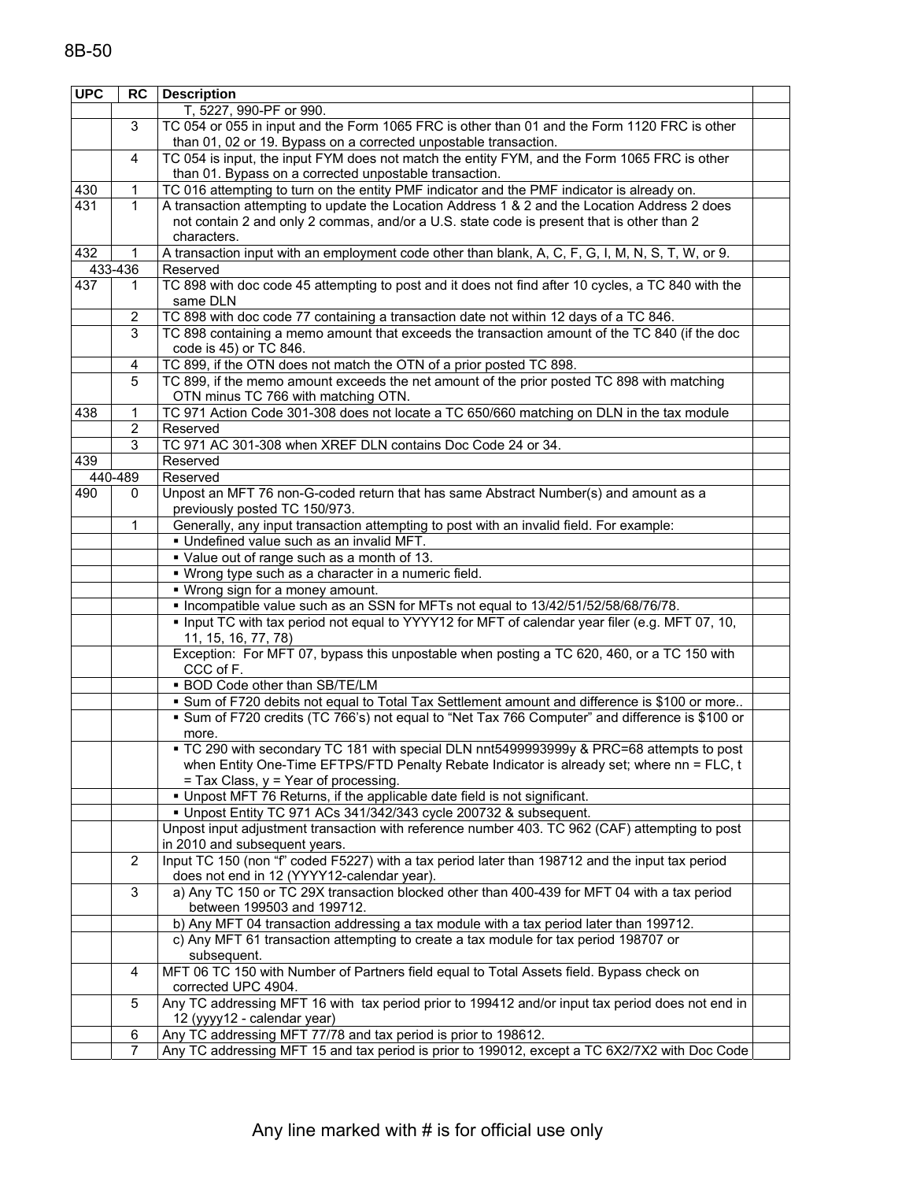| UPC | RC | Description | |
|---|---|---|---|
| | | T, 5227, 990-PF or 990. | |
| | 3 | TC 054 or 055 in input and the Form 1065 FRC is other than 01 and the Form 1120 FRC is other than 01, 02 or 19. Bypass on a corrected unpostable transaction. | |
| | 4 | TC 054 is input, the input FYM does not match the entity FYM, and the Form 1065 FRC is other than 01. Bypass on a corrected unpostable transaction. | |
| 430 | 1 | TC 016 attempting to turn on the entity PMF indicator and the PMF indicator is already on. | |
| 431 | 1 | A transaction attempting to update the Location Address 1 & 2 and the Location Address 2 does not contain 2 and only 2 commas, and/or a U.S. state code is present that is other than 2 characters. | |
| 432 | 1 | A transaction input with an employment code other than blank, A, C, F, G, I, M, N, S, T, W, or 9. | |
| 433-436 | | Reserved | |
| 437 | 1 | TC 898 with doc code 45 attempting to post and it does not find after 10 cycles, a TC 840 with the same DLN | |
| | 2 | TC 898 with doc code 77 containing a transaction date not within 12 days of a TC 846. | |
| | 3 | TC 898 containing a memo amount that exceeds the transaction amount of the TC 840 (if the doc code is 45) or TC 846. | |
| | 4 | TC 899, if the OTN does not match the OTN of a prior posted TC 898. | |
| | 5 | TC 899, if the memo amount exceeds the net amount of the prior posted TC 898 with matching OTN minus TC 766 with matching OTN. | |
| 438 | 1 | TC 971 Action Code 301-308 does not locate a TC 650/660 matching on DLN in the tax module | |
| | 2 | Reserved | |
| | 3 | TC 971 AC 301-308 when XREF DLN contains Doc Code 24 or 34. | |
| 439 | | Reserved | |
| 440-489 | | Reserved | |
| 490 | 0 | Unpost an MFT 76 non-G-coded return that has same Abstract Number(s) and amount as a previously posted TC 150/973. | |
| | 1 | Generally, any input transaction attempting to post with an invalid field. For example: | |
| | | ▪ Undefined value such as an invalid MFT. | |
| | | ▪ Value out of range such as a month of 13. | |
| | | ▪ Wrong type such as a character in a numeric field. | |
| | | ▪ Wrong sign for a money amount. | |
| | | ▪ Incompatible value such as an SSN for MFTs not equal to 13/42/51/52/58/68/76/78. | |
| | | ▪ Input TC with tax period not equal to YYYY12 for MFT of calendar year filer (e.g. MFT 07, 10, 11, 15, 16, 77, 78) | |
| | | Exception: For MFT 07, bypass this unpostable when posting a TC 620, 460, or a TC 150 with CCC of F. | |
| | | ▪ BOD Code other than SB/TE/LM | |
| | | ▪ Sum of F720 debits not equal to Total Tax Settlement amount and difference is $100 or more.. | |
| | | ▪ Sum of F720 credits (TC 766's) not equal to "Net Tax 766 Computer" and difference is $100 or more. | |
| | | ▪ TC 290 with secondary TC 181 with special DLN nnt5499993999y & PRC=68 attempts to post when Entity One-Time EFTPS/FTD Penalty Rebate Indicator is already set; where nn = FLC, t = Tax Class, y = Year of processing. | |
| | | ▪ Unpost MFT 76 Returns, if the applicable date field is not significant. | |
| | | ▪ Unpost Entity TC 971 ACs 341/342/343 cycle 200732 & subsequent. | |
| | | Unpost input adjustment transaction with reference number 403. TC 962 (CAF) attempting to post in 2010 and subsequent years. | |
| | 2 | Input TC 150 (non "f" coded F5227) with a tax period later than 198712 and the input tax period does not end in 12 (YYYY12-calendar year). | |
| | 3 | a) Any TC 150 or TC 29X transaction blocked other than 400-439 for MFT 04 with a tax period between 199503 and 199712. | |
| | | b) Any MFT 04 transaction addressing a tax module with a tax period later than 199712. | |
| | | c) Any MFT 61 transaction attempting to create a tax module for tax period 198707 or subsequent. | |
| | 4 | MFT 06 TC 150 with Number of Partners field equal to Total Assets field. Bypass check on corrected UPC 4904. | |
| | 5 | Any TC addressing MFT 16 with tax period prior to 199412 and/or input tax period does not end in 12 (yyyy12 - calendar year) | |
| | 6 | Any TC addressing MFT 77/78 and tax period is prior to 198612. | |
| | 7 | Any TC addressing MFT 15 and tax period is prior to 199012, except a TC 6X2/7X2 with Doc Code | |

Any line marked with # is for official use only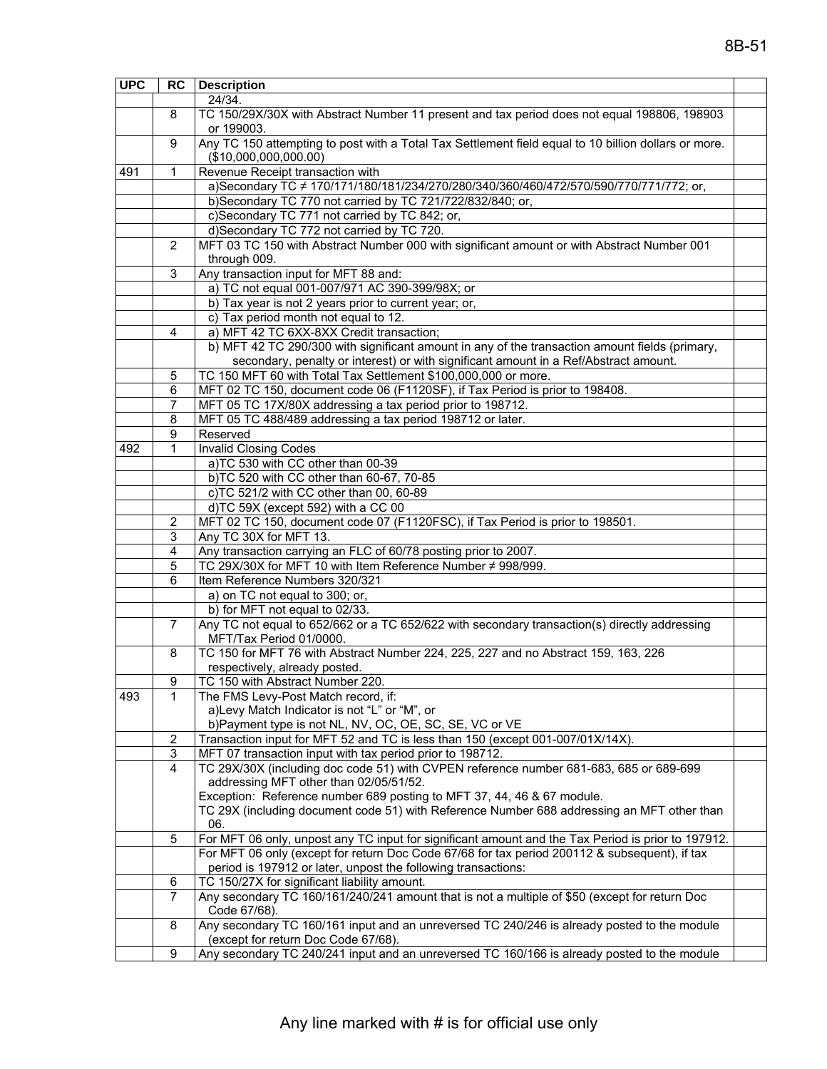| UPC | RC | Description | |
|---|---|---|---|
| | | 24/34. | |
| | 8 | TC 150/29X/30X with Abstract Number 11 present and tax period does not equal 198806, 198903 or 199003. | |
| | 9 | Any TC 150 attempting to post with a Total Tax Settlement field equal to 10 billion dollars or more. ($10,000,000,000.00) | |
| 491 | 1 | Revenue Receipt transaction with | |
| | | a)Secondary TC ≠ 170/171/180/181/234/270/280/340/360/460/472/570/590/770/771/772; or, | |
| | | b)Secondary TC 770 not carried by TC 721/722/832/840; or, | |
| | | c)Secondary TC 771 not carried by TC 842; or, | |
| | | d)Secondary TC 772 not carried by TC 720. | |
| | 2 | MFT 03 TC 150 with Abstract Number 000 with significant amount or with Abstract Number 001 through 009. | |
| | 3 | Any transaction input for MFT 88 and: | |
| | | a) TC not equal 001-007/971 AC 390-399/98X; or | |
| | | b) Tax year is not 2 years prior to current year; or, | |
| | | c) Tax period month not equal to 12. | |
| | 4 | a) MFT 42 TC 6XX-8XX Credit transaction; | |
| | | b) MFT 42 TC 290/300 with significant amount in any of the transaction amount fields (primary, secondary, penalty or interest) or with significant amount in a Ref/Abstract amount. | |
| | 5 | TC 150 MFT 60 with Total Tax Settlement $100,000,000 or more. | |
| | 6 | MFT 02 TC 150, document code 06 (F1120SF), if Tax Period is prior to 198408. | |
| | 7 | MFT 05 TC 17X/80X addressing a tax period prior to 198712. | |
| | 8 | MFT 05 TC 488/489 addressing a tax period 198712 or later. | |
| | 9 | Reserved | |
| 492 | 1 | Invalid Closing Codes | |
| | | a)TC 530 with CC other than 00-39 | |
| | | b)TC 520 with CC other than 60-67, 70-85 | |
| | | c)TC 521/2 with CC other than 00, 60-89 | |
| | | d)TC 59X (except 592) with a CC 00 | |
| | 2 | MFT 02 TC 150, document code 07 (F1120FSC), if Tax Period is prior to 198501. | |
| | 3 | Any TC 30X for MFT 13. | |
| | 4 | Any transaction carrying an FLC of 60/78 posting prior to 2007. | |
| | 5 | TC 29X/30X for MFT 10 with Item Reference Number ≠ 998/999. | |
| | 6 | Item Reference Numbers 320/321 | |
| | | a) on TC not equal to 300; or, | |
| | | b) for MFT not equal to 02/33. | |
| | 7 | Any TC not equal to 652/662 or a TC 652/622 with secondary transaction(s) directly addressing MFT/Tax Period 01/0000. | |
| | 8 | TC 150 for MFT 76 with Abstract Number 224, 225, 227 and no Abstract 159, 163, 226 respectively, already posted. | |
| | 9 | TC 150 with Abstract Number 220. | |
| 493 | 1 | The FMS Levy-Post Match record, if:<br>a)Levy Match Indicator is not "L" or "M", or<br>b)Payment type is not NL, NV, OC, OE, SC, SE, VC or VE | |
| | 2 | Transaction input for MFT 52 and TC is less than 150 (except 001-007/01X/14X). | |
| | 3 | MFT 07 transaction input with tax period prior to 198712. | |
| | 4 | TC 29X/30X (including doc code 51) with CVPEN reference number 681-683, 685 or 689-699 addressing MFT other than 02/05/51/52.<br>Exception: Reference number 689 posting to MFT 37, 44, 46 & 67 module.<br>TC 29X (including document code 51) with Reference Number 688 addressing an MFT other than 06. | |
| | 5 | For MFT 06 only, unpost any TC input for significant amount and the Tax Period is prior to 197912. | |
| | | For MFT 06 only (except for return Doc Code 67/68 for tax period 200112 & subsequent), if tax period is 197912 or later, unpost the following transactions: | |
| | 6 | TC 150/27X for significant liability amount. | |
| | 7 | Any secondary TC 160/161/240/241 amount that is not a multiple of $50 (except for return Doc Code 67/68). | |
| | 8 | Any secondary TC 160/161 input and an unreversed TC 240/246 is already posted to the module (except for return Doc Code 67/68). | |
| | 9 | Any secondary TC 240/241 input and an unreversed TC 160/166 is already posted to the module | |

Any line marked with # is for official use only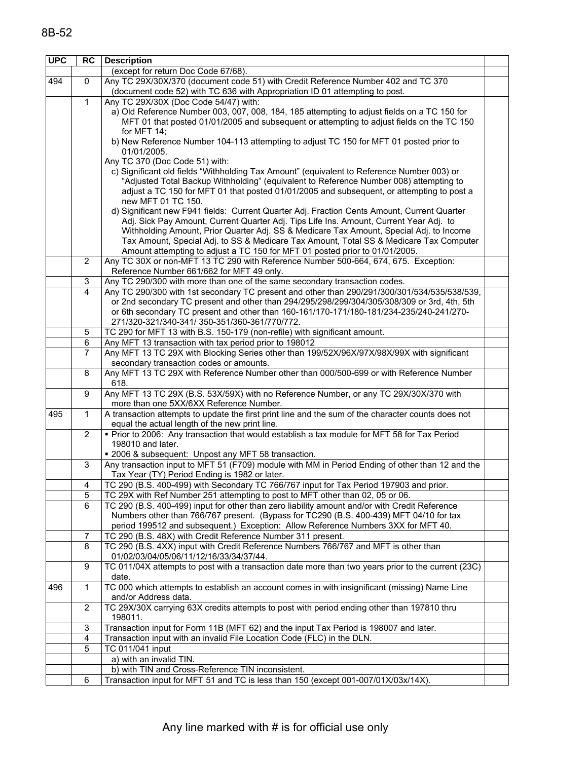| UPC | RC | Description | |
|---|---|---|---|
| | | (except for return Doc Code 67/68). | |
| 494 | 0 | Any TC 29X/30X/370 (document code 51) with Credit Reference Number 402 and TC 370 (document code 52) with TC 636 with Appropriation ID 01 attempting to post. | |
| | 1 | Any TC 29X/30X (Doc Code 54/47) with:<br>a) Old Reference Number 003, 007, 008, 184, 185 attempting to adjust fields on a TC 150 for MFT 01 that posted 01/01/2005 and subsequent or attempting to adjust fields on the TC 150 for MFT 14;<br>b) New Reference Number 104-113 attempting to adjust TC 150 for MFT 01 posted prior to 01/01/2005.<br>Any TC 370 (Doc Code 51) with:<br>c) Significant old fields "Withholding Tax Amount" (equivalent to Reference Number 003) or "Adjusted Total Backup Withholding" (equivalent to Reference Number 008) attempting to adjust a TC 150 for MFT 01 that posted 01/01/2005 and subsequent, or attempting to post a new MFT 01 TC 150.<br>d) Significant new F941 fields: Current Quarter Adj. Fraction Cents Amount, Current Quarter Adj. Sick Pay Amount, Current Quarter Adj. Tips Life Ins. Amount, Current Year Adj. to Withholding Amount, Prior Quarter Adj. SS & Medicare Tax Amount, Special Adj. to Income Tax Amount, Special Adj. to SS & Medicare Tax Amount, Total SS & Medicare Tax Computer Amount attempting to adjust a TC 150 for MFT 01 posted prior to 01/01/2005. | |
| | 2 | Any TC 30X or non-MFT 13 TC 290 with Reference Number 500-664, 674, 675. Exception: Reference Number 661/662 for MFT 49 only. | |
| | 3 | Any TC 290/300 with more than one of the same secondary transaction codes. | |
| | 4 | Any TC 290/300 with 1st secondary TC present and other than 290/291/300/301/534/535/538/539, or 2nd secondary TC present and other than 294/295/298/299/304/305/308/309 or 3rd, 4th, 5th or 6th secondary TC present and other than 160-161/170-171/180-181/234-235/240-241/270-271/320-321/340-341/ 350-351/360-361/770/772. | |
| | 5 | TC 290 for MFT 13 with B.S. 150-179 (non-refile) with significant amount. | |
| | 6 | Any MFT 13 transaction with tax period prior to 198012 | |
| | 7 | Any MFT 13 TC 29X with Blocking Series other than 199/52X/96X/97X/98X/99X with significant secondary transaction codes or amounts. | |
| | 8 | Any MFT 13 TC 29X with Reference Number other than 000/500-699 or with Reference Number 618. | |
| | 9 | Any MFT 13 TC 29X (B.S. 53X/59X) with no Reference Number, or any TC 29X/30X/370 with more than one 5XX/6XX Reference Number. | |
| 495 | 1 | A transaction attempts to update the first print line and the sum of the character counts does not equal the actual length of the new print line. | |
| | 2 | ▪ Prior to 2006: Any transaction that would establish a tax module for MFT 58 for Tax Period 198010 and later.<br>▪ 2006 & subsequent: Unpost any MFT 58 transaction. | |
| | 3 | Any transaction input to MFT 51 (F709) module with MM in Period Ending of other than 12 and the Tax Year (TY) Period Ending is 1982 or later. | |
| | 4 | TC 290 (B.S. 400-499) with Secondary TC 766/767 input for Tax Period 197903 and prior. | |
| | 5 | TC 29X with Ref Number 251 attempting to post to MFT other than 02, 05 or 06. | |
| | 6 | TC 290 (B.S. 400-499) input for other than zero liability amount and/or with Credit Reference Numbers other than 766/767 present. (Bypass for TC290 (B.S. 400-439) MFT 04/10 for tax period 199512 and subsequent.) Exception: Allow Reference Numbers 3XX for MFT 40. | |
| | 7 | TC 290 (B.S. 48X) with Credit Reference Number 311 present. | |
| | 8 | TC 290 (B.S. 4XX) input with Credit Reference Numbers 766/767 and MFT is other than 01/02/03/04/05/06/11/12/16/33/34/37/44. | |
| | 9 | TC 011/04X attempts to post with a transaction date more than two years prior to the current (23C) date. | |
| 496 | 1 | TC 000 which attempts to establish an account comes in with insignificant (missing) Name Line and/or Address data. | |
| | 2 | TC 29X/30X carrying 63X credits attempts to post with period ending other than 197810 thru 198011. | |
| | 3 | Transaction input for Form 11B (MFT 62) and the input Tax Period is 198007 and later. | |
| | 4 | Transaction input with an invalid File Location Code (FLC) in the DLN. | |
| | 5 | TC 011/041 input | |
| | | a) with an invalid TIN. | |
| | | b) with TIN and Cross-Reference TIN inconsistent. | |
| | 6 | Transaction input for MFT 51 and TC is less than 150 (except 001-007/01X/03x/14X). | |

Any line marked with # is for official use only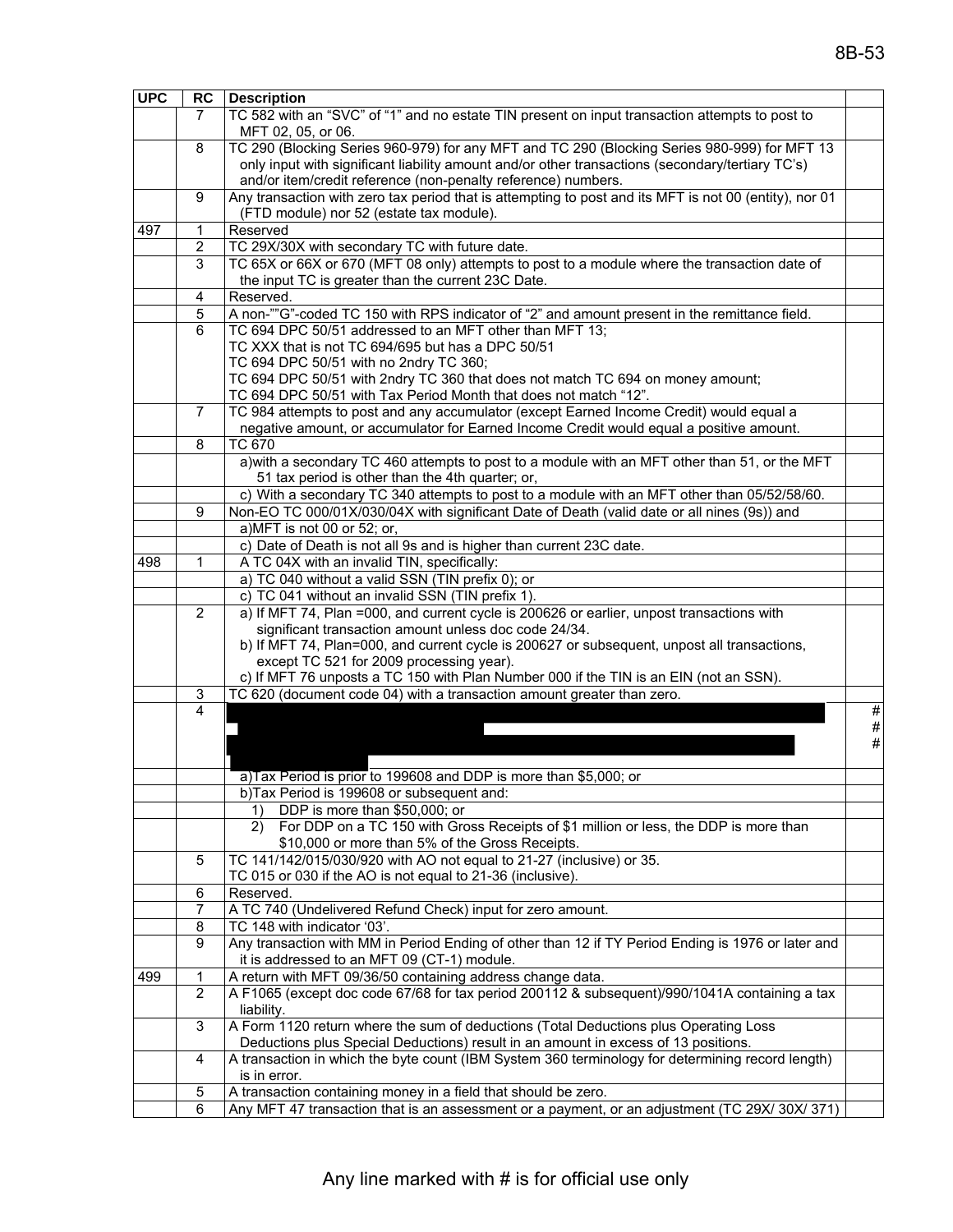| UPC | RC | Description | |
|---|---|---|---|
| | 7 | TC 582 with an "SVC" of "1" and no estate TIN present on input transaction attempts to post to MFT 02, 05, or 06. | |
| | 8 | TC 290 (Blocking Series 960-979) for any MFT and TC 290 (Blocking Series 980-999) for MFT 13 only input with significant liability amount and/or other transactions (secondary/tertiary TC's) and/or item/credit reference (non-penalty reference) numbers. | |
| | 9 | Any transaction with zero tax period that is attempting to post and its MFT is not 00 (entity), nor 01 (FTD module) nor 52 (estate tax module). | |
| 497 | 1 | Reserved | |
| | 2 | TC 29X/30X with secondary TC with future date. | |
| | 3 | TC 65X or 66X or 670 (MFT 08 only) attempts to post to a module where the transaction date of the input TC is greater than the current 23C Date. | |
| | 4 | Reserved. | |
| | 5 | A non-""G"-coded TC 150 with RPS indicator of "2" and amount present in the remittance field. | |
| | 6 | TC 694 DPC 50/51 addressed to an MFT other than MFT 13;<br>TC XXX that is not TC 694/695 but has a DPC 50/51<br>TC 694 DPC 50/51 with no 2ndry TC 360;<br>TC 694 DPC 50/51 with 2ndry TC 360 that does not match TC 694 on money amount;<br>TC 694 DPC 50/51 with Tax Period Month that does not match "12". | |
| | 7 | TC 984 attempts to post and any accumulator (except Earned Income Credit) would equal a negative amount, or accumulator for Earned Income Credit would equal a positive amount. | |
| | 8 | TC 670 | |
| | | a)with a secondary TC 460 attempts to post to a module with an MFT other than 51, or the MFT 51 tax period is other than the 4th quarter; or, | |
| | | c) With a secondary TC 340 attempts to post to a module with an MFT other than 05/52/58/60. | |
| | 9 | Non-EO TC 000/01X/030/04X with significant Date of Death (valid date or all nines (9s)) and | |
| | | a)MFT is not 00 or 52; or, | |
| | | c) Date of Death is not all 9s and is higher than current 23C date. | |
| 498 | 1 | A TC 04X with an invalid TIN, specifically: | |
| | | a) TC 040 without a valid SSN (TIN prefix 0); or | |
| | | c) TC 041 without an invalid SSN (TIN prefix 1). | |
| | 2 | a) If MFT 74, Plan =000, and current cycle is 200626 or earlier, unpost transactions with significant transaction amount unless doc code 24/34.<br>b) If MFT 74, Plan=000, and current cycle is 200627 or subsequent, unpost all transactions, except TC 521 for 2009 processing year).<br>c) If MFT 76 unposts a TC 150 with Plan Number 000 if the TIN is an EIN (not an SSN). | |
| | 3 | TC 620 (document code 04) with a transaction amount greater than zero. | |
| | 4 | [redacted] | #<br>#<br># |
| | | a)Tax Period is prior to 199608 and DDP is more than $5,000; or | |
| | | b)Tax Period is 199608 or subsequent and: | |
| | | 1) DDP is more than $50,000; or | |
| | | 2) For DDP on a TC 150 with Gross Receipts of $1 million or less, the DDP is more than $10,000 or more than 5% of the Gross Receipts. | |
| | 5 | TC 141/142/015/030/920 with AO not equal to 21-27 (inclusive) or 35.<br>TC 015 or 030 if the AO is not equal to 21-36 (inclusive). | |
| | 6 | Reserved. | |
| | 7 | A TC 740 (Undelivered Refund Check) input for zero amount. | |
| | 8 | TC 148 with indicator '03'. | |
| | 9 | Any transaction with MM in Period Ending of other than 12 if TY Period Ending is 1976 or later and it is addressed to an MFT 09 (CT-1) module. | |
| 499 | 1 | A return with MFT 09/36/50 containing address change data. | |
| | 2 | A F1065 (except doc code 67/68 for tax period 200112 & subsequent)/990/1041A containing a tax liability. | |
| | 3 | A Form 1120 return where the sum of deductions (Total Deductions plus Operating Loss Deductions plus Special Deductions) result in an amount in excess of 13 positions. | |
| | 4 | A transaction in which the byte count (IBM System 360 terminology for determining record length) is in error. | |
| | 5 | A transaction containing money in a field that should be zero. | |
| | 6 | Any MFT 47 transaction that is an assessment or a payment, or an adjustment (TC 29X/ 30X/ 371) | |

Any line marked with # is for official use only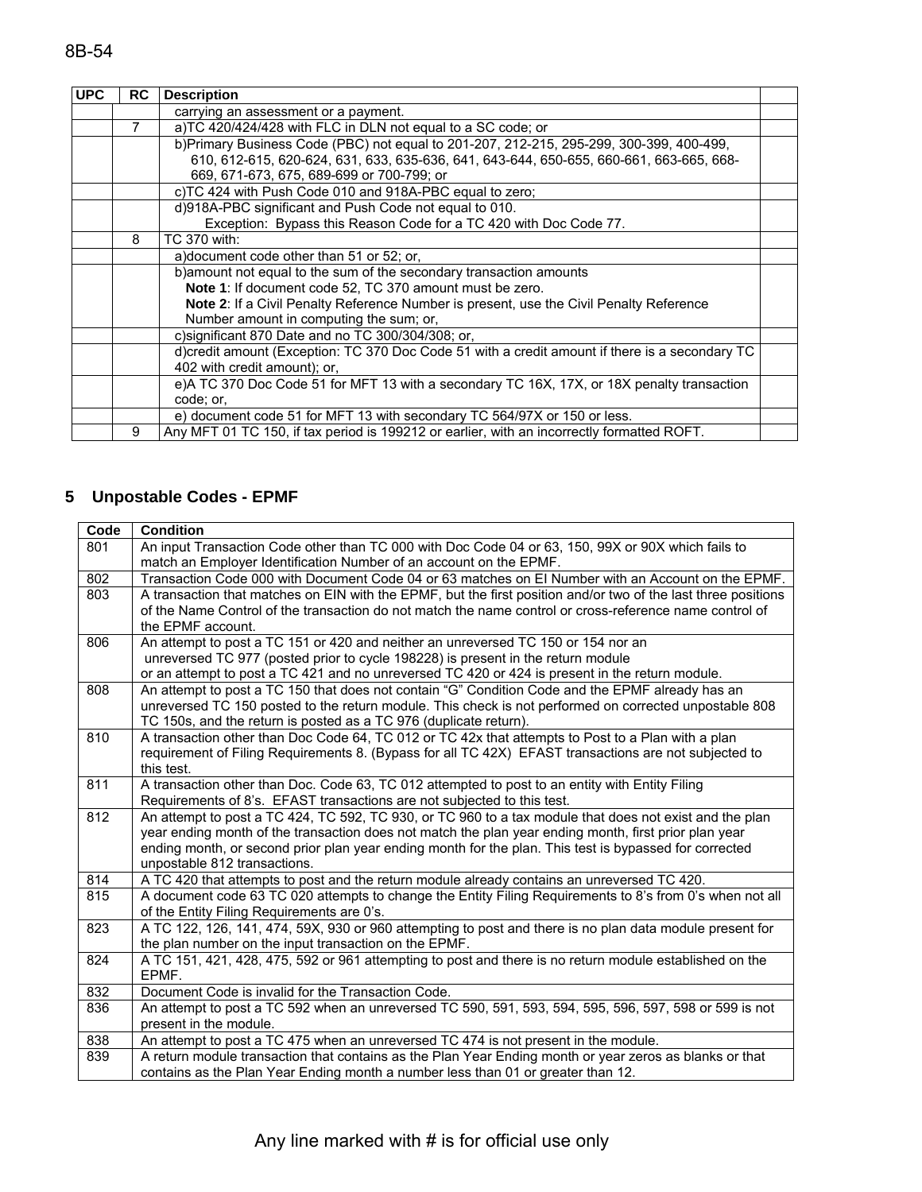| UPC | RC | Description | |
|---|---|---|---|
| | | carrying an assessment or a payment. | |
| | 7 | a)TC 420/424/428 with FLC in DLN not equal to a SC code; or | |
| | | b)Primary Business Code (PBC) not equal to 201-207, 212-215, 295-299, 300-399, 400-499, 610, 612-615, 620-624, 631, 633, 635-636, 641, 643-644, 650-655, 660-661, 663-665, 668-669, 671-673, 675, 689-699 or 700-799; or | |
| | | c)TC 424 with Push Code 010 and 918A-PBC equal to zero; | |
| | | d)918A-PBC significant and Push Code not equal to 010. Exception: Bypass this Reason Code for a TC 420 with Doc Code 77. | |
| | 8 | TC 370 with: | |
| | | a)document code other than 51 or 52; or, | |
| | | b)amount not equal to the sum of the secondary transaction amounts **Note 1**: If document code 52, TC 370 amount must be zero. **Note 2**: If a Civil Penalty Reference Number is present, use the Civil Penalty Reference Number amount in computing the sum; or, | |
| | | c)significant 870 Date and no TC 300/304/308; or, | |
| | | d)credit amount (Exception: TC 370 Doc Code 51 with a credit amount if there is a secondary TC 402 with credit amount); or, | |
| | | e)A TC 370 Doc Code 51 for MFT 13 with a secondary TC 16X, 17X, or 18X penalty transaction code; or, | |
| | | e) document code 51 for MFT 13 with secondary TC 564/97X or 150 or less. | |
| | 9 | Any MFT 01 TC 150, if tax period is 199212 or earlier, with an incorrectly formatted ROFT. | |

## 5 Unpostable Codes - EPMF

| Code | Condition |
|---|---|
| 801 | An input Transaction Code other than TC 000 with Doc Code 04 or 63, 150, 99X or 90X which fails to match an Employer Identification Number of an account on the EPMF. |
| 802 | Transaction Code 000 with Document Code 04 or 63 matches on EI Number with an Account on the EPMF. |
| 803 | A transaction that matches on EIN with the EPMF, but the first position and/or two of the last three positions of the Name Control of the transaction do not match the name control or cross-reference name control of the EPMF account. |
| 806 | An attempt to post a TC 151 or 420 and neither an unreversed TC 150 or 154 nor an unreversed TC 977 (posted prior to cycle 198228) is present in the return module or an attempt to post a TC 421 and no unreversed TC 420 or 424 is present in the return module. |
| 808 | An attempt to post a TC 150 that does not contain "G" Condition Code and the EPMF already has an unreversed TC 150 posted to the return module. This check is not performed on corrected unpostable 808 TC 150s, and the return is posted as a TC 976 (duplicate return). |
| 810 | A transaction other than Doc Code 64, TC 012 or TC 42x that attempts to Post to a Plan with a plan requirement of Filing Requirements 8. (Bypass for all TC 42X) EFAST transactions are not subjected to this test. |
| 811 | A transaction other than Doc. Code 63, TC 012 attempted to post to an entity with Entity Filing Requirements of 8's. EFAST transactions are not subjected to this test. |
| 812 | An attempt to post a TC 424, TC 592, TC 930, or TC 960 to a tax module that does not exist and the plan year ending month of the transaction does not match the plan year ending month, first prior plan year ending month, or second prior plan year ending month for the plan. This test is bypassed for corrected unpostable 812 transactions. |
| 814 | A TC 420 that attempts to post and the return module already contains an unreversed TC 420. |
| 815 | A document code 63 TC 020 attempts to change the Entity Filing Requirements to 8's from 0's when not all of the Entity Filing Requirements are 0's. |
| 823 | A TC 122, 126, 141, 474, 59X, 930 or 960 attempting to post and there is no plan data module present for the plan number on the input transaction on the EPMF. |
| 824 | A TC 151, 421, 428, 475, 592 or 961 attempting to post and there is no return module established on the EPMF. |
| 832 | Document Code is invalid for the Transaction Code. |
| 836 | An attempt to post a TC 592 when an unreversed TC 590, 591, 593, 594, 595, 596, 597, 598 or 599 is not present in the module. |
| 838 | An attempt to post a TC 475 when an unreversed TC 474 is not present in the module. |
| 839 | A return module transaction that contains as the Plan Year Ending month or year zeros as blanks or that contains as the Plan Year Ending month a number less than 01 or greater than 12. |

Any line marked with # is for official use only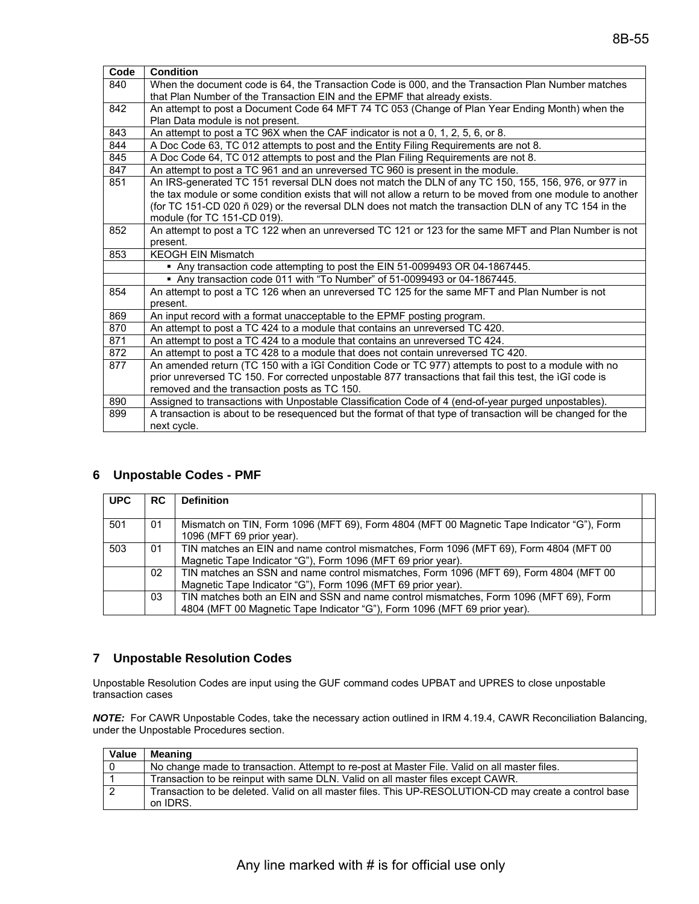| Code | Condition |
|---|---|
| 840 | When the document code is 64, the Transaction Code is 000, and the Transaction Plan Number matches that Plan Number of the Transaction EIN and the EPMF that already exists. |
| 842 | An attempt to post a Document Code 64 MFT 74 TC 053 (Change of Plan Year Ending Month) when the Plan Data module is not present. |
| 843 | An attempt to post a TC 96X when the CAF indicator is not a 0, 1, 2, 5, 6, or 8. |
| 844 | A Doc Code 63, TC 012 attempts to post and the Entity Filing Requirements are not 8. |
| 845 | A Doc Code 64, TC 012 attempts to post and the Plan Filing Requirements are not 8. |
| 847 | An attempt to post a TC 961 and an unreversed TC 960 is present in the module. |
| 851 | An IRS-generated TC 151 reversal DLN does not match the DLN of any TC 150, 155, 156, 976, or 977 in the tax module or some condition exists that will not allow a return to be moved from one module to another (for TC 151-CD 020 ñ 029) or the reversal DLN does not match the transaction DLN of any TC 154 in the module (for TC 151-CD 019). |
| 852 | An attempt to post a TC 122 when an unreversed TC 121 or 123 for the same MFT and Plan Number is not present. |
| 853 | KEOGH EIN Mismatch |
| | ▪ Any transaction code attempting to post the EIN 51-0099493 OR 04-1867445. |
| | ▪ Any transaction code 011 with "To Number" of 51-0099493 or 04-1867445. |
| 854 | An attempt to post a TC 126 when an unreversed TC 125 for the same MFT and Plan Number is not present. |
| 869 | An input record with a format unacceptable to the EPMF posting program. |
| 870 | An attempt to post a TC 424 to a module that contains an unreversed TC 420. |
| 871 | An attempt to post a TC 424 to a module that contains an unreversed TC 424. |
| 872 | An attempt to post a TC 428 to a module that does not contain unreversed TC 420. |
| 877 | An amended return (TC 150 with a îGî Condition Code or TC 977) attempts to post to a module with no prior unreversed TC 150. For corrected unpostable 877 transactions that fail this test, the ìGî code is removed and the transaction posts as TC 150. |
| 890 | Assigned to transactions with Unpostable Classification Code of 4 (end-of-year purged unpostables). |
| 899 | A transaction is about to be resequenced but the format of that type of transaction will be changed for the next cycle. |

## 6 Unpostable Codes - PMF

| UPC | RC | Definition | |
|---|---|---|---|
| 501 | 01 | Mismatch on TIN, Form 1096 (MFT 69), Form 4804 (MFT 00 Magnetic Tape Indicator "G"), Form 1096 (MFT 69 prior year). | |
| 503 | 01 | TIN matches an EIN and name control mismatches, Form 1096 (MFT 69), Form 4804 (MFT 00 Magnetic Tape Indicator "G"), Form 1096 (MFT 69 prior year). | |
| | 02 | TIN matches an SSN and name control mismatches, Form 1096 (MFT 69), Form 4804 (MFT 00 Magnetic Tape Indicator "G"), Form 1096 (MFT 69 prior year). | |
| | 03 | TIN matches both an EIN and SSN and name control mismatches, Form 1096 (MFT 69), Form 4804 (MFT 00 Magnetic Tape Indicator "G"), Form 1096 (MFT 69 prior year). | |

## 7 Unpostable Resolution Codes

Unpostable Resolution Codes are input using the GUF command codes UPBAT and UPRES to close unpostable transaction cases

***NOTE:*** For CAWR Unpostable Codes, take the necessary action outlined in IRM 4.19.4, CAWR Reconciliation Balancing, under the Unpostable Procedures section.

| Value | Meaning |
|---|---|
| 0 | No change made to transaction. Attempt to re-post at Master File. Valid on all master files. |
| 1 | Transaction to be reinput with same DLN. Valid on all master files except CAWR. |
| 2 | Transaction to be deleted. Valid on all master files. This UP-RESOLUTION-CD may create a control base on IDRS. |

Any line marked with # is for official use only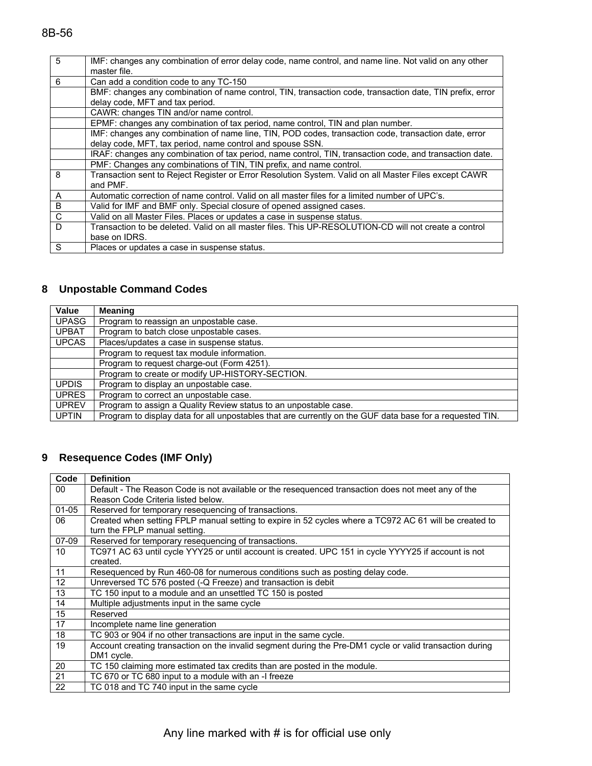| | |
|---|---|
| 5 | IMF: changes any combination of error delay code, name control, and name line. Not valid on any other master file. |
| 6 | Can add a condition code to any TC-150 |
| | BMF: changes any combination of name control, TIN, transaction code, transaction date, TIN prefix, error delay code, MFT and tax period. |
| | CAWR: changes TIN and/or name control. |
| | EPMF: changes any combination of tax period, name control, TIN and plan number. |
| | IMF: changes any combination of name line, TIN, POD codes, transaction code, transaction date, error delay code, MFT, tax period, name control and spouse SSN. |
| | IRAF: changes any combination of tax period, name control, TIN, transaction code, and transaction date. |
| | PMF: Changes any combinations of TIN, TIN prefix, and name control. |
| 8 | Transaction sent to Reject Register or Error Resolution System. Valid on all Master Files except CAWR and PMF. |
| A | Automatic correction of name control. Valid on all master files for a limited number of UPC's. |
| B | Valid for IMF and BMF only. Special closure of opened assigned cases. |
| C | Valid on all Master Files. Places or updates a case in suspense status. |
| D | Transaction to be deleted. Valid on all master files. This UP-RESOLUTION-CD will not create a control base on IDRS. |
| S | Places or updates a case in suspense status. |

## 8 Unpostable Command Codes

| Value | Meaning |
|---|---|
| UPASG | Program to reassign an unpostable case. |
| UPBAT | Program to batch close unpostable cases. |
| UPCAS | Places/updates a case in suspense status. |
| | Program to request tax module information. |
| | Program to request charge-out (Form 4251). |
| | Program to create or modify UP-HISTORY-SECTION. |
| UPDIS | Program to display an unpostable case. |
| UPRES | Program to correct an unpostable case. |
| UPREV | Program to assign a Quality Review status to an unpostable case. |
| UPTIN | Program to display data for all unpostables that are currently on the GUF data base for a requested TIN. |

## 9 Resequence Codes (IMF Only)

| Code | Definition |
|---|---|
| 00 | Default - The Reason Code is not available or the resequenced transaction does not meet any of the Reason Code Criteria listed below. |
| 01-05 | Reserved for temporary resequencing of transactions. |
| 06 | Created when setting FPLP manual setting to expire in 52 cycles where a TC972 AC 61 will be created to turn the FPLP manual setting. |
| 07-09 | Reserved for temporary resequencing of transactions. |
| 10 | TC971 AC 63 until cycle YYY25 or until account is created. UPC 151 in cycle YYYY25 if account is not created. |
| 11 | Resequenced by Run 460-08 for numerous conditions such as posting delay code. |
| 12 | Unreversed TC 576 posted (-Q Freeze) and transaction is debit |
| 13 | TC 150 input to a module and an unsettled TC 150 is posted |
| 14 | Multiple adjustments input in the same cycle |
| 15 | Reserved |
| 17 | Incomplete name line generation |
| 18 | TC 903 or 904 if no other transactions are input in the same cycle. |
| 19 | Account creating transaction on the invalid segment during the Pre-DM1 cycle or valid transaction during DM1 cycle. |
| 20 | TC 150 claiming more estimated tax credits than are posted in the module. |
| 21 | TC 670 or TC 680 input to a module with an -I freeze |
| 22 | TC 018 and TC 740 input in the same cycle |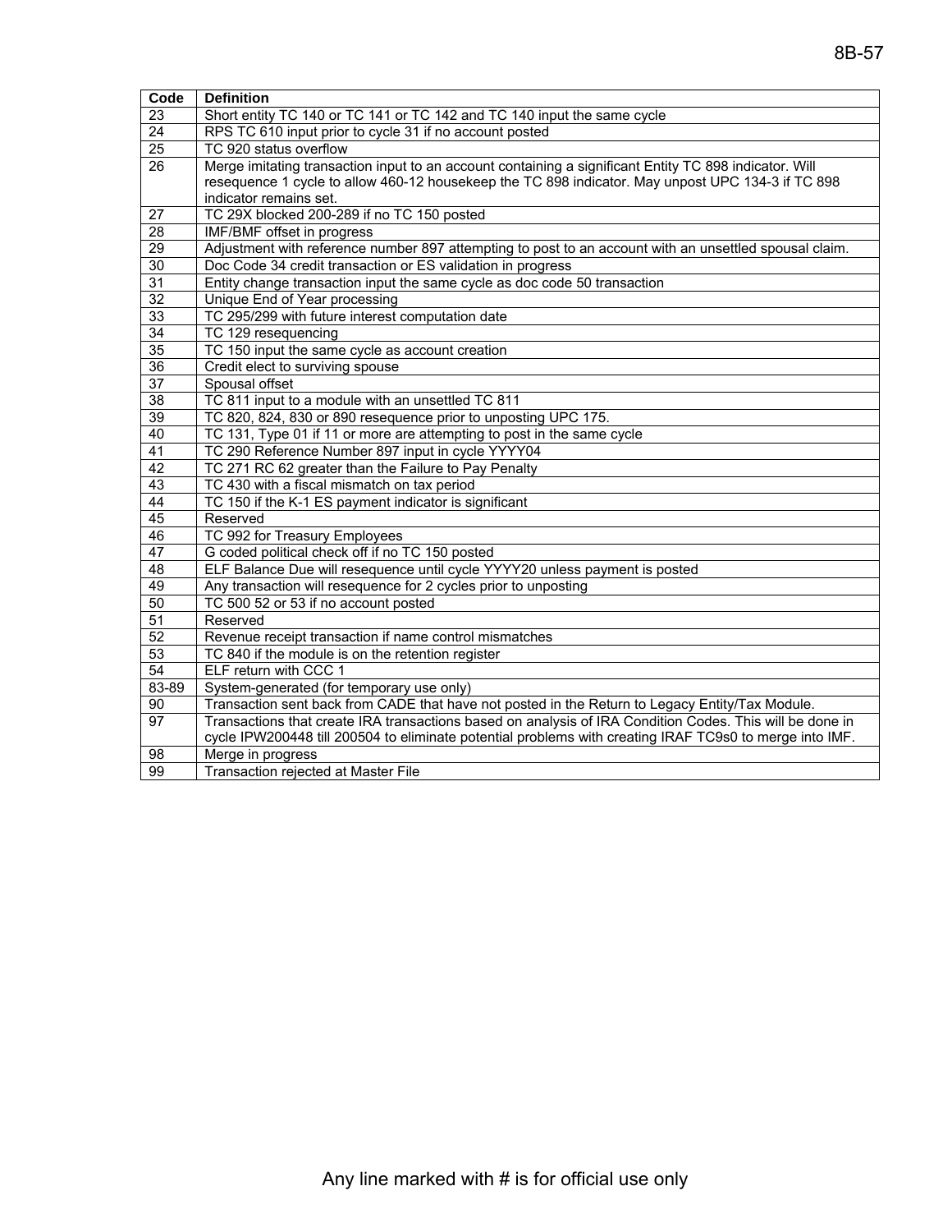| Code | Definition |
|---|---|
| 23 | Short entity TC 140 or TC 141 or TC 142 and TC 140 input the same cycle |
| 24 | RPS TC 610 input prior to cycle 31 if no account posted |
| 25 | TC 920 status overflow |
| 26 | Merge imitating transaction input to an account containing a significant Entity TC 898 indicator. Will resequence 1 cycle to allow 460-12 housekeep the TC 898 indicator. May unpost UPC 134-3 if TC 898 indicator remains set. |
| 27 | TC 29X blocked 200-289 if no TC 150 posted |
| 28 | IMF/BMF offset in progress |
| 29 | Adjustment with reference number 897 attempting to post to an account with an unsettled spousal claim. |
| 30 | Doc Code 34 credit transaction or ES validation in progress |
| 31 | Entity change transaction input the same cycle as doc code 50 transaction |
| 32 | Unique End of Year processing |
| 33 | TC 295/299 with future interest computation date |
| 34 | TC 129 resequencing |
| 35 | TC 150 input the same cycle as account creation |
| 36 | Credit elect to surviving spouse |
| 37 | Spousal offset |
| 38 | TC 811 input to a module with an unsettled TC 811 |
| 39 | TC 820, 824, 830 or 890 resequence prior to unposting UPC 175. |
| 40 | TC 131, Type 01 if 11 or more are attempting to post in the same cycle |
| 41 | TC 290 Reference Number 897 input in cycle YYYY04 |
| 42 | TC 271 RC 62 greater than the Failure to Pay Penalty |
| 43 | TC 430 with a fiscal mismatch on tax period |
| 44 | TC 150 if the K-1 ES payment indicator is significant |
| 45 | Reserved |
| 46 | TC 992 for Treasury Employees |
| 47 | G coded political check off if no TC 150 posted |
| 48 | ELF Balance Due will resequence until cycle YYYY20 unless payment is posted |
| 49 | Any transaction will resequence for 2 cycles prior to unposting |
| 50 | TC 500 52 or 53 if no account posted |
| 51 | Reserved |
| 52 | Revenue receipt transaction if name control mismatches |
| 53 | TC 840 if the module is on the retention register |
| 54 | ELF return with CCC 1 |
| 83-89 | System-generated (for temporary use only) |
| 90 | Transaction sent back from CADE that have not posted in the Return to Legacy Entity/Tax Module. |
| 97 | Transactions that create IRA transactions based on analysis of IRA Condition Codes. This will be done in cycle IPW200448 till 200504 to eliminate potential problems with creating IRAF TC9s0 to merge into IMF. |
| 98 | Merge in progress |
| 99 | Transaction rejected at Master File |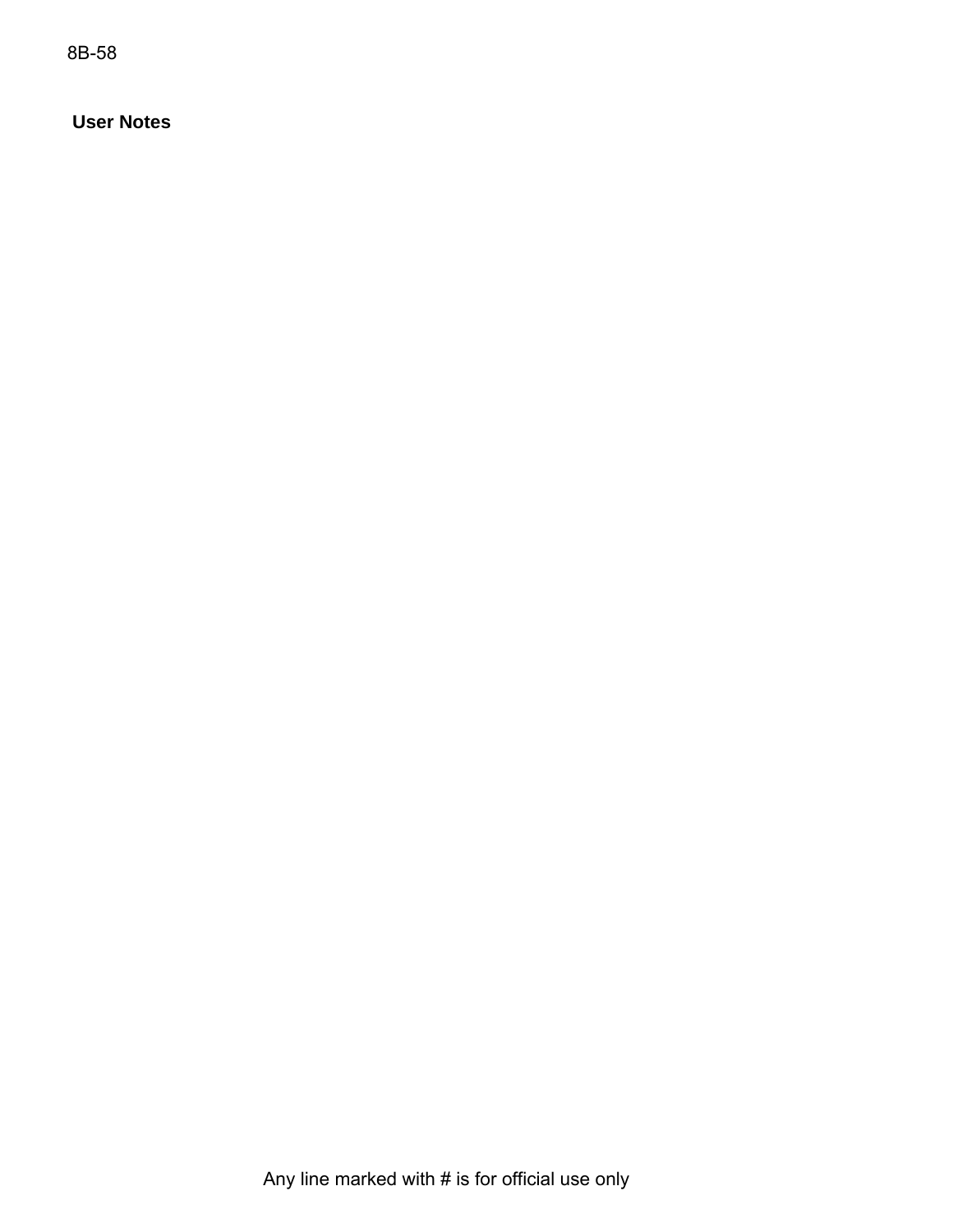**User Notes**